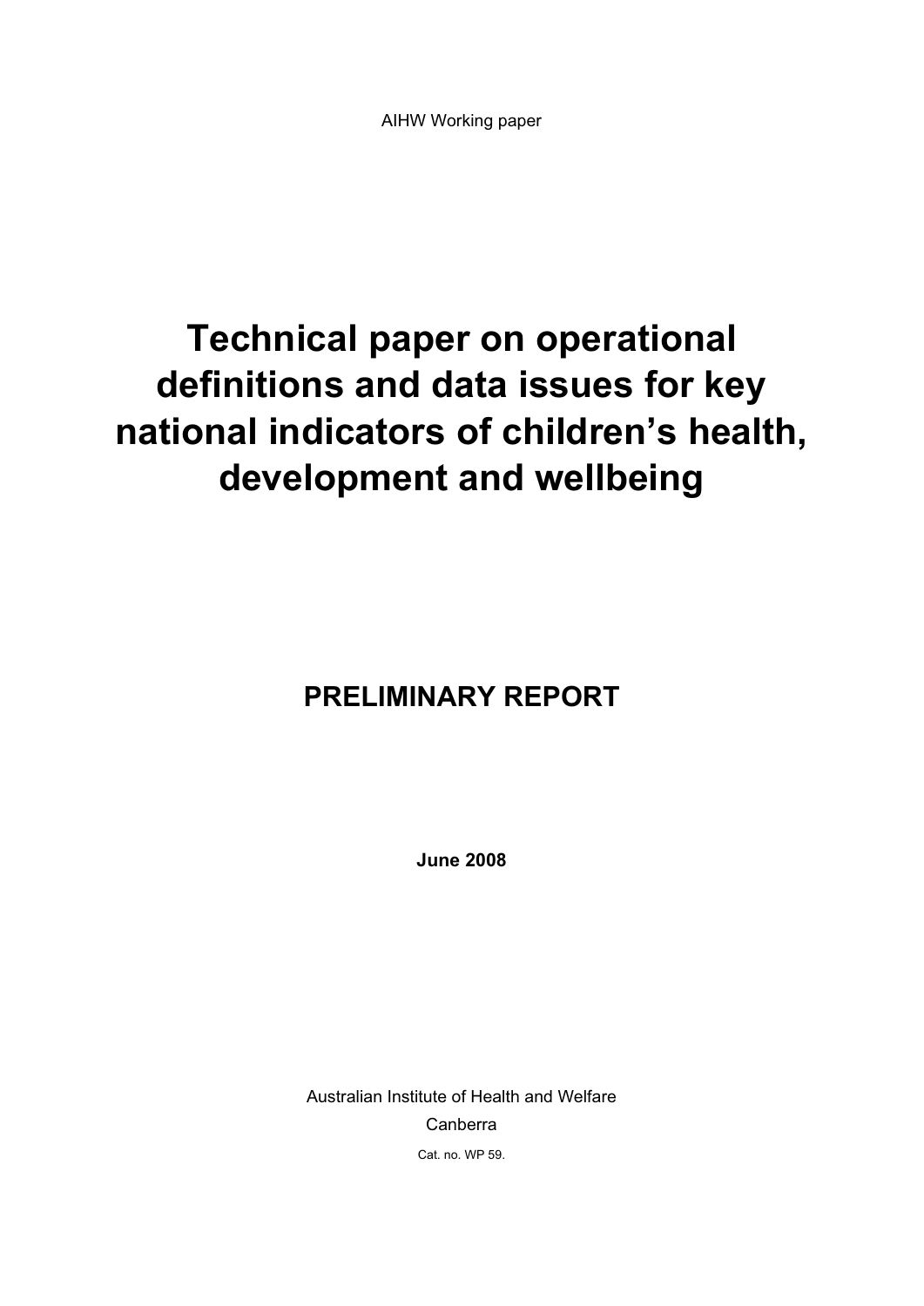AIHW Working paper

# Technical paper on operational definitions and data issues for key national indicators of children's health, development and wellbeing

## PRELIMINARY REPORT

**June 2008**

Australian Institute of Health and Welfare

Canberra

Cat. no. WP 59.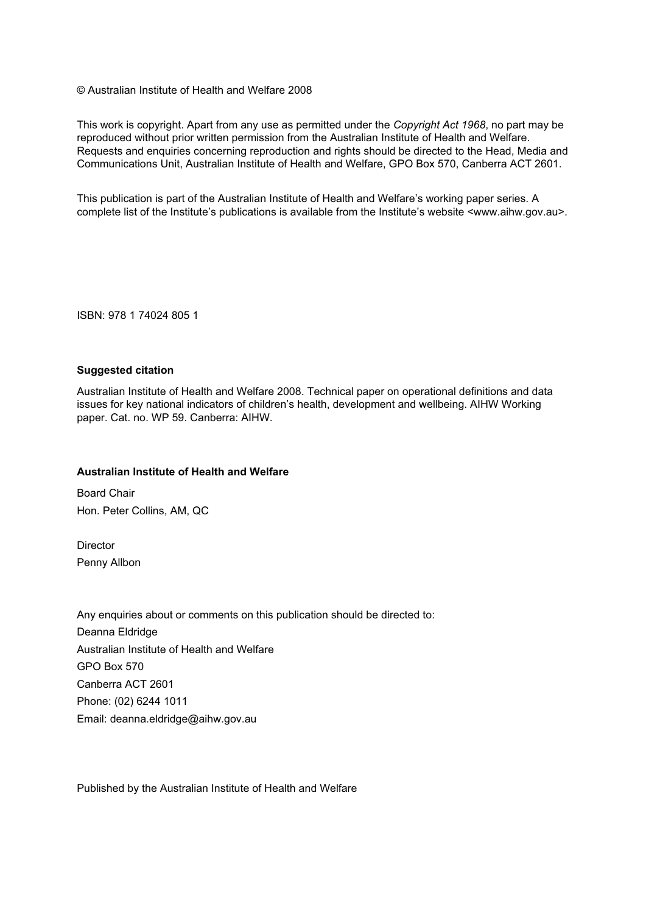© Australian Institute of Health and Welfare 2008

This work is copyright. Apart from any use as permitted under the *Copyright Act 1968*, no part may be reproduced without prior written permission from the Australian Institute of Health and Welfare. Requests and enquiries concerning reproduction and rights should be directed to the Head, Media and Communications Unit, Australian Institute of Health and Welfare, GPO Box 570, Canberra ACT 2601.

This publication is part of the Australian Institute of Health and Welfare's working paper series. A complete list of the Institute's publications is available from the Institute's website <www.aihw.gov.au>.

ISBN: 978 1 74024 805 1

**Suggested citation**

Australian Institute of Health and Welfare 2008. Technical paper on operational definitions and data issues for key national indicators of children's health, development and wellbeing. AIHW Working paper. Cat. no. WP 59. Canberra: AIHW.

**Australian Institute of Health and Welfare**

Board Chair
Hon. Peter Collins, AM, QC

Director
Penny Allbon

Any enquiries about or comments on this publication should be directed to:
Deanna Eldridge
Australian Institute of Health and Welfare
GPO Box 570
Canberra ACT 2601
Phone: (02) 6244 1011
Email: deanna.eldridge@aihw.gov.au

Published by the Australian Institute of Health and Welfare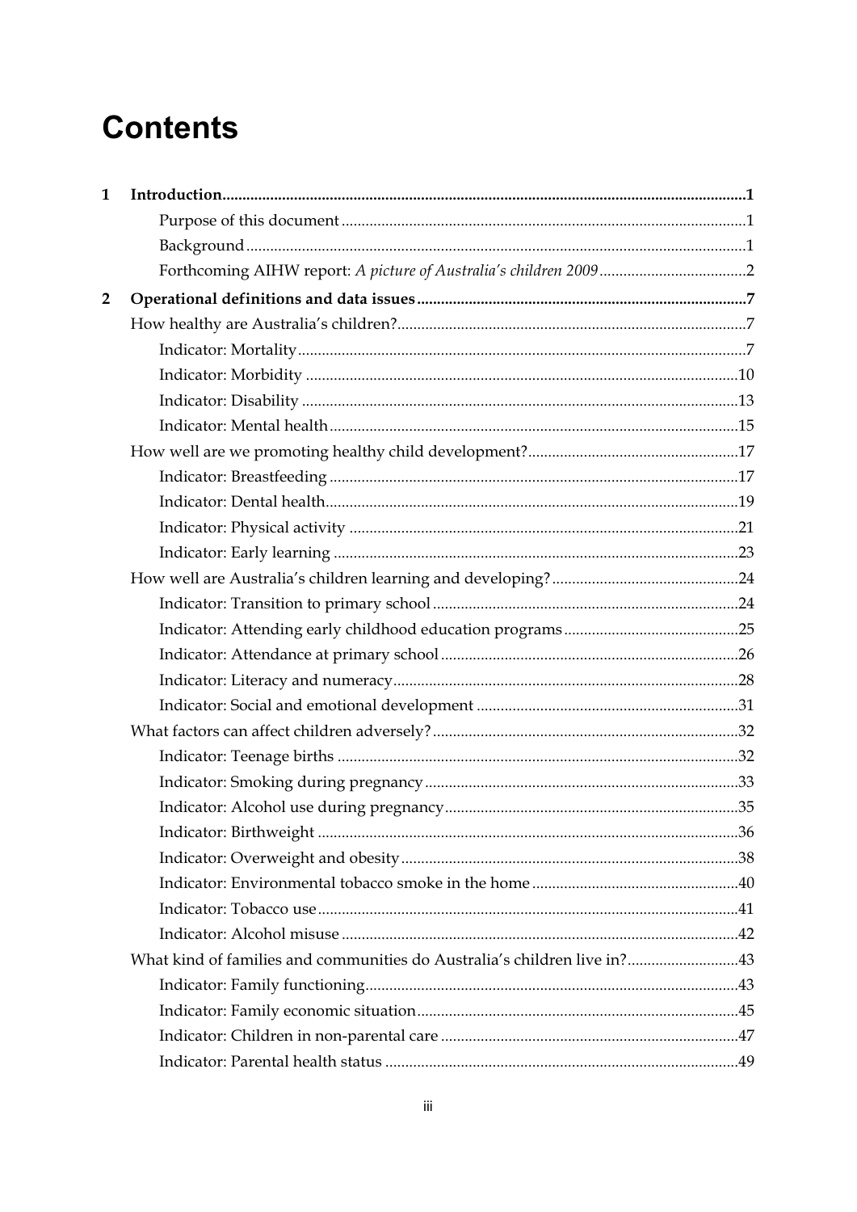# Contents

1 **Introduction** ..... 1

- Purpose of this document ..... 1
- Background ..... 1
- Forthcoming AIHW report: *A picture of Australia's children 2009* ..... 2

2 **Operational definitions and data issues** ..... 7

- How healthy are Australia's children? ..... 7
  - Indicator: Mortality ..... 7
  - Indicator: Morbidity ..... 10
  - Indicator: Disability ..... 13
  - Indicator: Mental health ..... 15
- How well are we promoting healthy child development? ..... 17
  - Indicator: Breastfeeding ..... 17
  - Indicator: Dental health ..... 19
  - Indicator: Physical activity ..... 21
  - Indicator: Early learning ..... 23
- How well are Australia's children learning and developing? ..... 24
  - Indicator: Transition to primary school ..... 24
  - Indicator: Attending early childhood education programs ..... 25
  - Indicator: Attendance at primary school ..... 26
  - Indicator: Literacy and numeracy ..... 28
  - Indicator: Social and emotional development ..... 31
- What factors can affect children adversely? ..... 32
  - Indicator: Teenage births ..... 32
  - Indicator: Smoking during pregnancy ..... 33
  - Indicator: Alcohol use during pregnancy ..... 35
  - Indicator: Birthweight ..... 36
  - Indicator: Overweight and obesity ..... 38
  - Indicator: Environmental tobacco smoke in the home ..... 40
  - Indicator: Tobacco use ..... 41
  - Indicator: Alcohol misuse ..... 42
- What kind of families and communities do Australia's children live in? ..... 43
  - Indicator: Family functioning ..... 43
  - Indicator: Family economic situation ..... 45
  - Indicator: Children in non-parental care ..... 47
  - Indicator: Parental health status ..... 49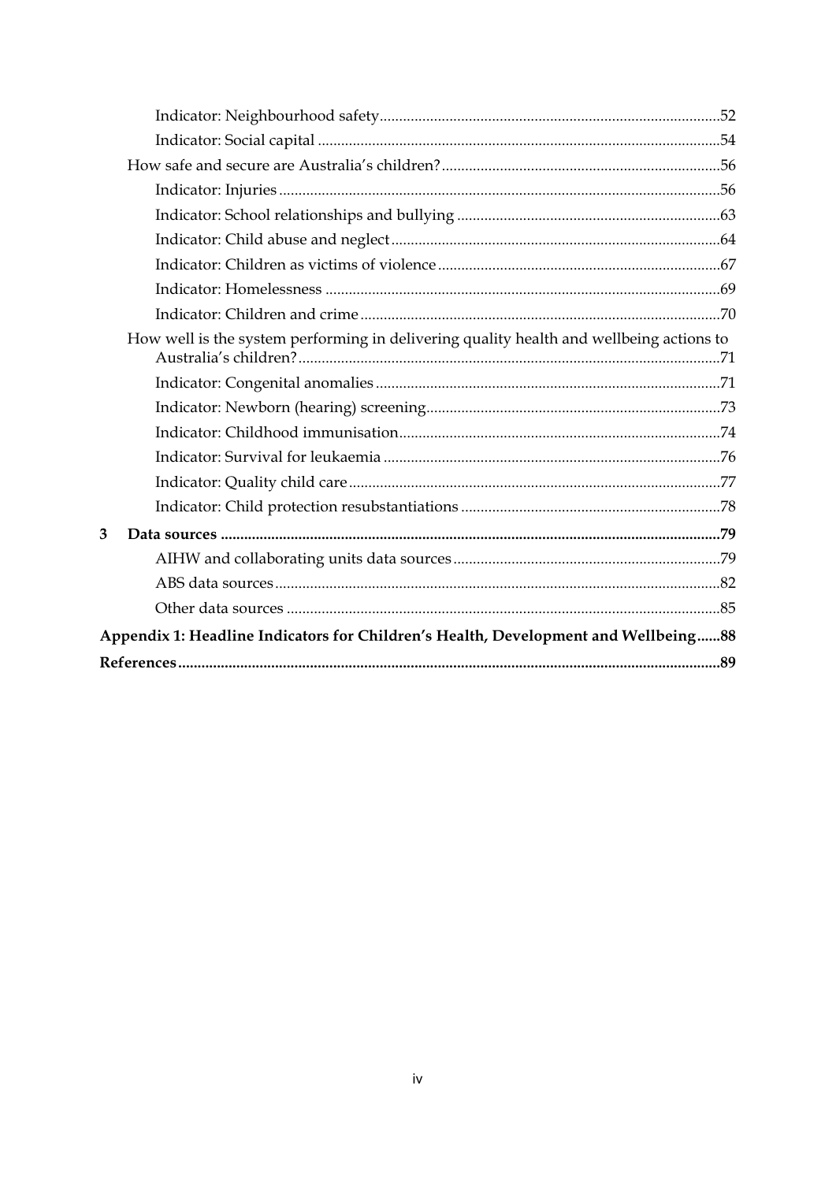Indicator: Neighbourhood safety .......................................................................................52

Indicator: Social capital .......................................................................................................54

How safe and secure are Australia's children? .......................................................................56

Indicator: Injuries ..................................................................................................................56

Indicator: School relationships and bullying ......................................................................63

Indicator: Child abuse and neglect ......................................................................................64

Indicator: Children as victims of violence ..........................................................................67

Indicator: Homelessness ......................................................................................................69

Indicator: Children and crime ..............................................................................................70

How well is the system performing in delivering quality health and wellbeing actions to Australia's children? ............................................................................................................71

Indicator: Congenital anomalies ..........................................................................................71

Indicator: Newborn (hearing) screening .............................................................................73

Indicator: Childhood immunisation .....................................................................................74

Indicator: Survival for leukaemia ........................................................................................76

Indicator: Quality child care .................................................................................................77

Indicator: Child protection resubstantiations ....................................................................78

**3 Data sources ..................................................................................................................79**

AIHW and collaborating units data sources .......................................................................79

ABS data sources ....................................................................................................................82

Other data sources .................................................................................................................85

**Appendix 1: Headline Indicators for Children's Health, Development and Wellbeing......88**

**References............................................................................................................................89**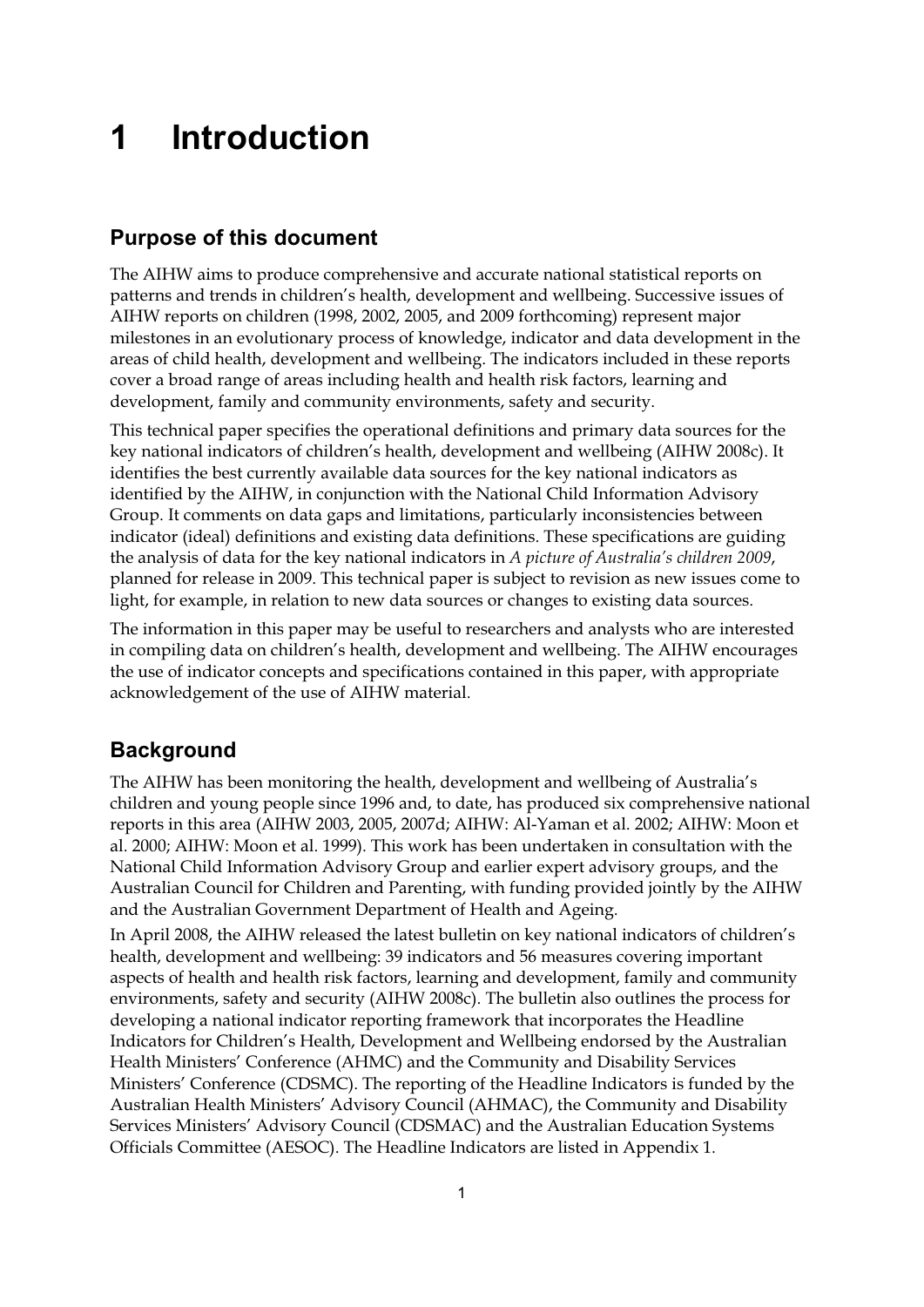# 1 Introduction

## Purpose of this document

The AIHW aims to produce comprehensive and accurate national statistical reports on patterns and trends in children's health, development and wellbeing. Successive issues of AIHW reports on children (1998, 2002, 2005, and 2009 forthcoming) represent major milestones in an evolutionary process of knowledge, indicator and data development in the areas of child health, development and wellbeing. The indicators included in these reports cover a broad range of areas including health and health risk factors, learning and development, family and community environments, safety and security.

This technical paper specifies the operational definitions and primary data sources for the key national indicators of children's health, development and wellbeing (AIHW 2008c). It identifies the best currently available data sources for the key national indicators as identified by the AIHW, in conjunction with the National Child Information Advisory Group. It comments on data gaps and limitations, particularly inconsistencies between indicator (ideal) definitions and existing data definitions. These specifications are guiding the analysis of data for the key national indicators in *A picture of Australia's children 2009*, planned for release in 2009. This technical paper is subject to revision as new issues come to light, for example, in relation to new data sources or changes to existing data sources.

The information in this paper may be useful to researchers and analysts who are interested in compiling data on children's health, development and wellbeing. The AIHW encourages the use of indicator concepts and specifications contained in this paper, with appropriate acknowledgement of the use of AIHW material.

## Background

The AIHW has been monitoring the health, development and wellbeing of Australia's children and young people since 1996 and, to date, has produced six comprehensive national reports in this area (AIHW 2003, 2005, 2007d; AIHW: Al-Yaman et al. 2002; AIHW: Moon et al. 2000; AIHW: Moon et al. 1999). This work has been undertaken in consultation with the National Child Information Advisory Group and earlier expert advisory groups, and the Australian Council for Children and Parenting, with funding provided jointly by the AIHW and the Australian Government Department of Health and Ageing.

In April 2008, the AIHW released the latest bulletin on key national indicators of children's health, development and wellbeing: 39 indicators and 56 measures covering important aspects of health and health risk factors, learning and development, family and community environments, safety and security (AIHW 2008c). The bulletin also outlines the process for developing a national indicator reporting framework that incorporates the Headline Indicators for Children's Health, Development and Wellbeing endorsed by the Australian Health Ministers' Conference (AHMC) and the Community and Disability Services Ministers' Conference (CDSMC). The reporting of the Headline Indicators is funded by the Australian Health Ministers' Advisory Council (AHMAC), the Community and Disability Services Ministers' Advisory Council (CDSMAC) and the Australian Education Systems Officials Committee (AESOC). The Headline Indicators are listed in Appendix 1.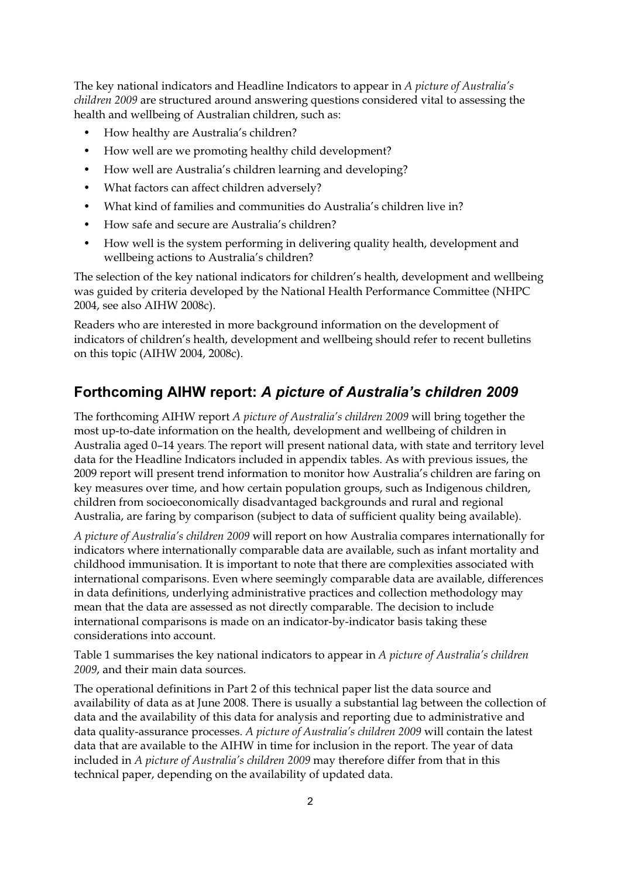The key national indicators and Headline Indicators to appear in *A picture of Australia's children 2009* are structured around answering questions considered vital to assessing the health and wellbeing of Australian children, such as:

- How healthy are Australia's children?
- How well are we promoting healthy child development?
- How well are Australia's children learning and developing?
- What factors can affect children adversely?
- What kind of families and communities do Australia's children live in?
- How safe and secure are Australia's children?
- How well is the system performing in delivering quality health, development and wellbeing actions to Australia's children?

The selection of the key national indicators for children's health, development and wellbeing was guided by criteria developed by the National Health Performance Committee (NHPC 2004, see also AIHW 2008c).

Readers who are interested in more background information on the development of indicators of children's health, development and wellbeing should refer to recent bulletins on this topic (AIHW 2004, 2008c).

## Forthcoming AIHW report: *A picture of Australia's children 2009*

The forthcoming AIHW report *A picture of Australia's children 2009* will bring together the most up-to-date information on the health, development and wellbeing of children in Australia aged 0–14 years. The report will present national data, with state and territory level data for the Headline Indicators included in appendix tables. As with previous issues, the 2009 report will present trend information to monitor how Australia's children are faring on key measures over time, and how certain population groups, such as Indigenous children, children from socioeconomically disadvantaged backgrounds and rural and regional Australia, are faring by comparison (subject to data of sufficient quality being available).

*A picture of Australia's children 2009* will report on how Australia compares internationally for indicators where internationally comparable data are available, such as infant mortality and childhood immunisation. It is important to note that there are complexities associated with international comparisons. Even where seemingly comparable data are available, differences in data definitions, underlying administrative practices and collection methodology may mean that the data are assessed as not directly comparable. The decision to include international comparisons is made on an indicator-by-indicator basis taking these considerations into account.

Table 1 summarises the key national indicators to appear in *A picture of Australia's children 2009*, and their main data sources.

The operational definitions in Part 2 of this technical paper list the data source and availability of data as at June 2008. There is usually a substantial lag between the collection of data and the availability of this data for analysis and reporting due to administrative and data quality-assurance processes. *A picture of Australia's children 2009* will contain the latest data that are available to the AIHW in time for inclusion in the report. The year of data included in *A picture of Australia's children 2009* may therefore differ from that in this technical paper, depending on the availability of updated data.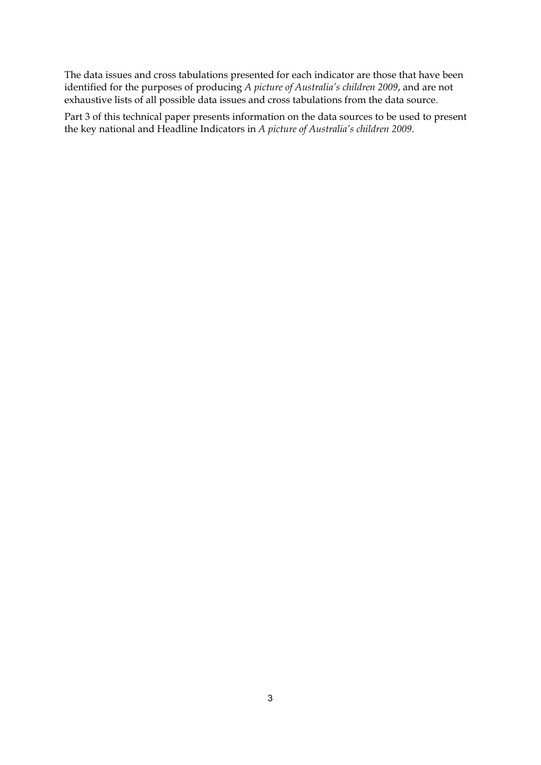The data issues and cross tabulations presented for each indicator are those that have been identified for the purposes of producing *A picture of Australia's children 2009*, and are not exhaustive lists of all possible data issues and cross tabulations from the data source.

Part 3 of this technical paper presents information on the data sources to be used to present the key national and Headline Indicators in *A picture of Australia's children 2009*.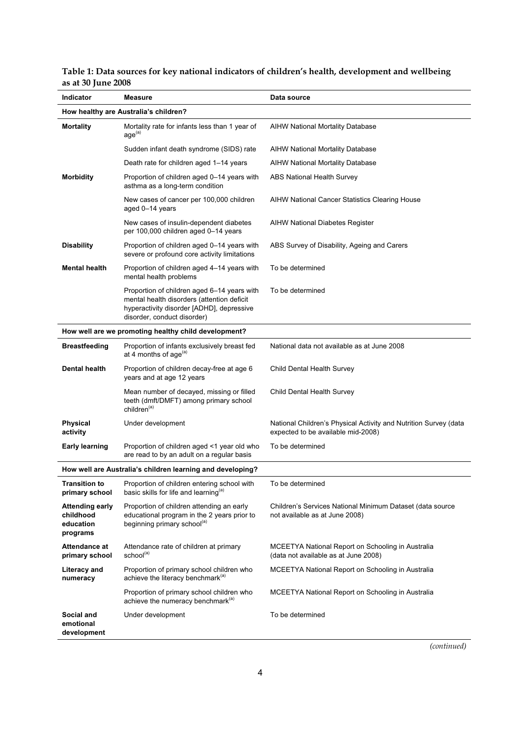**Table 1: Data sources for key national indicators of children's health, development and wellbeing as at 30 June 2008**

| Indicator | Measure | Data source |
|---|---|---|
| **How healthy are Australia's children?** | | |
| **Mortality** | Mortality rate for infants less than 1 year of age[(a)] | AIHW National Mortality Database |
| | Sudden infant death syndrome (SIDS) rate | AIHW National Mortality Database |
| | Death rate for children aged 1–14 years | AIHW National Mortality Database |
| **Morbidity** | Proportion of children aged 0–14 years with asthma as a long-term condition | ABS National Health Survey |
| | New cases of cancer per 100,000 children aged 0–14 years | AIHW National Cancer Statistics Clearing House |
| | New cases of insulin-dependent diabetes per 100,000 children aged 0–14 years | AIHW National Diabetes Register |
| **Disability** | Proportion of children aged 0–14 years with severe or profound core activity limitations | ABS Survey of Disability, Ageing and Carers |
| **Mental health** | Proportion of children aged 4–14 years with mental health problems | To be determined |
| | Proportion of children aged 6–14 years with mental health disorders (attention deficit hyperactivity disorder [ADHD], depressive disorder, conduct disorder) | To be determined |
| **How well are we promoting healthy child development?** | | |
| **Breastfeeding** | Proportion of infants exclusively breast fed at 4 months of age[(a)] | National data not available as at June 2008 |
| **Dental health** | Proportion of children decay-free at age 6 years and at age 12 years | Child Dental Health Survey |
| | Mean number of decayed, missing or filled teeth (dmft/DMFT) among primary school children[(a)] | Child Dental Health Survey |
| **Physical activity** | Under development | National Children's Physical Activity and Nutrition Survey (data expected to be available mid-2008) |
| **Early learning** | Proportion of children aged <1 year old who are read to by an adult on a regular basis | To be determined |
| **How well are Australia's children learning and developing?** | | |
| **Transition to primary school** | Proportion of children entering school with basic skills for life and learning[(a)] | To be determined |
| **Attending early childhood education programs** | Proportion of children attending an early educational program in the 2 years prior to beginning primary school[(a)] | Children's Services National Minimum Dataset (data source not available as at June 2008) |
| **Attendance at primary school** | Attendance rate of children at primary school[(a)] | MCEETYA National Report on Schooling in Australia (data not available as at June 2008) |
| **Literacy and numeracy** | Proportion of primary school children who achieve the literacy benchmark[(a)] | MCEETYA National Report on Schooling in Australia |
| | Proportion of primary school children who achieve the numeracy benchmark[(a)] | MCEETYA National Report on Schooling in Australia |
| **Social and emotional development** | Under development | To be determined |

*(continued)*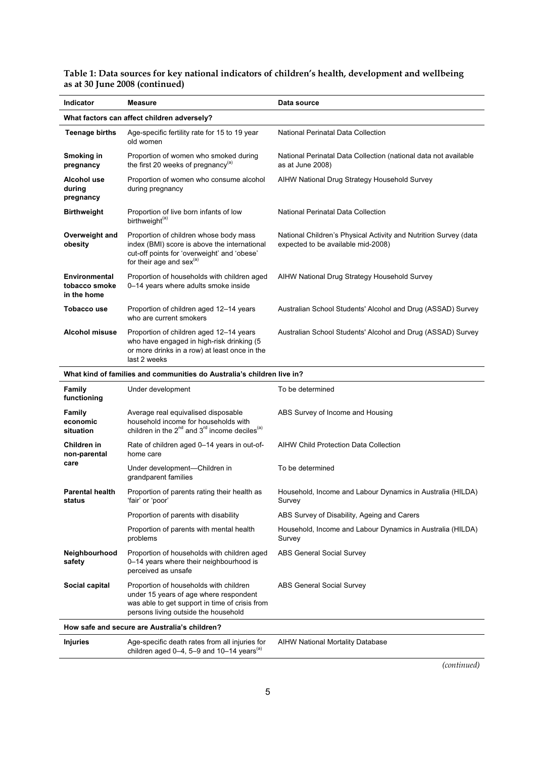**Table 1: Data sources for key national indicators of children's health, development and wellbeing as at 30 June 2008 (continued)**

| Indicator | Measure | Data source |
|---|---|---|
| **What factors can affect children adversely?** | | |
| **Teenage births** | Age-specific fertility rate for 15 to 19 year old women | National Perinatal Data Collection |
| **Smoking in pregnancy** | Proportion of women who smoked during the first 20 weeks of pregnancy[(a)] | National Perinatal Data Collection (national data not available as at June 2008) |
| **Alcohol use during pregnancy** | Proportion of women who consume alcohol during pregnancy | AIHW National Drug Strategy Household Survey |
| **Birthweight** | Proportion of live born infants of low birthweight[(a)] | National Perinatal Data Collection |
| **Overweight and obesity** | Proportion of children whose body mass index (BMI) score is above the international cut-off points for 'overweight' and 'obese' for their age and sex[(a)] | National Children's Physical Activity and Nutrition Survey (data expected to be available mid-2008) |
| **Environmental tobacco smoke in the home** | Proportion of households with children aged 0–14 years where adults smoke inside | AIHW National Drug Strategy Household Survey |
| **Tobacco use** | Proportion of children aged 12–14 years who are current smokers | Australian School Students' Alcohol and Drug (ASSAD) Survey |
| **Alcohol misuse** | Proportion of children aged 12–14 years who have engaged in high-risk drinking (5 or more drinks in a row) at least once in the last 2 weeks | Australian School Students' Alcohol and Drug (ASSAD) Survey |
| **What kind of families and communities do Australia's children live in?** | | |
| **Family functioning** | Under development | To be determined |
| **Family economic situation** | Average real equivalised disposable household income for households with children in the 2nd and 3rd income deciles[(a)] | ABS Survey of Income and Housing |
| **Children in non-parental care** | Rate of children aged 0–14 years in out-of-home care | AIHW Child Protection Data Collection |
| | Under development—Children in grandparent families | To be determined |
| **Parental health status** | Proportion of parents rating their health as 'fair' or 'poor' | Household, Income and Labour Dynamics in Australia (HILDA) Survey |
| | Proportion of parents with disability | ABS Survey of Disability, Ageing and Carers |
| | Proportion of parents with mental health problems | Household, Income and Labour Dynamics in Australia (HILDA) Survey |
| **Neighbourhood safety** | Proportion of households with children aged 0–14 years where their neighbourhood is perceived as unsafe | ABS General Social Survey |
| **Social capital** | Proportion of households with children under 15 years of age where respondent was able to get support in time of crisis from persons living outside the household | ABS General Social Survey |
| **How safe and secure are Australia's children?** | | |
| **Injuries** | Age-specific death rates from all injuries for children aged 0–4, 5–9 and 10–14 years[(a)] | AIHW National Mortality Database |

*(continued)*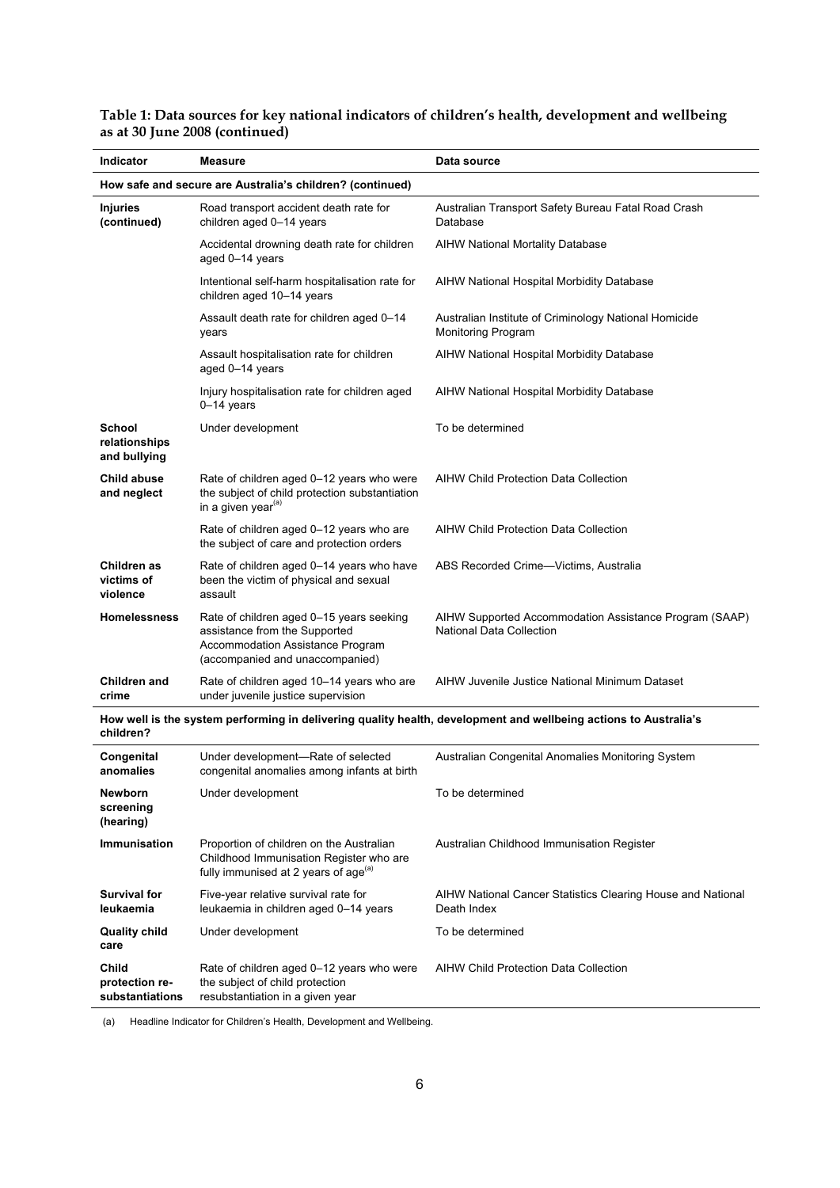**Table 1: Data sources for key national indicators of children's health, development and wellbeing as at 30 June 2008 (continued)**

| Indicator | Measure | Data source |
|---|---|---|
| **How safe and secure are Australia's children? (continued)** | | |
| **Injuries (continued)** | Road transport accident death rate for children aged 0–14 years | Australian Transport Safety Bureau Fatal Road Crash Database |
| | Accidental drowning death rate for children aged 0–14 years | AIHW National Mortality Database |
| | Intentional self-harm hospitalisation rate for children aged 10–14 years | AIHW National Hospital Morbidity Database |
| | Assault death rate for children aged 0–14 years | Australian Institute of Criminology National Homicide Monitoring Program |
| | Assault hospitalisation rate for children aged 0–14 years | AIHW National Hospital Morbidity Database |
| | Injury hospitalisation rate for children aged 0–14 years | AIHW National Hospital Morbidity Database |
| **School relationships and bullying** | Under development | To be determined |
| **Child abuse and neglect** | Rate of children aged 0–12 years who were the subject of child protection substantiation in a given year[(a)] | AIHW Child Protection Data Collection |
| | Rate of children aged 0–12 years who are the subject of care and protection orders | AIHW Child Protection Data Collection |
| **Children as victims of violence** | Rate of children aged 0–14 years who have been the victim of physical and sexual assault | ABS Recorded Crime—Victims, Australia |
| **Homelessness** | Rate of children aged 0–15 years seeking assistance from the Supported Accommodation Assistance Program (accompanied and unaccompanied) | AIHW Supported Accommodation Assistance Program (SAAP) National Data Collection |
| **Children and crime** | Rate of children aged 10–14 years who are under juvenile justice supervision | AIHW Juvenile Justice National Minimum Dataset |
| **How well is the system performing in delivering quality health, development and wellbeing actions to Australia's children?** | | |
| **Congenital anomalies** | Under development—Rate of selected congenital anomalies among infants at birth | Australian Congenital Anomalies Monitoring System |
| **Newborn screening (hearing)** | Under development | To be determined |
| **Immunisation** | Proportion of children on the Australian Childhood Immunisation Register who are fully immunised at 2 years of age[(a)] | Australian Childhood Immunisation Register |
| **Survival for leukaemia** | Five-year relative survival rate for leukaemia in children aged 0–14 years | AIHW National Cancer Statistics Clearing House and National Death Index |
| **Quality child care** | Under development | To be determined |
| **Child protection re-substantiations** | Rate of children aged 0–12 years who were the subject of child protection resubstantiation in a given year | AIHW Child Protection Data Collection |

(a) Headline Indicator for Children's Health, Development and Wellbeing.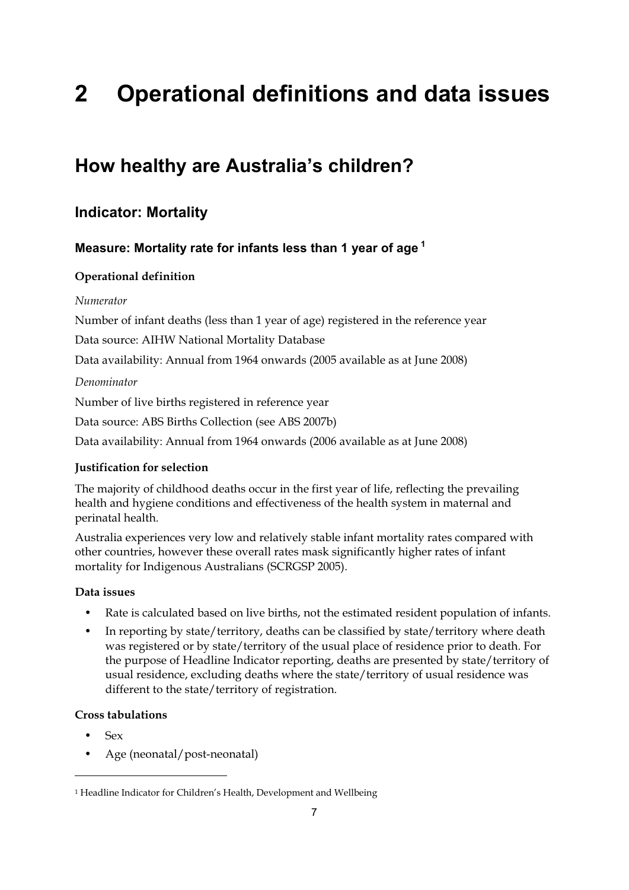# 2 Operational definitions and data issues

## How healthy are Australia's children?

### Indicator: Mortality

#### Measure: Mortality rate for infants less than 1 year of age [1]

**Operational definition**

*Numerator*

Number of infant deaths (less than 1 year of age) registered in the reference year

Data source: AIHW National Mortality Database

Data availability: Annual from 1964 onwards (2005 available as at June 2008)

*Denominator*

Number of live births registered in reference year

Data source: ABS Births Collection (see ABS 2007b)

Data availability: Annual from 1964 onwards (2006 available as at June 2008)

**Justification for selection**

The majority of childhood deaths occur in the first year of life, reflecting the prevailing health and hygiene conditions and effectiveness of the health system in maternal and perinatal health.

Australia experiences very low and relatively stable infant mortality rates compared with other countries, however these overall rates mask significantly higher rates of infant mortality for Indigenous Australians (SCRGSP 2005).

**Data issues**

- Rate is calculated based on live births, not the estimated resident population of infants.
- In reporting by state/territory, deaths can be classified by state/territory where death was registered or by state/territory of the usual place of residence prior to death. For the purpose of Headline Indicator reporting, deaths are presented by state/territory of usual residence, excluding deaths where the state/territory of usual residence was different to the state/territory of registration.

**Cross tabulations**

- Sex
- Age (neonatal/post-neonatal)

---

[1] Headline Indicator for Children's Health, Development and Wellbeing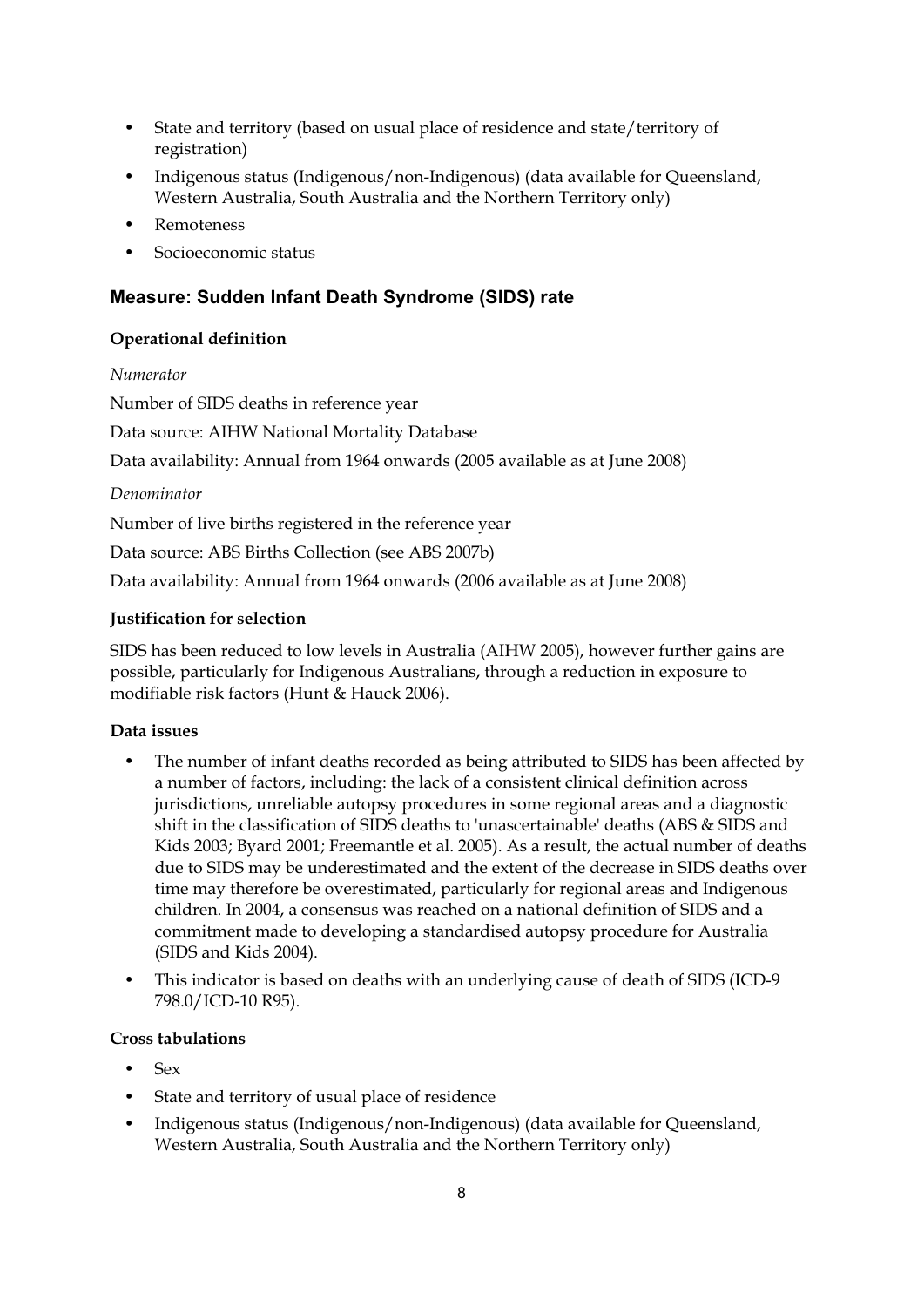- State and territory (based on usual place of residence and state/territory of registration)
- Indigenous status (Indigenous/non-Indigenous) (data available for Queensland, Western Australia, South Australia and the Northern Territory only)
- Remoteness
- Socioeconomic status

## Measure: Sudden Infant Death Syndrome (SIDS) rate

### Operational definition

*Numerator*

Number of SIDS deaths in reference year

Data source: AIHW National Mortality Database

Data availability: Annual from 1964 onwards (2005 available as at June 2008)

*Denominator*

Number of live births registered in the reference year

Data source: ABS Births Collection (see ABS 2007b)

Data availability: Annual from 1964 onwards (2006 available as at June 2008)

### Justification for selection

SIDS has been reduced to low levels in Australia (AIHW 2005), however further gains are possible, particularly for Indigenous Australians, through a reduction in exposure to modifiable risk factors (Hunt & Hauck 2006).

### Data issues

- The number of infant deaths recorded as being attributed to SIDS has been affected by a number of factors, including: the lack of a consistent clinical definition across jurisdictions, unreliable autopsy procedures in some regional areas and a diagnostic shift in the classification of SIDS deaths to 'unascertainable' deaths (ABS & SIDS and Kids 2003; Byard 2001; Freemantle et al. 2005). As a result, the actual number of deaths due to SIDS may be underestimated and the extent of the decrease in SIDS deaths over time may therefore be overestimated, particularly for regional areas and Indigenous children. In 2004, a consensus was reached on a national definition of SIDS and a commitment made to developing a standardised autopsy procedure for Australia (SIDS and Kids 2004).
- This indicator is based on deaths with an underlying cause of death of SIDS (ICD-9 798.0/ICD-10 R95).

### Cross tabulations

- Sex
- State and territory of usual place of residence
- Indigenous status (Indigenous/non-Indigenous) (data available for Queensland, Western Australia, South Australia and the Northern Territory only)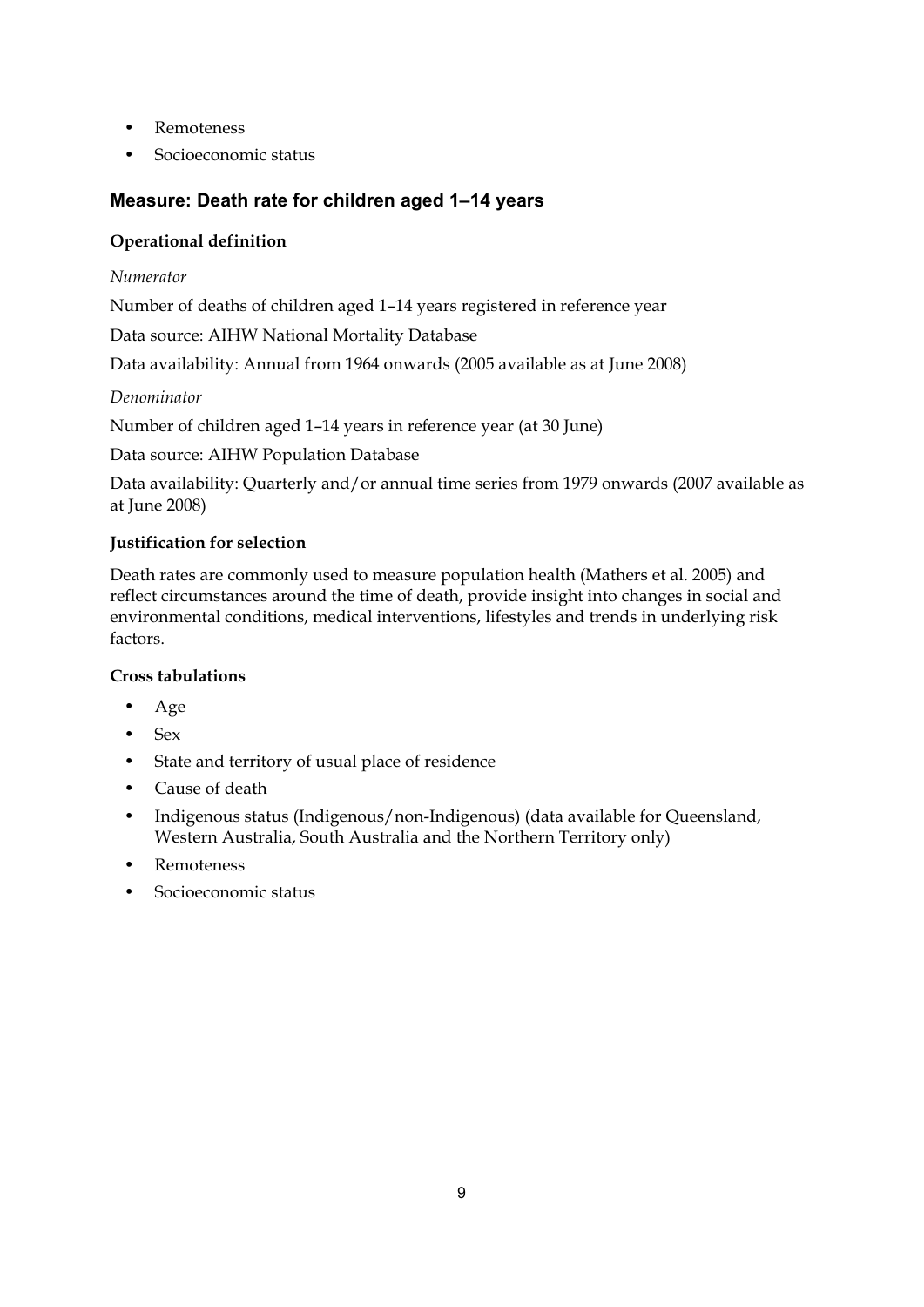- Remoteness
- Socioeconomic status

## Measure: Death rate for children aged 1–14 years

### Operational definition

*Numerator*

Number of deaths of children aged 1–14 years registered in reference year

Data source: AIHW National Mortality Database

Data availability: Annual from 1964 onwards (2005 available as at June 2008)

*Denominator*

Number of children aged 1–14 years in reference year (at 30 June)

Data source: AIHW Population Database

Data availability: Quarterly and/or annual time series from 1979 onwards (2007 available as at June 2008)

### Justification for selection

Death rates are commonly used to measure population health (Mathers et al. 2005) and reflect circumstances around the time of death, provide insight into changes in social and environmental conditions, medical interventions, lifestyles and trends in underlying risk factors.

### Cross tabulations

- Age
- Sex
- State and territory of usual place of residence
- Cause of death
- Indigenous status (Indigenous/non-Indigenous) (data available for Queensland, Western Australia, South Australia and the Northern Territory only)
- Remoteness
- Socioeconomic status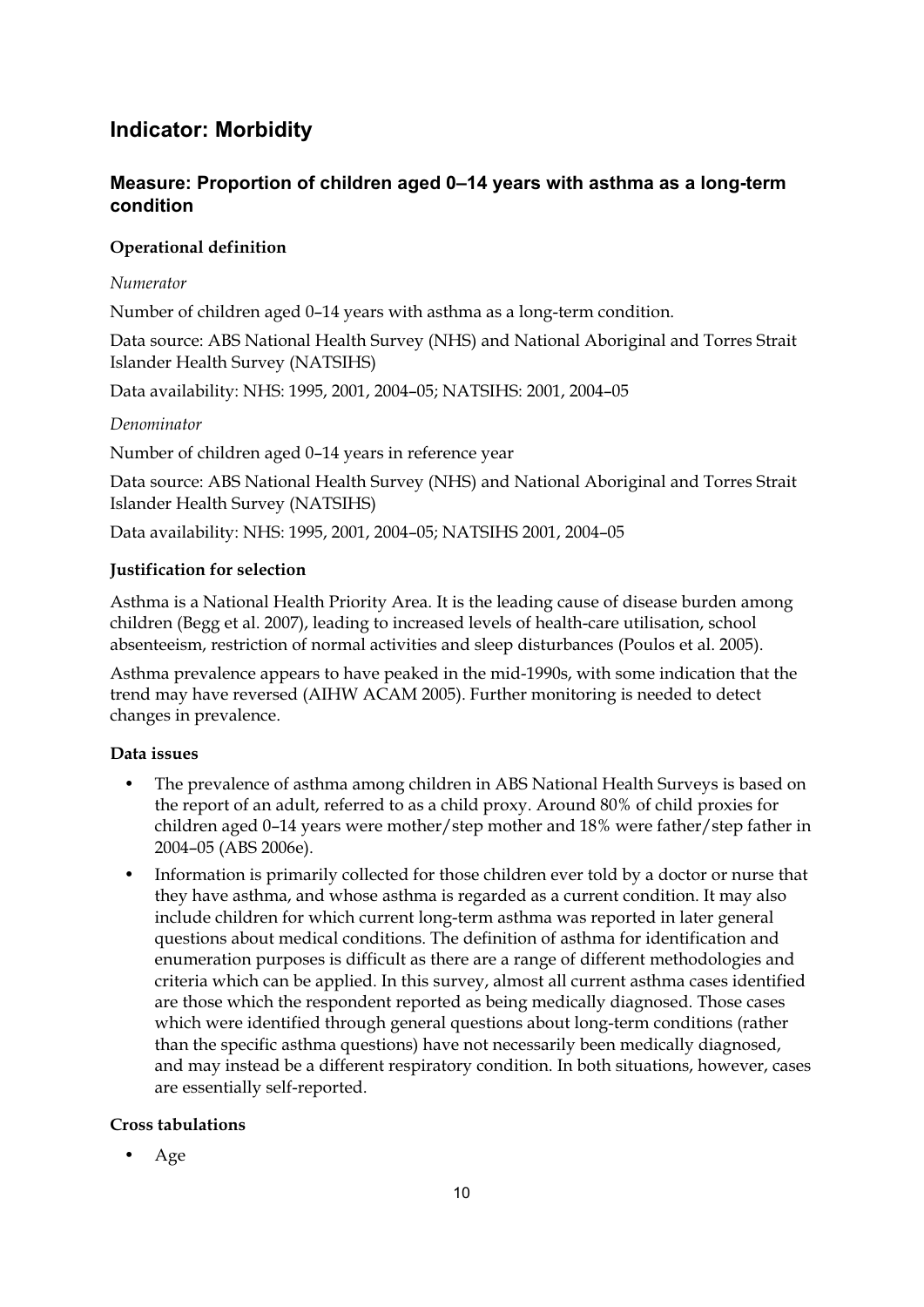## Indicator: Morbidity

### Measure: Proportion of children aged 0–14 years with asthma as a long-term condition

#### Operational definition

*Numerator*

Number of children aged 0–14 years with asthma as a long-term condition.

Data source: ABS National Health Survey (NHS) and National Aboriginal and Torres Strait Islander Health Survey (NATSIHS)

Data availability: NHS: 1995, 2001, 2004–05; NATSIHS: 2001, 2004–05

*Denominator*

Number of children aged 0–14 years in reference year

Data source: ABS National Health Survey (NHS) and National Aboriginal and Torres Strait Islander Health Survey (NATSIHS)

Data availability: NHS: 1995, 2001, 2004–05; NATSIHS 2001, 2004–05

#### Justification for selection

Asthma is a National Health Priority Area. It is the leading cause of disease burden among children (Begg et al. 2007), leading to increased levels of health-care utilisation, school absenteeism, restriction of normal activities and sleep disturbances (Poulos et al. 2005).

Asthma prevalence appears to have peaked in the mid-1990s, with some indication that the trend may have reversed (AIHW ACAM 2005). Further monitoring is needed to detect changes in prevalence.

#### Data issues

- The prevalence of asthma among children in ABS National Health Surveys is based on the report of an adult, referred to as a child proxy. Around 80% of child proxies for children aged 0–14 years were mother/step mother and 18% were father/step father in 2004–05 (ABS 2006e).
- Information is primarily collected for those children ever told by a doctor or nurse that they have asthma, and whose asthma is regarded as a current condition. It may also include children for which current long-term asthma was reported in later general questions about medical conditions. The definition of asthma for identification and enumeration purposes is difficult as there are a range of different methodologies and criteria which can be applied. In this survey, almost all current asthma cases identified are those which the respondent reported as being medically diagnosed. Those cases which were identified through general questions about long-term conditions (rather than the specific asthma questions) have not necessarily been medically diagnosed, and may instead be a different respiratory condition. In both situations, however, cases are essentially self-reported.

#### Cross tabulations

- Age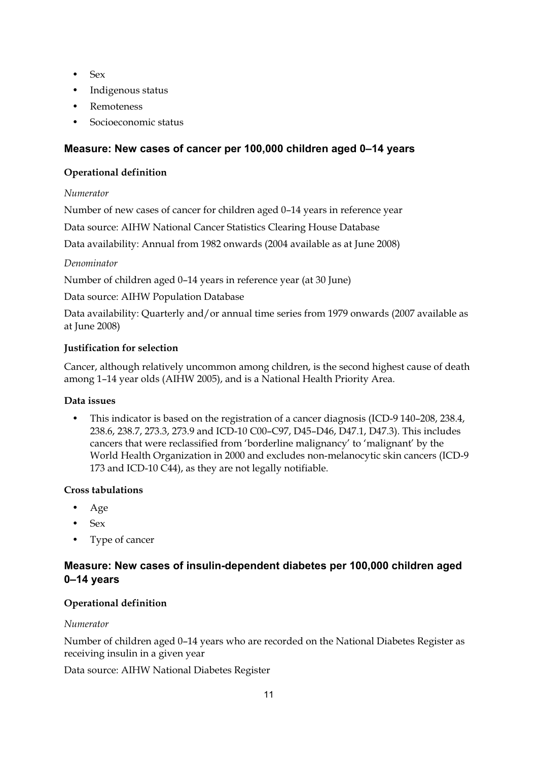- Sex
- Indigenous status
- Remoteness
- Socioeconomic status

## Measure: New cases of cancer per 100,000 children aged 0–14 years

### Operational definition

*Numerator*

Number of new cases of cancer for children aged 0–14 years in reference year

Data source: AIHW National Cancer Statistics Clearing House Database

Data availability: Annual from 1982 onwards (2004 available as at June 2008)

*Denominator*

Number of children aged 0–14 years in reference year (at 30 June)

Data source: AIHW Population Database

Data availability: Quarterly and/or annual time series from 1979 onwards (2007 available as at June 2008)

### Justification for selection

Cancer, although relatively uncommon among children, is the second highest cause of death among 1–14 year olds (AIHW 2005), and is a National Health Priority Area.

### Data issues

- This indicator is based on the registration of a cancer diagnosis (ICD-9 140–208, 238.4, 238.6, 238.7, 273.3, 273.9 and ICD-10 C00–C97, D45–D46, D47.1, D47.3). This includes cancers that were reclassified from 'borderline malignancy' to 'malignant' by the World Health Organization in 2000 and excludes non-melanocytic skin cancers (ICD-9 173 and ICD-10 C44), as they are not legally notifiable.

### Cross tabulations

- Age
- Sex
- Type of cancer

## Measure: New cases of insulin-dependent diabetes per 100,000 children aged 0–14 years

### Operational definition

*Numerator*

Number of children aged 0–14 years who are recorded on the National Diabetes Register as receiving insulin in a given year

Data source: AIHW National Diabetes Register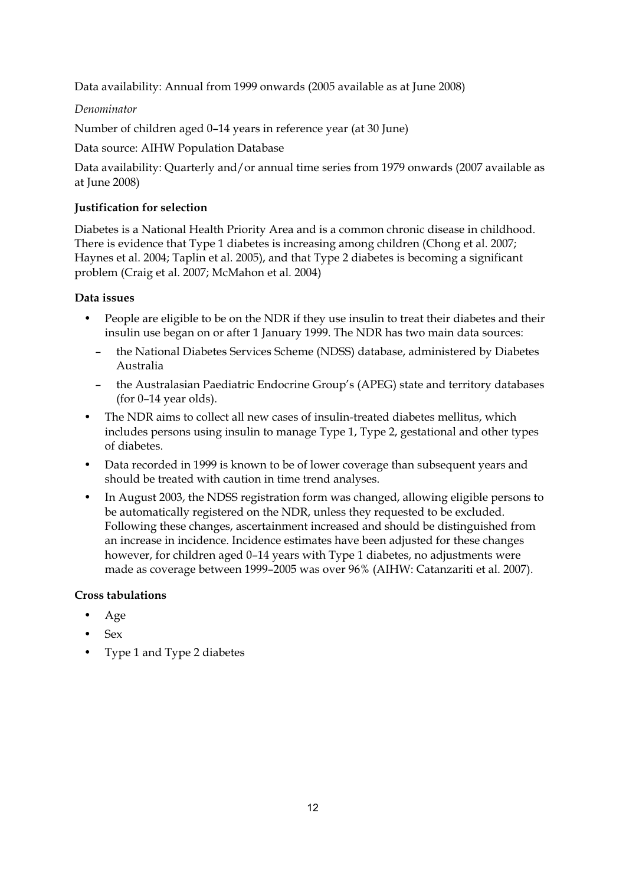Data availability: Annual from 1999 onwards (2005 available as at June 2008)

*Denominator*

Number of children aged 0–14 years in reference year (at 30 June)

Data source: AIHW Population Database

Data availability: Quarterly and/or annual time series from 1979 onwards (2007 available as at June 2008)

**Justification for selection**

Diabetes is a National Health Priority Area and is a common chronic disease in childhood. There is evidence that Type 1 diabetes is increasing among children (Chong et al. 2007; Haynes et al. 2004; Taplin et al. 2005), and that Type 2 diabetes is becoming a significant problem (Craig et al. 2007; McMahon et al. 2004)

**Data issues**

- People are eligible to be on the NDR if they use insulin to treat their diabetes and their insulin use began on or after 1 January 1999. The NDR has two main data sources:
  - the National Diabetes Services Scheme (NDSS) database, administered by Diabetes Australia
  - the Australasian Paediatric Endocrine Group's (APEG) state and territory databases (for 0–14 year olds).
- The NDR aims to collect all new cases of insulin-treated diabetes mellitus, which includes persons using insulin to manage Type 1, Type 2, gestational and other types of diabetes.
- Data recorded in 1999 is known to be of lower coverage than subsequent years and should be treated with caution in time trend analyses.
- In August 2003, the NDSS registration form was changed, allowing eligible persons to be automatically registered on the NDR, unless they requested to be excluded. Following these changes, ascertainment increased and should be distinguished from an increase in incidence. Incidence estimates have been adjusted for these changes however, for children aged 0–14 years with Type 1 diabetes, no adjustments were made as coverage between 1999–2005 was over 96% (AIHW: Catanzariti et al. 2007).

**Cross tabulations**

- Age
- Sex
- Type 1 and Type 2 diabetes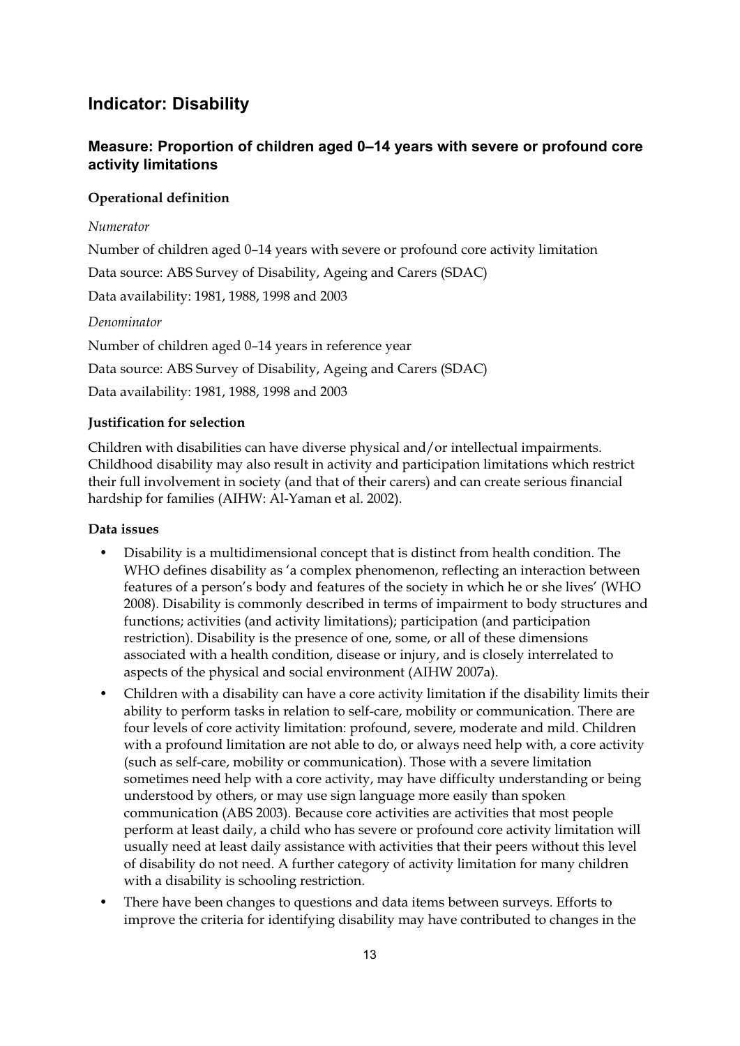## Indicator: Disability

### Measure: Proportion of children aged 0–14 years with severe or profound core activity limitations

**Operational definition**

*Numerator*

Number of children aged 0–14 years with severe or profound core activity limitation

Data source: ABS Survey of Disability, Ageing and Carers (SDAC)

Data availability: 1981, 1988, 1998 and 2003

*Denominator*

Number of children aged 0–14 years in reference year

Data source: ABS Survey of Disability, Ageing and Carers (SDAC)

Data availability: 1981, 1988, 1998 and 2003

**Justification for selection**

Children with disabilities can have diverse physical and/or intellectual impairments. Childhood disability may also result in activity and participation limitations which restrict their full involvement in society (and that of their carers) and can create serious financial hardship for families (AIHW: Al-Yaman et al. 2002).

**Data issues**

- Disability is a multidimensional concept that is distinct from health condition. The WHO defines disability as 'a complex phenomenon, reflecting an interaction between features of a person's body and features of the society in which he or she lives' (WHO 2008). Disability is commonly described in terms of impairment to body structures and functions; activities (and activity limitations); participation (and participation restriction). Disability is the presence of one, some, or all of these dimensions associated with a health condition, disease or injury, and is closely interrelated to aspects of the physical and social environment (AIHW 2007a).
- Children with a disability can have a core activity limitation if the disability limits their ability to perform tasks in relation to self-care, mobility or communication. There are four levels of core activity limitation: profound, severe, moderate and mild. Children with a profound limitation are not able to do, or always need help with, a core activity (such as self-care, mobility or communication). Those with a severe limitation sometimes need help with a core activity, may have difficulty understanding or being understood by others, or may use sign language more easily than spoken communication (ABS 2003). Because core activities are activities that most people perform at least daily, a child who has severe or profound core activity limitation will usually need at least daily assistance with activities that their peers without this level of disability do not need. A further category of activity limitation for many children with a disability is schooling restriction.
- There have been changes to questions and data items between surveys. Efforts to improve the criteria for identifying disability may have contributed to changes in the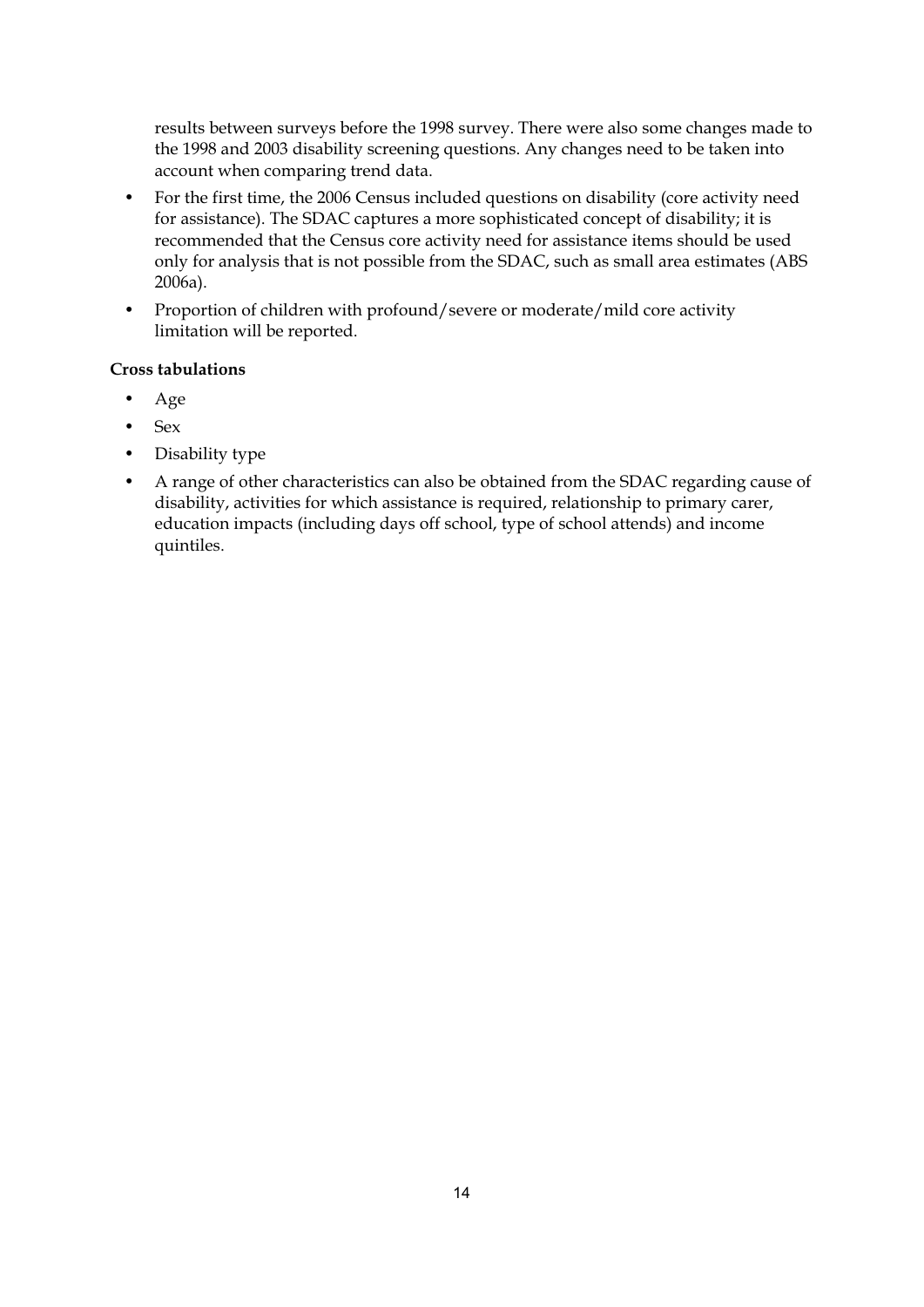results between surveys before the 1998 survey. There were also some changes made to the 1998 and 2003 disability screening questions. Any changes need to be taken into account when comparing trend data.

- For the first time, the 2006 Census included questions on disability (core activity need for assistance). The SDAC captures a more sophisticated concept of disability; it is recommended that the Census core activity need for assistance items should be used only for analysis that is not possible from the SDAC, such as small area estimates (ABS 2006a).
- Proportion of children with profound/severe or moderate/mild core activity limitation will be reported.

**Cross tabulations**

- Age
- Sex
- Disability type
- A range of other characteristics can also be obtained from the SDAC regarding cause of disability, activities for which assistance is required, relationship to primary carer, education impacts (including days off school, type of school attends) and income quintiles.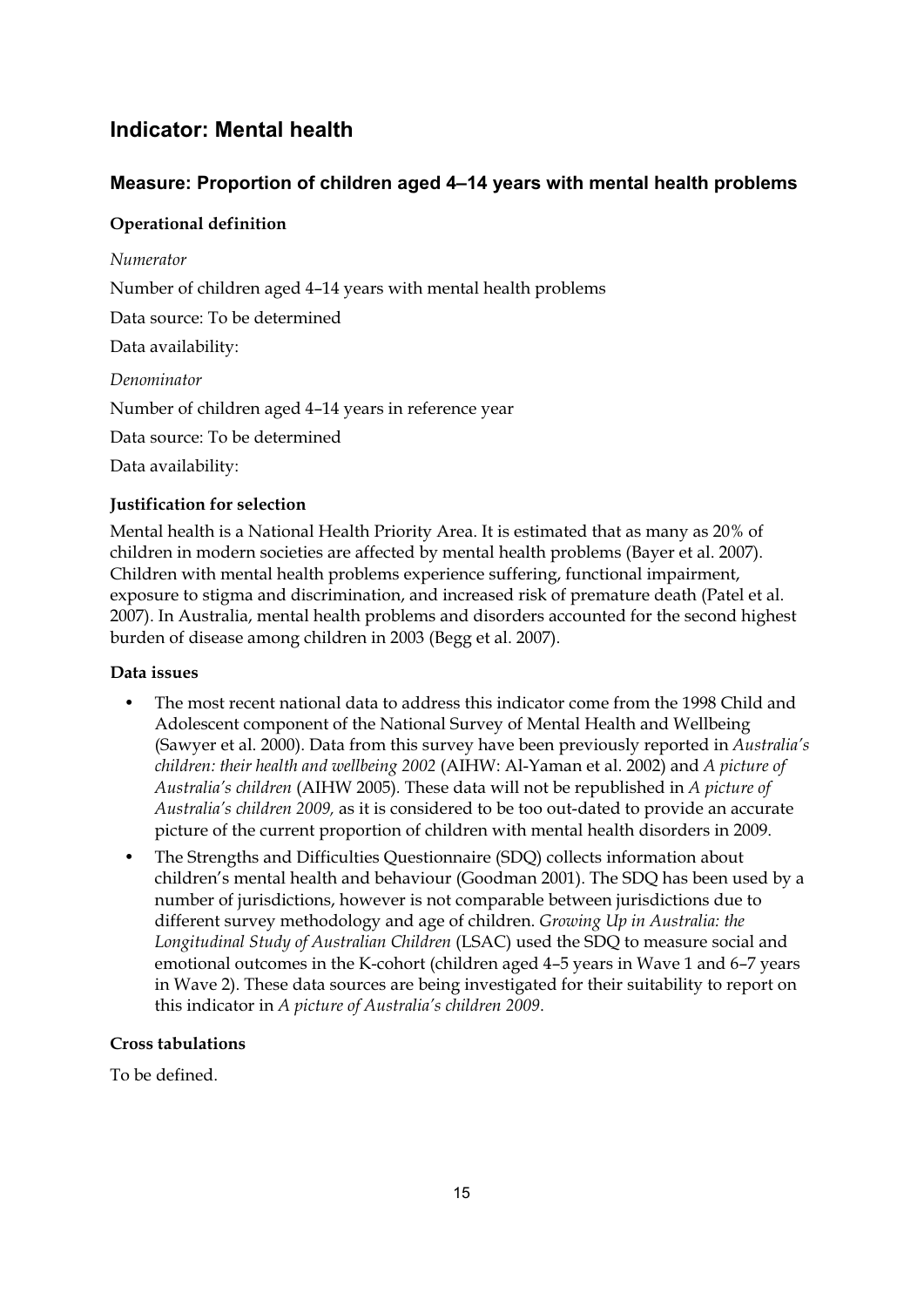## Indicator: Mental health

### Measure: Proportion of children aged 4–14 years with mental health problems

#### Operational definition

*Numerator*

Number of children aged 4–14 years with mental health problems

Data source: To be determined

Data availability:

*Denominator*

Number of children aged 4–14 years in reference year

Data source: To be determined

Data availability:

#### Justification for selection

Mental health is a National Health Priority Area. It is estimated that as many as 20% of children in modern societies are affected by mental health problems (Bayer et al. 2007). Children with mental health problems experience suffering, functional impairment, exposure to stigma and discrimination, and increased risk of premature death (Patel et al. 2007). In Australia, mental health problems and disorders accounted for the second highest burden of disease among children in 2003 (Begg et al. 2007).

#### Data issues

- The most recent national data to address this indicator come from the 1998 Child and Adolescent component of the National Survey of Mental Health and Wellbeing (Sawyer et al. 2000). Data from this survey have been previously reported in *Australia's children: their health and wellbeing 2002* (AIHW: Al-Yaman et al. 2002) and *A picture of Australia's children* (AIHW 2005). These data will not be republished in *A picture of Australia's children 2009,* as it is considered to be too out-dated to provide an accurate picture of the current proportion of children with mental health disorders in 2009.
- The Strengths and Difficulties Questionnaire (SDQ) collects information about children's mental health and behaviour (Goodman 2001). The SDQ has been used by a number of jurisdictions, however is not comparable between jurisdictions due to different survey methodology and age of children. *Growing Up in Australia: the Longitudinal Study of Australian Children* (LSAC) used the SDQ to measure social and emotional outcomes in the K-cohort (children aged 4–5 years in Wave 1 and 6–7 years in Wave 2). These data sources are being investigated for their suitability to report on this indicator in *A picture of Australia's children 2009*.

#### Cross tabulations

To be defined.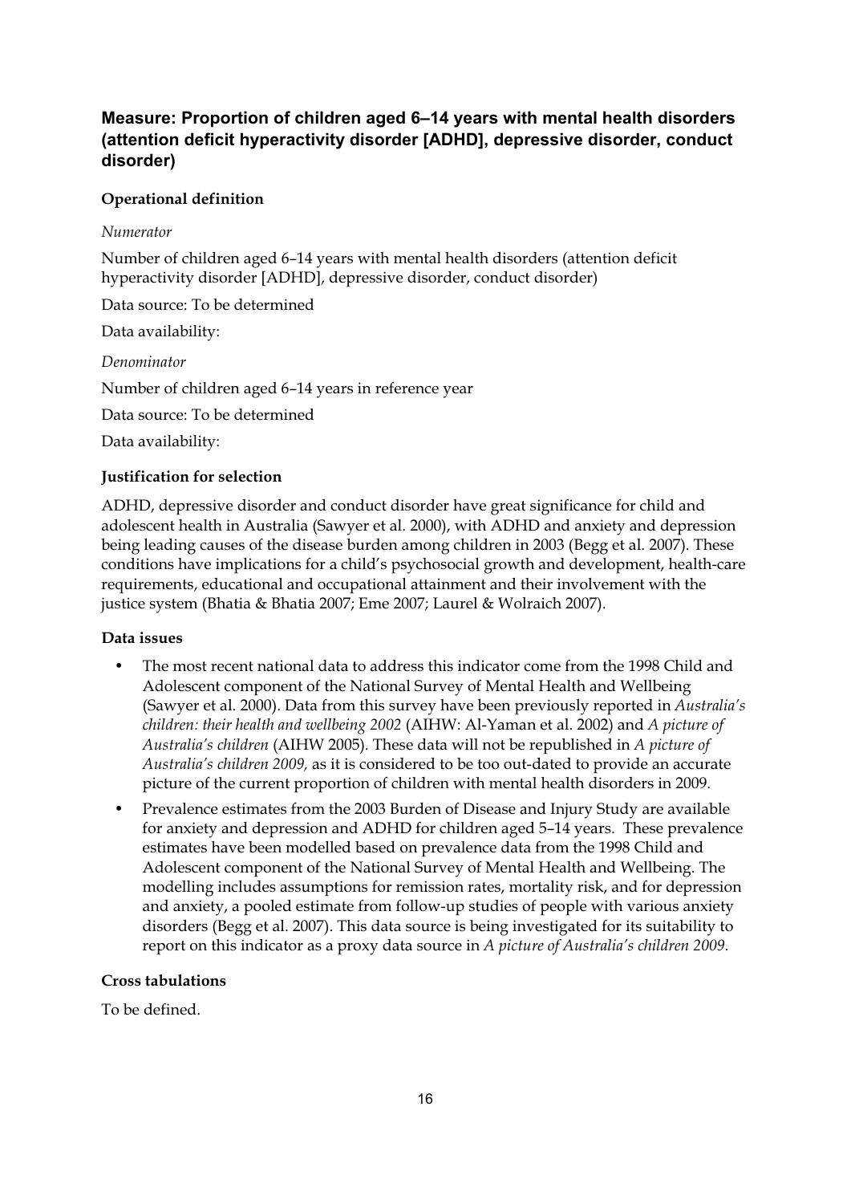## Measure: Proportion of children aged 6–14 years with mental health disorders (attention deficit hyperactivity disorder [ADHD], depressive disorder, conduct disorder)

### Operational definition

*Numerator*

Number of children aged 6–14 years with mental health disorders (attention deficit hyperactivity disorder [ADHD], depressive disorder, conduct disorder)

Data source: To be determined

Data availability:

*Denominator*

Number of children aged 6–14 years in reference year

Data source: To be determined

Data availability:

### Justification for selection

ADHD, depressive disorder and conduct disorder have great significance for child and adolescent health in Australia (Sawyer et al. 2000), with ADHD and anxiety and depression being leading causes of the disease burden among children in 2003 (Begg et al. 2007). These conditions have implications for a child's psychosocial growth and development, health-care requirements, educational and occupational attainment and their involvement with the justice system (Bhatia & Bhatia 2007; Eme 2007; Laurel & Wolraich 2007).

### Data issues

- The most recent national data to address this indicator come from the 1998 Child and Adolescent component of the National Survey of Mental Health and Wellbeing (Sawyer et al. 2000). Data from this survey have been previously reported in *Australia's children: their health and wellbeing 2002* (AIHW: Al-Yaman et al. 2002) and *A picture of Australia's children* (AIHW 2005). These data will not be republished in *A picture of Australia's children 2009,* as it is considered to be too out-dated to provide an accurate picture of the current proportion of children with mental health disorders in 2009.
- Prevalence estimates from the 2003 Burden of Disease and Injury Study are available for anxiety and depression and ADHD for children aged 5–14 years. These prevalence estimates have been modelled based on prevalence data from the 1998 Child and Adolescent component of the National Survey of Mental Health and Wellbeing. The modelling includes assumptions for remission rates, mortality risk, and for depression and anxiety, a pooled estimate from follow-up studies of people with various anxiety disorders (Begg et al. 2007). This data source is being investigated for its suitability to report on this indicator as a proxy data source in *A picture of Australia's children 2009*.

### Cross tabulations

To be defined.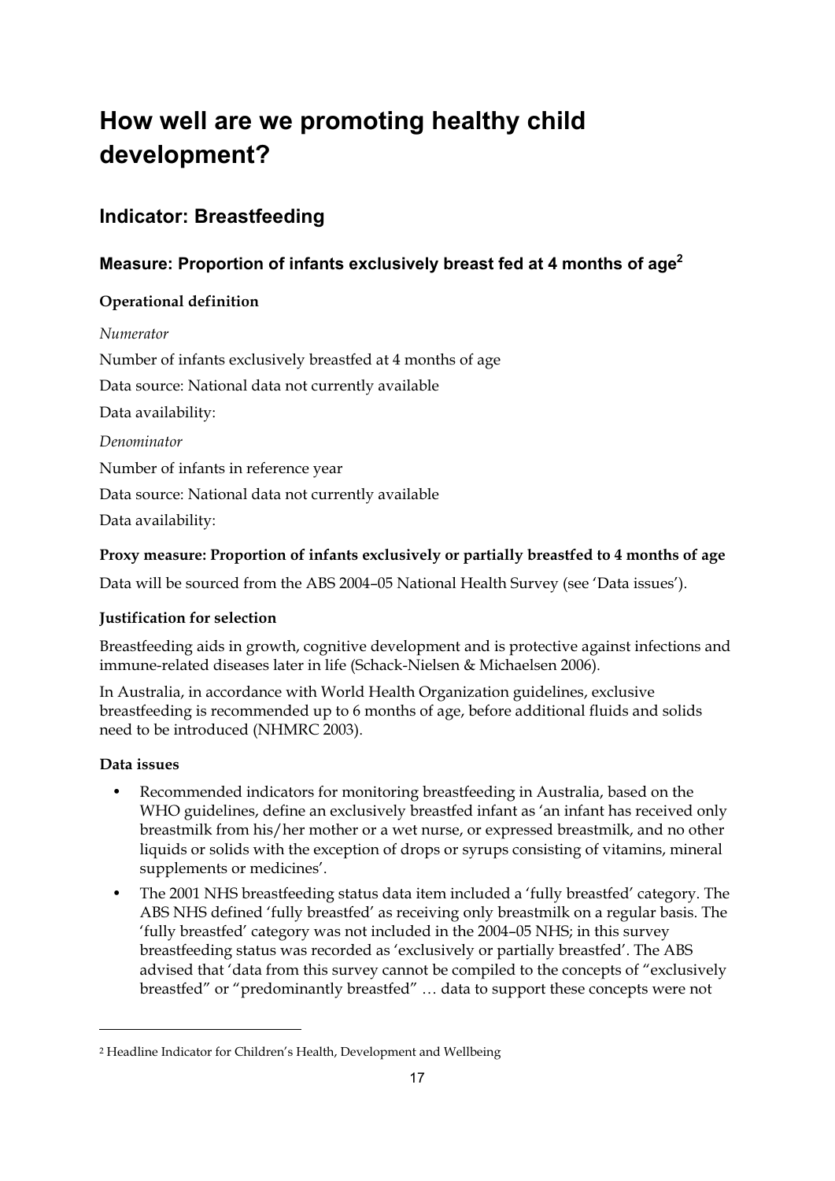# How well are we promoting healthy child development?

## Indicator: Breastfeeding

### Measure: Proportion of infants exclusively breast fed at 4 months of age[2]

**Operational definition**

*Numerator*

Number of infants exclusively breastfed at 4 months of age

Data source: National data not currently available

Data availability:

*Denominator*

Number of infants in reference year

Data source: National data not currently available

Data availability:

**Proxy measure: Proportion of infants exclusively or partially breastfed to 4 months of age**

Data will be sourced from the ABS 2004–05 National Health Survey (see 'Data issues').

**Justification for selection**

Breastfeeding aids in growth, cognitive development and is protective against infections and immune-related diseases later in life (Schack-Nielsen & Michaelsen 2006).

In Australia, in accordance with World Health Organization guidelines, exclusive breastfeeding is recommended up to 6 months of age, before additional fluids and solids need to be introduced (NHMRC 2003).

**Data issues**

- Recommended indicators for monitoring breastfeeding in Australia, based on the WHO guidelines, define an exclusively breastfed infant as 'an infant has received only breastmilk from his/her mother or a wet nurse, or expressed breastmilk, and no other liquids or solids with the exception of drops or syrups consisting of vitamins, mineral supplements or medicines'.
- The 2001 NHS breastfeeding status data item included a 'fully breastfed' category. The ABS NHS defined 'fully breastfed' as receiving only breastmilk on a regular basis. The 'fully breastfed' category was not included in the 2004–05 NHS; in this survey breastfeeding status was recorded as 'exclusively or partially breastfed'. The ABS advised that 'data from this survey cannot be compiled to the concepts of "exclusively breastfed" or "predominantly breastfed" … data to support these concepts were not

---

[2] Headline Indicator for Children's Health, Development and Wellbeing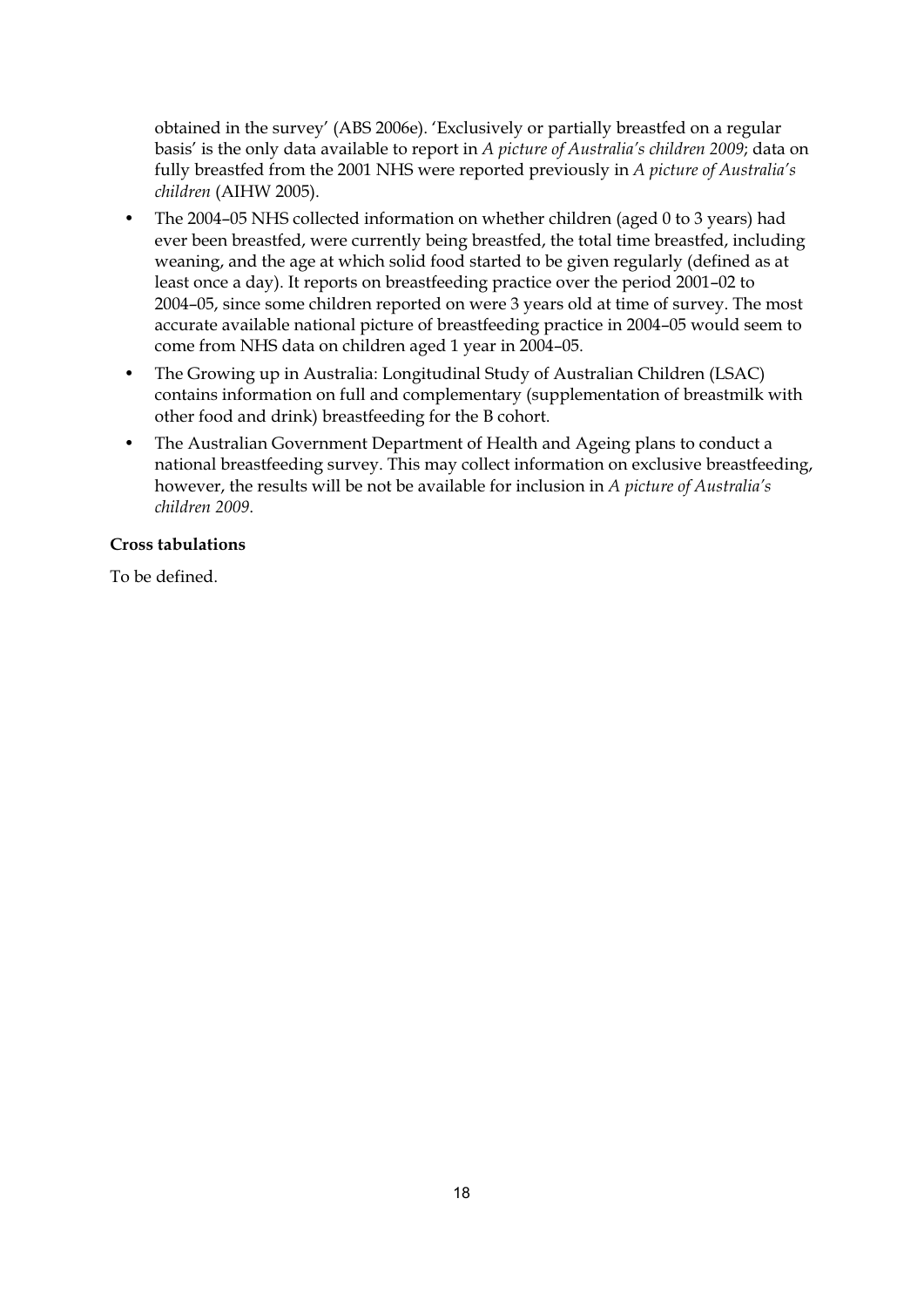obtained in the survey' (ABS 2006e). 'Exclusively or partially breastfed on a regular basis' is the only data available to report in *A picture of Australia's children 2009*; data on fully breastfed from the 2001 NHS were reported previously in *A picture of Australia's children* (AIHW 2005).

- The 2004–05 NHS collected information on whether children (aged 0 to 3 years) had ever been breastfed, were currently being breastfed, the total time breastfed, including weaning, and the age at which solid food started to be given regularly (defined as at least once a day). It reports on breastfeeding practice over the period 2001–02 to 2004–05, since some children reported on were 3 years old at time of survey. The most accurate available national picture of breastfeeding practice in 2004–05 would seem to come from NHS data on children aged 1 year in 2004–05.
- The Growing up in Australia: Longitudinal Study of Australian Children (LSAC) contains information on full and complementary (supplementation of breastmilk with other food and drink) breastfeeding for the B cohort.
- The Australian Government Department of Health and Ageing plans to conduct a national breastfeeding survey. This may collect information on exclusive breastfeeding, however, the results will be not be available for inclusion in *A picture of Australia's children 2009*.

**Cross tabulations**

To be defined.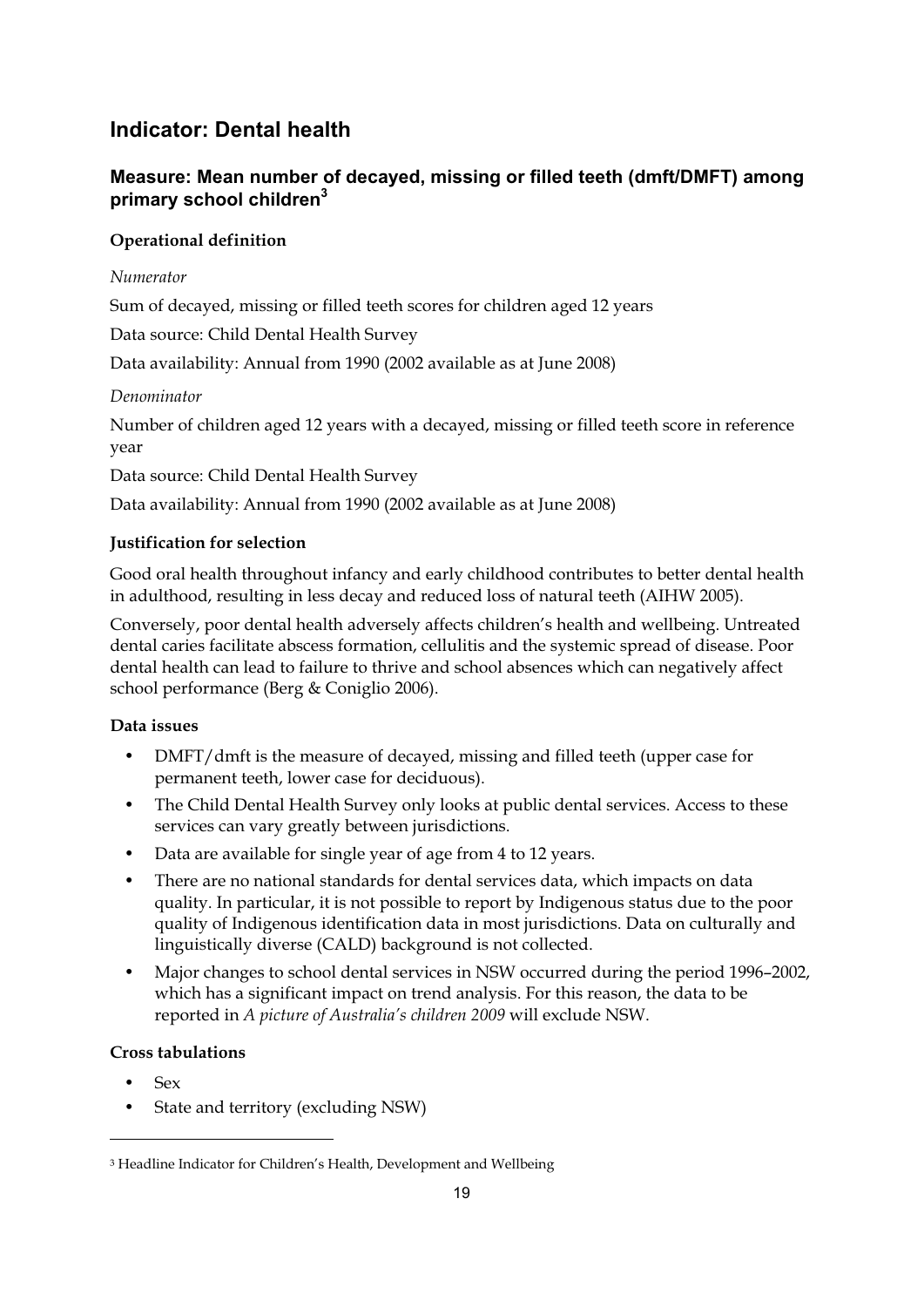## Indicator: Dental health

### Measure: Mean number of decayed, missing or filled teeth (dmft/DMFT) among primary school children[3]

**Operational definition**

*Numerator*

Sum of decayed, missing or filled teeth scores for children aged 12 years

Data source: Child Dental Health Survey

Data availability: Annual from 1990 (2002 available as at June 2008)

*Denominator*

Number of children aged 12 years with a decayed, missing or filled teeth score in reference year

Data source: Child Dental Health Survey

Data availability: Annual from 1990 (2002 available as at June 2008)

**Justification for selection**

Good oral health throughout infancy and early childhood contributes to better dental health in adulthood, resulting in less decay and reduced loss of natural teeth (AIHW 2005).

Conversely, poor dental health adversely affects children's health and wellbeing. Untreated dental caries facilitate abscess formation, cellulitis and the systemic spread of disease. Poor dental health can lead to failure to thrive and school absences which can negatively affect school performance (Berg & Coniglio 2006).

**Data issues**

- DMFT/dmft is the measure of decayed, missing and filled teeth (upper case for permanent teeth, lower case for deciduous).
- The Child Dental Health Survey only looks at public dental services. Access to these services can vary greatly between jurisdictions.
- Data are available for single year of age from 4 to 12 years.
- There are no national standards for dental services data, which impacts on data quality. In particular, it is not possible to report by Indigenous status due to the poor quality of Indigenous identification data in most jurisdictions. Data on culturally and linguistically diverse (CALD) background is not collected.
- Major changes to school dental services in NSW occurred during the period 1996–2002, which has a significant impact on trend analysis. For this reason, the data to be reported in *A picture of Australia's children 2009* will exclude NSW.

**Cross tabulations**

- Sex
- State and territory (excluding NSW)

---

[3] Headline Indicator for Children's Health, Development and Wellbeing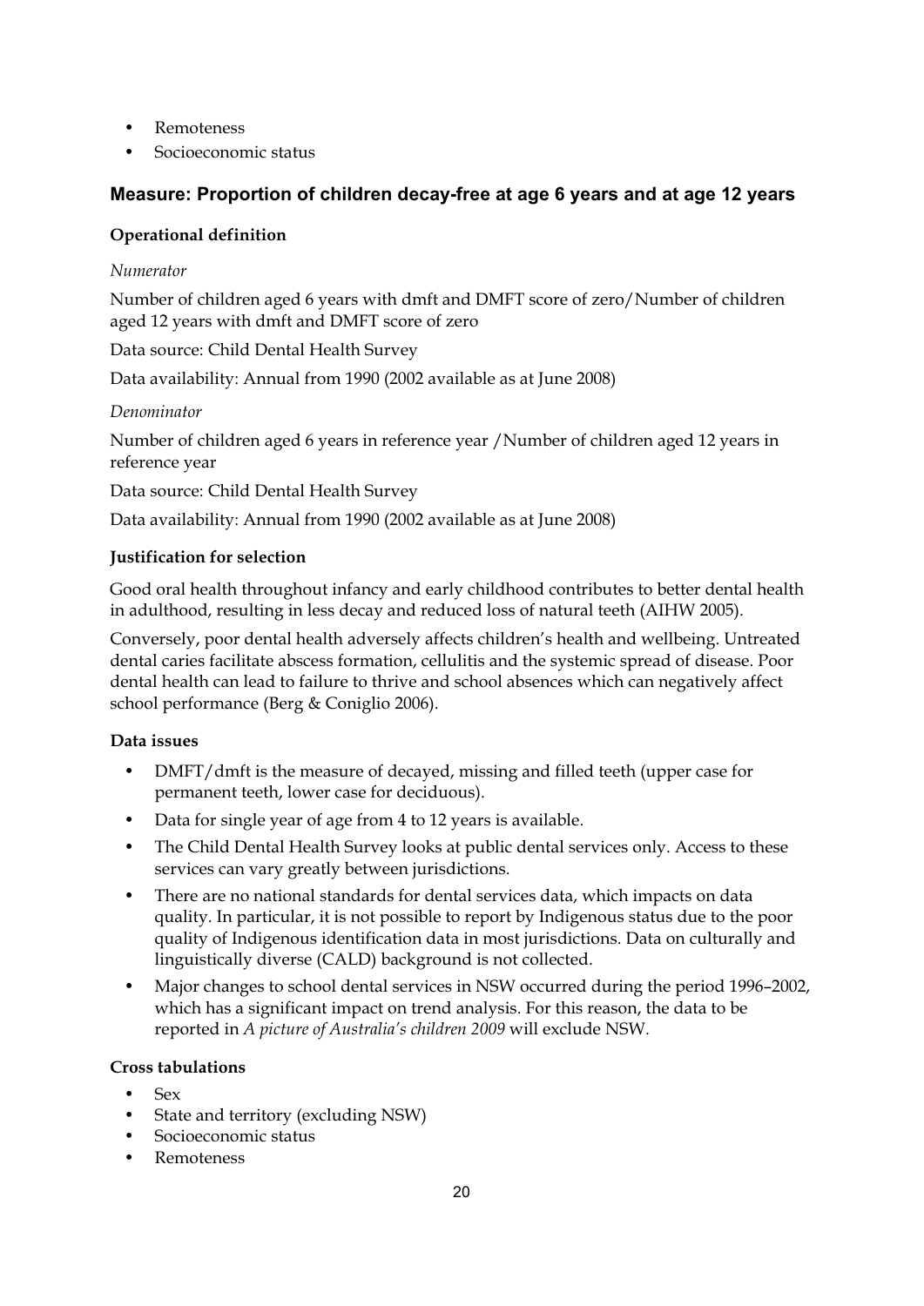- Remoteness
- Socioeconomic status

## Measure: Proportion of children decay-free at age 6 years and at age 12 years

**Operational definition**

*Numerator*

Number of children aged 6 years with dmft and DMFT score of zero/Number of children aged 12 years with dmft and DMFT score of zero

Data source: Child Dental Health Survey

Data availability: Annual from 1990 (2002 available as at June 2008)

*Denominator*

Number of children aged 6 years in reference year /Number of children aged 12 years in reference year

Data source: Child Dental Health Survey

Data availability: Annual from 1990 (2002 available as at June 2008)

**Justification for selection**

Good oral health throughout infancy and early childhood contributes to better dental health in adulthood, resulting in less decay and reduced loss of natural teeth (AIHW 2005).

Conversely, poor dental health adversely affects children's health and wellbeing. Untreated dental caries facilitate abscess formation, cellulitis and the systemic spread of disease. Poor dental health can lead to failure to thrive and school absences which can negatively affect school performance (Berg & Coniglio 2006).

**Data issues**

- DMFT/dmft is the measure of decayed, missing and filled teeth (upper case for permanent teeth, lower case for deciduous).
- Data for single year of age from 4 to 12 years is available.
- The Child Dental Health Survey looks at public dental services only. Access to these services can vary greatly between jurisdictions.
- There are no national standards for dental services data, which impacts on data quality. In particular, it is not possible to report by Indigenous status due to the poor quality of Indigenous identification data in most jurisdictions. Data on culturally and linguistically diverse (CALD) background is not collected.
- Major changes to school dental services in NSW occurred during the period 1996–2002, which has a significant impact on trend analysis. For this reason, the data to be reported in *A picture of Australia's children 2009* will exclude NSW.

**Cross tabulations**

- Sex
- State and territory (excluding NSW)
- Socioeconomic status
- Remoteness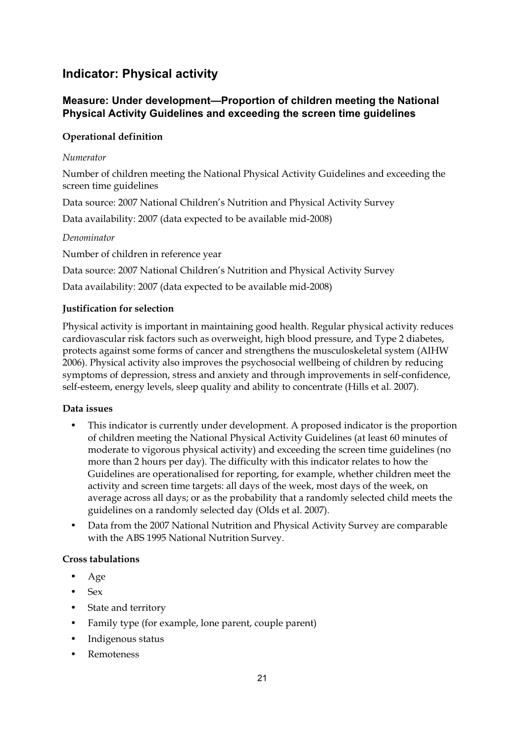## Indicator: Physical activity

### Measure: Under development—Proportion of children meeting the National Physical Activity Guidelines and exceeding the screen time guidelines

**Operational definition**

*Numerator*

Number of children meeting the National Physical Activity Guidelines and exceeding the screen time guidelines

Data source: 2007 National Children's Nutrition and Physical Activity Survey

Data availability: 2007 (data expected to be available mid-2008)

*Denominator*

Number of children in reference year

Data source: 2007 National Children's Nutrition and Physical Activity Survey

Data availability: 2007 (data expected to be available mid-2008)

**Justification for selection**

Physical activity is important in maintaining good health. Regular physical activity reduces cardiovascular risk factors such as overweight, high blood pressure, and Type 2 diabetes, protects against some forms of cancer and strengthens the musculoskeletal system (AIHW 2006). Physical activity also improves the psychosocial wellbeing of children by reducing symptoms of depression, stress and anxiety and through improvements in self-confidence, self-esteem, energy levels, sleep quality and ability to concentrate (Hills et al. 2007).

**Data issues**

- This indicator is currently under development. A proposed indicator is the proportion of children meeting the National Physical Activity Guidelines (at least 60 minutes of moderate to vigorous physical activity) and exceeding the screen time guidelines (no more than 2 hours per day). The difficulty with this indicator relates to how the Guidelines are operationalised for reporting, for example, whether children meet the activity and screen time targets: all days of the week, most days of the week, on average across all days; or as the probability that a randomly selected child meets the guidelines on a randomly selected day (Olds et al. 2007).
- Data from the 2007 National Nutrition and Physical Activity Survey are comparable with the ABS 1995 National Nutrition Survey.

**Cross tabulations**

- Age
- Sex
- State and territory
- Family type (for example, lone parent, couple parent)
- Indigenous status
- Remoteness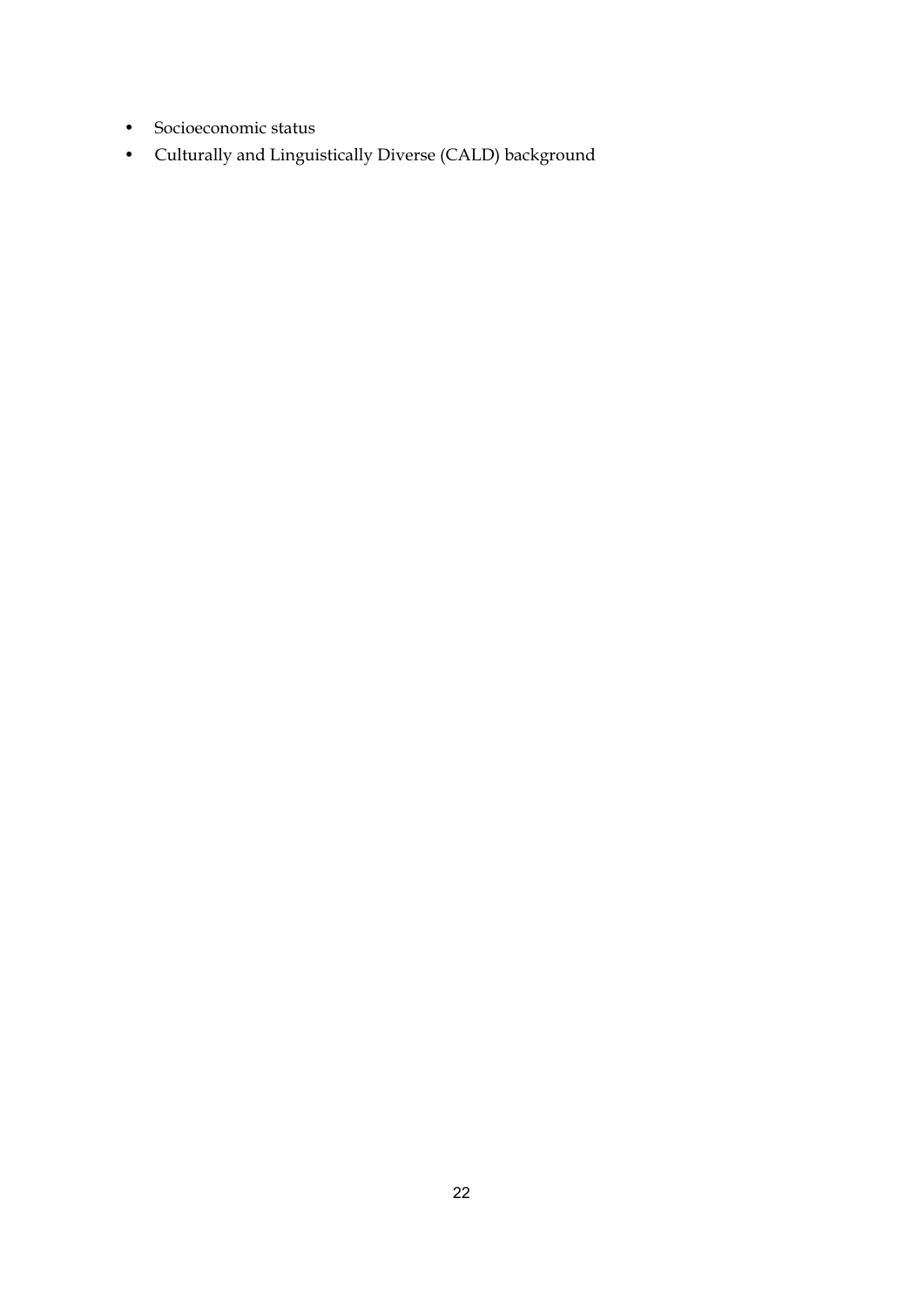- Socioeconomic status
- Culturally and Linguistically Diverse (CALD) background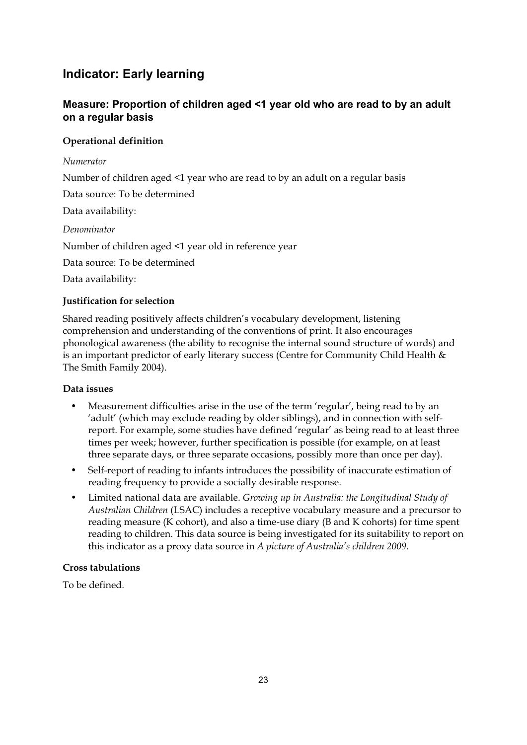## Indicator: Early learning

### Measure: Proportion of children aged <1 year old who are read to by an adult on a regular basis

#### Operational definition

*Numerator*

Number of children aged <1 year who are read to by an adult on a regular basis

Data source: To be determined

Data availability:

*Denominator*

Number of children aged <1 year old in reference year

Data source: To be determined

Data availability:

#### Justification for selection

Shared reading positively affects children's vocabulary development, listening comprehension and understanding of the conventions of print. It also encourages phonological awareness (the ability to recognise the internal sound structure of words) and is an important predictor of early literary success (Centre for Community Child Health & The Smith Family 2004).

#### Data issues

- Measurement difficulties arise in the use of the term 'regular', being read to by an 'adult' (which may exclude reading by older siblings), and in connection with self-report. For example, some studies have defined 'regular' as being read to at least three times per week; however, further specification is possible (for example, on at least three separate days, or three separate occasions, possibly more than once per day).
- Self-report of reading to infants introduces the possibility of inaccurate estimation of reading frequency to provide a socially desirable response.
- Limited national data are available. *Growing up in Australia: the Longitudinal Study of Australian Children* (LSAC) includes a receptive vocabulary measure and a precursor to reading measure (K cohort), and also a time-use diary (B and K cohorts) for time spent reading to children. This data source is being investigated for its suitability to report on this indicator as a proxy data source in *A picture of Australia's children 2009*.

#### Cross tabulations

To be defined.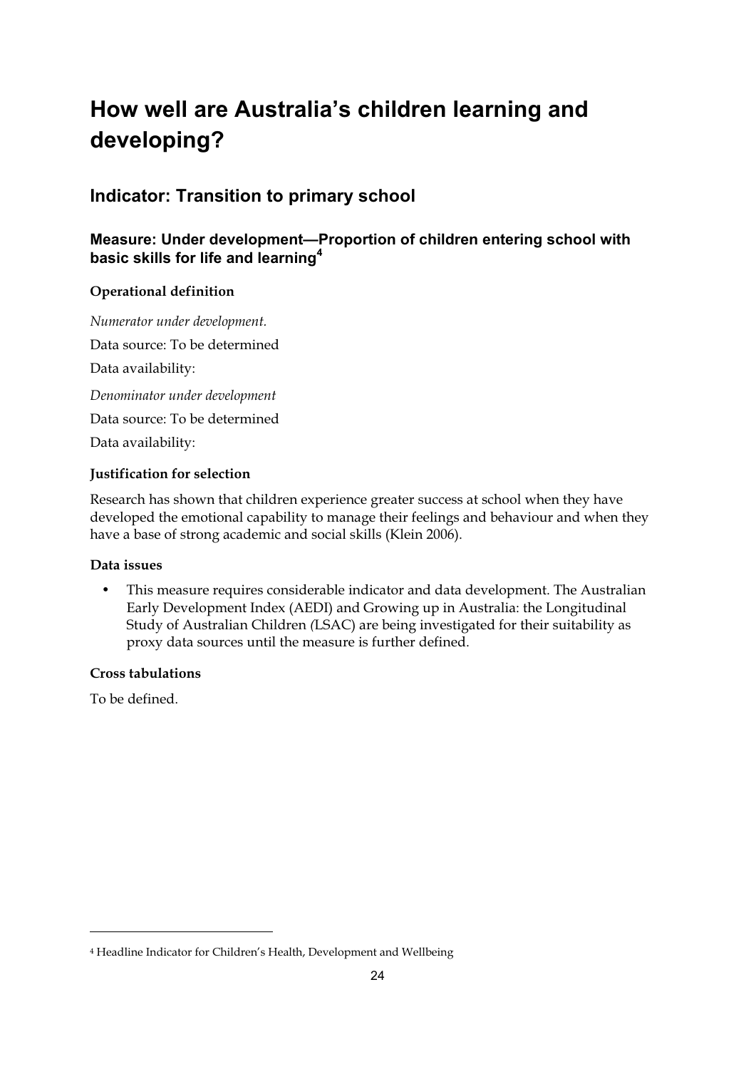# How well are Australia's children learning and developing?

## Indicator: Transition to primary school

### Measure: Under development—Proportion of children entering school with basic skills for life and learning[4]

**Operational definition**

*Numerator under development.*

Data source: To be determined

Data availability:

*Denominator under development*

Data source: To be determined

Data availability:

**Justification for selection**

Research has shown that children experience greater success at school when they have developed the emotional capability to manage their feelings and behaviour and when they have a base of strong academic and social skills (Klein 2006).

**Data issues**

- This measure requires considerable indicator and data development. The Australian Early Development Index (AEDI) and Growing up in Australia: the Longitudinal Study of Australian Children (LSAC) are being investigated for their suitability as proxy data sources until the measure is further defined.

**Cross tabulations**

To be defined.

---

[4] Headline Indicator for Children's Health, Development and Wellbeing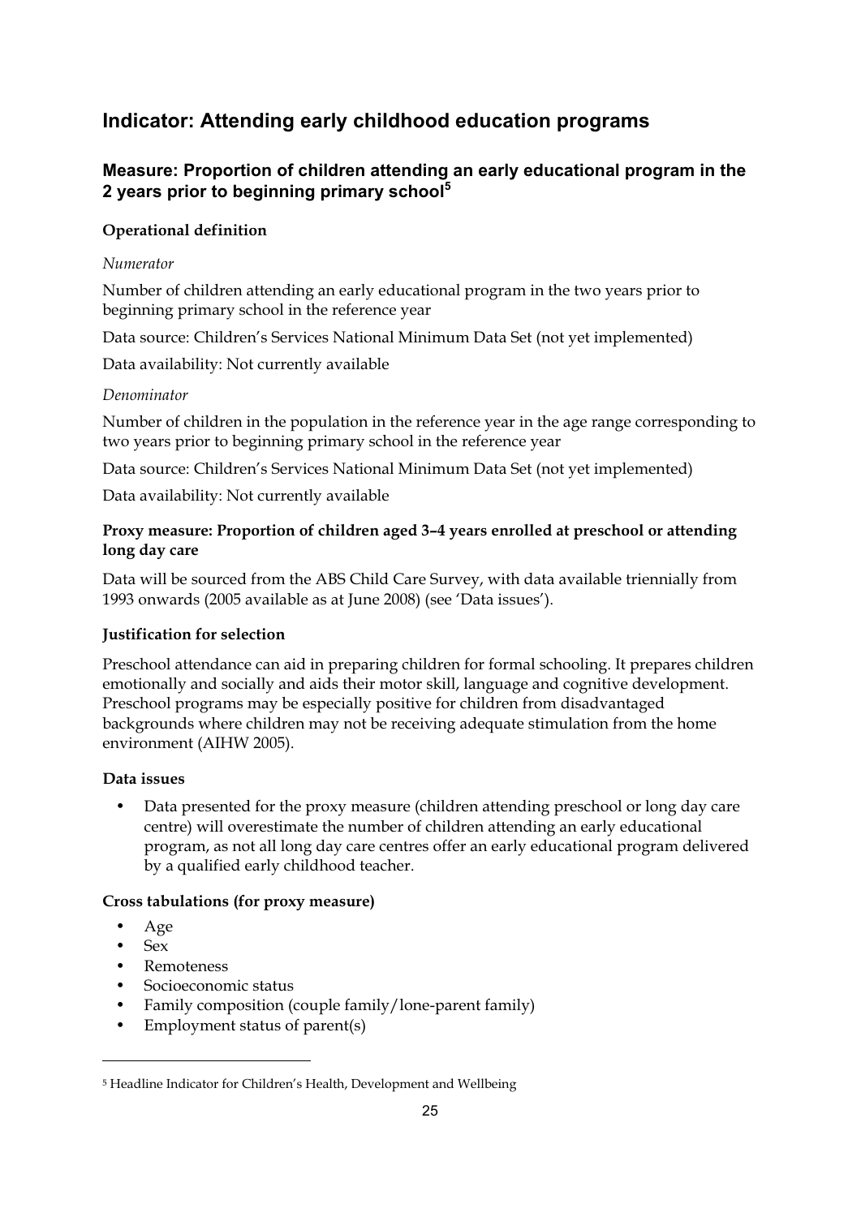## Indicator: Attending early childhood education programs

### Measure: Proportion of children attending an early educational program in the 2 years prior to beginning primary school[5]

**Operational definition**

*Numerator*

Number of children attending an early educational program in the two years prior to beginning primary school in the reference year

Data source: Children's Services National Minimum Data Set (not yet implemented)

Data availability: Not currently available

*Denominator*

Number of children in the population in the reference year in the age range corresponding to two years prior to beginning primary school in the reference year

Data source: Children's Services National Minimum Data Set (not yet implemented)

Data availability: Not currently available

**Proxy measure: Proportion of children aged 3–4 years enrolled at preschool or attending long day care**

Data will be sourced from the ABS Child Care Survey, with data available triennially from 1993 onwards (2005 available as at June 2008) (see 'Data issues').

**Justification for selection**

Preschool attendance can aid in preparing children for formal schooling. It prepares children emotionally and socially and aids their motor skill, language and cognitive development. Preschool programs may be especially positive for children from disadvantaged backgrounds where children may not be receiving adequate stimulation from the home environment (AIHW 2005).

**Data issues**

- Data presented for the proxy measure (children attending preschool or long day care centre) will overestimate the number of children attending an early educational program, as not all long day care centres offer an early educational program delivered by a qualified early childhood teacher.

**Cross tabulations (for proxy measure)**

- Age
- Sex
- Remoteness
- Socioeconomic status
- Family composition (couple family/lone-parent family)
- Employment status of parent(s)

---

[5] Headline Indicator for Children's Health, Development and Wellbeing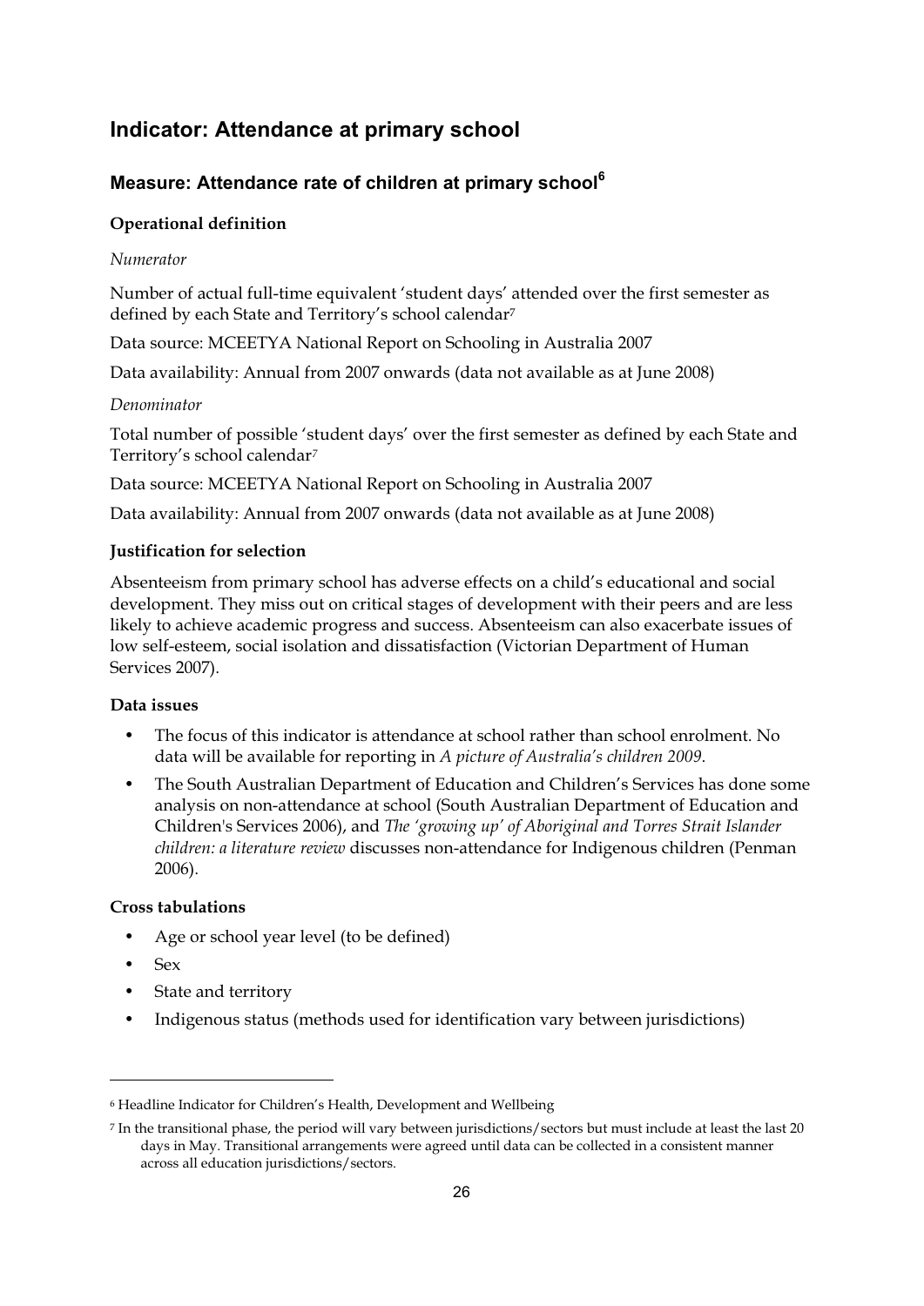## Indicator: Attendance at primary school

### Measure: Attendance rate of children at primary school[6]

**Operational definition**

*Numerator*

Number of actual full-time equivalent 'student days' attended over the first semester as defined by each State and Territory's school calendar[7]

Data source: MCEETYA National Report on Schooling in Australia 2007

Data availability: Annual from 2007 onwards (data not available as at June 2008)

*Denominator*

Total number of possible 'student days' over the first semester as defined by each State and Territory's school calendar[7]

Data source: MCEETYA National Report on Schooling in Australia 2007

Data availability: Annual from 2007 onwards (data not available as at June 2008)

**Justification for selection**

Absenteeism from primary school has adverse effects on a child's educational and social development. They miss out on critical stages of development with their peers and are less likely to achieve academic progress and success. Absenteeism can also exacerbate issues of low self-esteem, social isolation and dissatisfaction (Victorian Department of Human Services 2007).

**Data issues**

- The focus of this indicator is attendance at school rather than school enrolment. No data will be available for reporting in *A picture of Australia's children 2009*.
- The South Australian Department of Education and Children's Services has done some analysis on non-attendance at school (South Australian Department of Education and Children's Services 2006), and *The 'growing up' of Aboriginal and Torres Strait Islander children: a literature review* discusses non-attendance for Indigenous children (Penman 2006).

**Cross tabulations**

- Age or school year level (to be defined)
- Sex
- State and territory
- Indigenous status (methods used for identification vary between jurisdictions)

---

[6] Headline Indicator for Children's Health, Development and Wellbeing

[7] In the transitional phase, the period will vary between jurisdictions/sectors but must include at least the last 20 days in May. Transitional arrangements were agreed until data can be collected in a consistent manner across all education jurisdictions/sectors.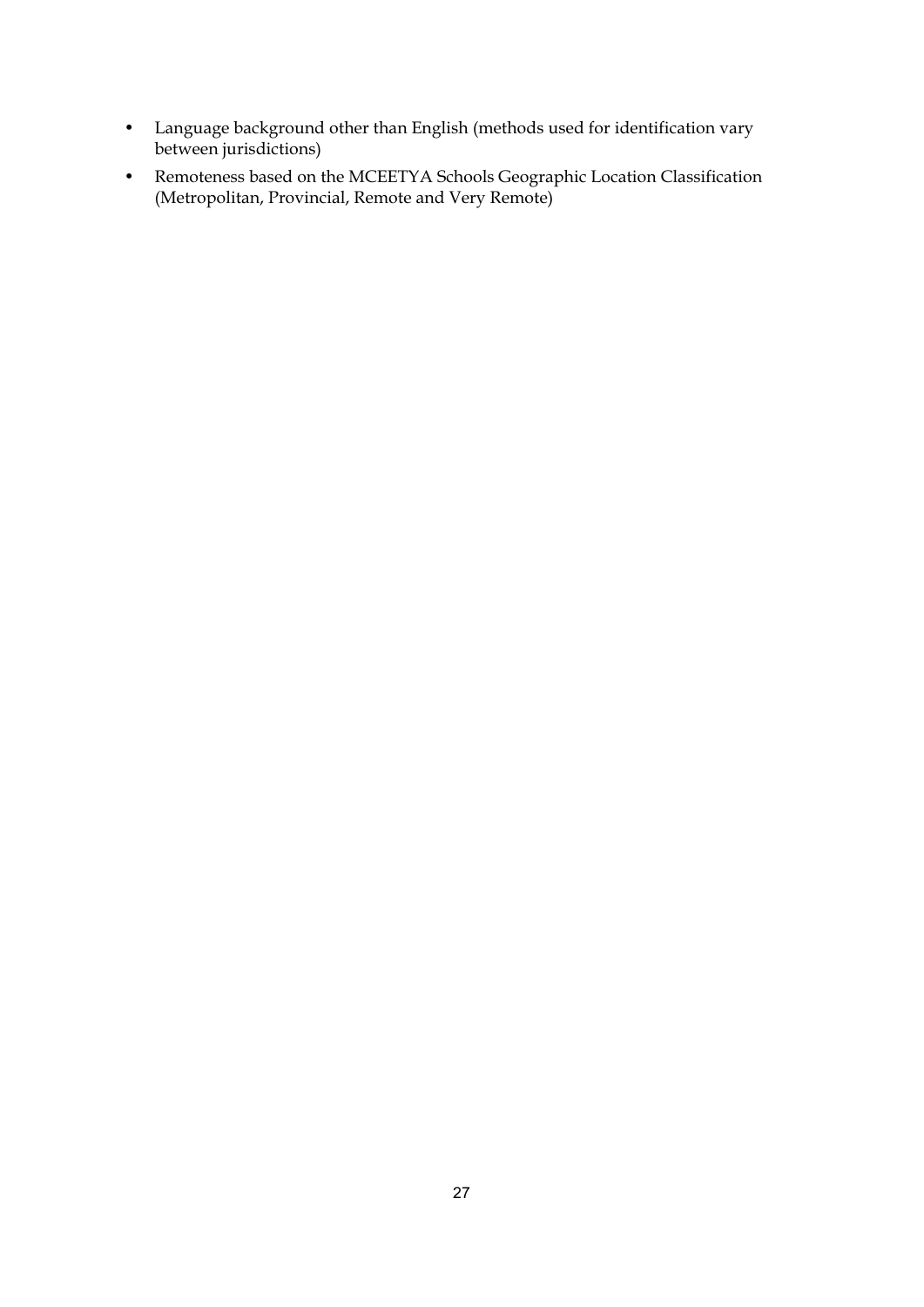- Language background other than English (methods used for identification vary between jurisdictions)
- Remoteness based on the MCEETYA Schools Geographic Location Classification (Metropolitan, Provincial, Remote and Very Remote)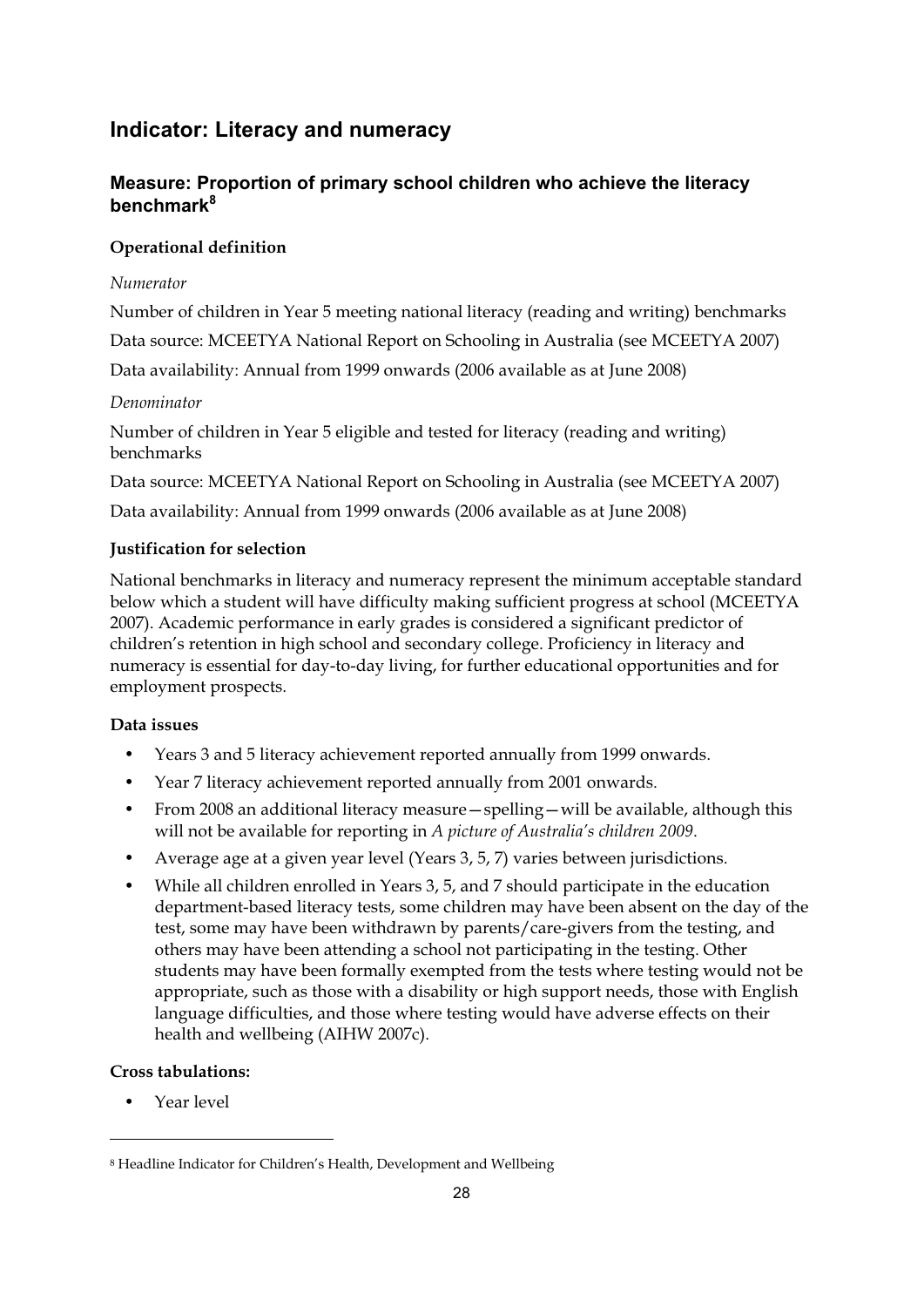## Indicator: Literacy and numeracy

### Measure: Proportion of primary school children who achieve the literacy benchmark[8]

**Operational definition**

*Numerator*

Number of children in Year 5 meeting national literacy (reading and writing) benchmarks

Data source: MCEETYA National Report on Schooling in Australia (see MCEETYA 2007)

Data availability: Annual from 1999 onwards (2006 available as at June 2008)

*Denominator*

Number of children in Year 5 eligible and tested for literacy (reading and writing) benchmarks

Data source: MCEETYA National Report on Schooling in Australia (see MCEETYA 2007)

Data availability: Annual from 1999 onwards (2006 available as at June 2008)

**Justification for selection**

National benchmarks in literacy and numeracy represent the minimum acceptable standard below which a student will have difficulty making sufficient progress at school (MCEETYA 2007). Academic performance in early grades is considered a significant predictor of children's retention in high school and secondary college. Proficiency in literacy and numeracy is essential for day-to-day living, for further educational opportunities and for employment prospects.

**Data issues**

- Years 3 and 5 literacy achievement reported annually from 1999 onwards.
- Year 7 literacy achievement reported annually from 2001 onwards.
- From 2008 an additional literacy measure—spelling—will be available, although this will not be available for reporting in *A picture of Australia's children 2009*.
- Average age at a given year level (Years 3, 5, 7) varies between jurisdictions.
- While all children enrolled in Years 3, 5, and 7 should participate in the education department-based literacy tests, some children may have been absent on the day of the test, some may have been withdrawn by parents/care-givers from the testing, and others may have been attending a school not participating in the testing. Other students may have been formally exempted from the tests where testing would not be appropriate, such as those with a disability or high support needs, those with English language difficulties, and those where testing would have adverse effects on their health and wellbeing (AIHW 2007c).

**Cross tabulations:**

- Year level

---

[8] Headline Indicator for Children's Health, Development and Wellbeing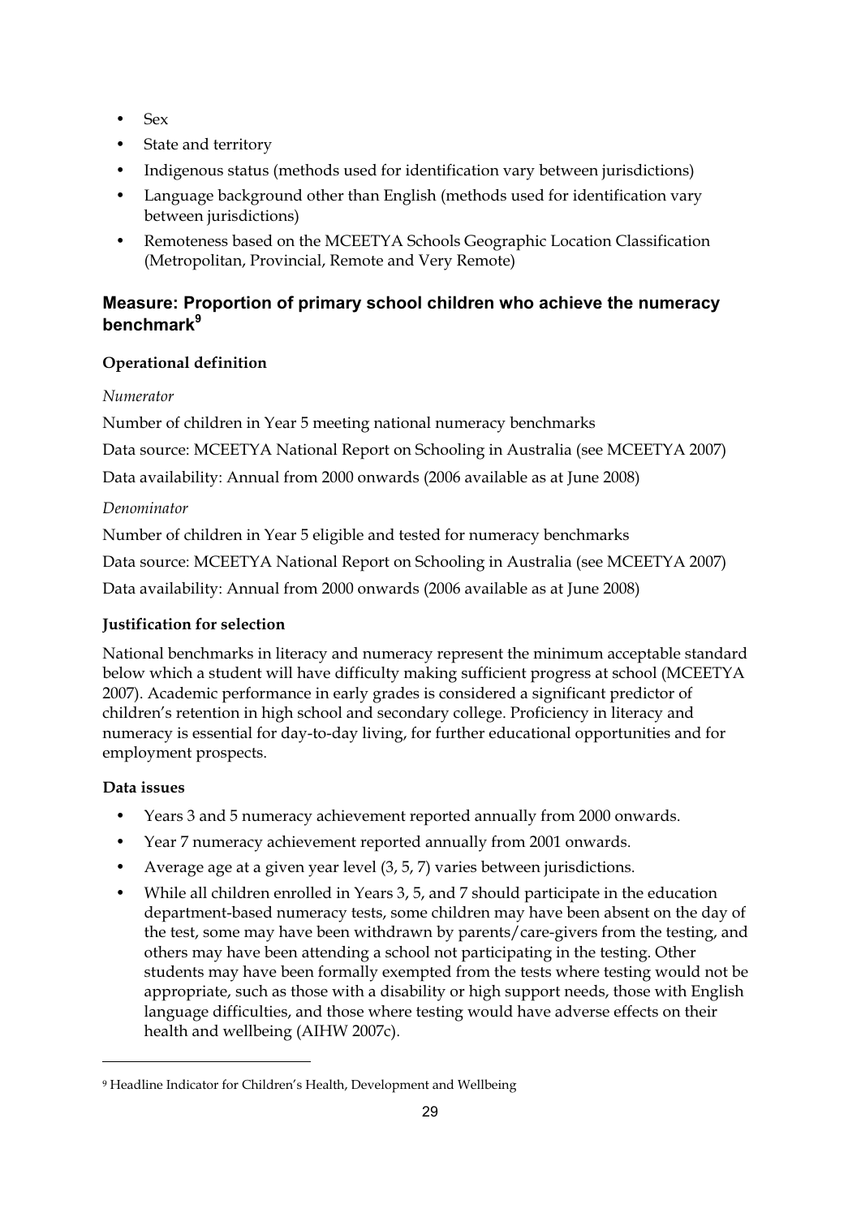- Sex
- State and territory
- Indigenous status (methods used for identification vary between jurisdictions)
- Language background other than English (methods used for identification vary between jurisdictions)
- Remoteness based on the MCEETYA Schools Geographic Location Classification (Metropolitan, Provincial, Remote and Very Remote)

### Measure: Proportion of primary school children who achieve the numeracy benchmark[9]

**Operational definition**

*Numerator*

Number of children in Year 5 meeting national numeracy benchmarks

Data source: MCEETYA National Report on Schooling in Australia (see MCEETYA 2007)

Data availability: Annual from 2000 onwards (2006 available as at June 2008)

*Denominator*

Number of children in Year 5 eligible and tested for numeracy benchmarks

Data source: MCEETYA National Report on Schooling in Australia (see MCEETYA 2007)

Data availability: Annual from 2000 onwards (2006 available as at June 2008)

**Justification for selection**

National benchmarks in literacy and numeracy represent the minimum acceptable standard below which a student will have difficulty making sufficient progress at school (MCEETYA 2007). Academic performance in early grades is considered a significant predictor of children's retention in high school and secondary college. Proficiency in literacy and numeracy is essential for day-to-day living, for further educational opportunities and for employment prospects.

**Data issues**

- Years 3 and 5 numeracy achievement reported annually from 2000 onwards.
- Year 7 numeracy achievement reported annually from 2001 onwards.
- Average age at a given year level (3, 5, 7) varies between jurisdictions.
- While all children enrolled in Years 3, 5, and 7 should participate in the education department-based numeracy tests, some children may have been absent on the day of the test, some may have been withdrawn by parents/care-givers from the testing, and others may have been attending a school not participating in the testing. Other students may have been formally exempted from the tests where testing would not be appropriate, such as those with a disability or high support needs, those with English language difficulties, and those where testing would have adverse effects on their health and wellbeing (AIHW 2007c).

[9] Headline Indicator for Children's Health, Development and Wellbeing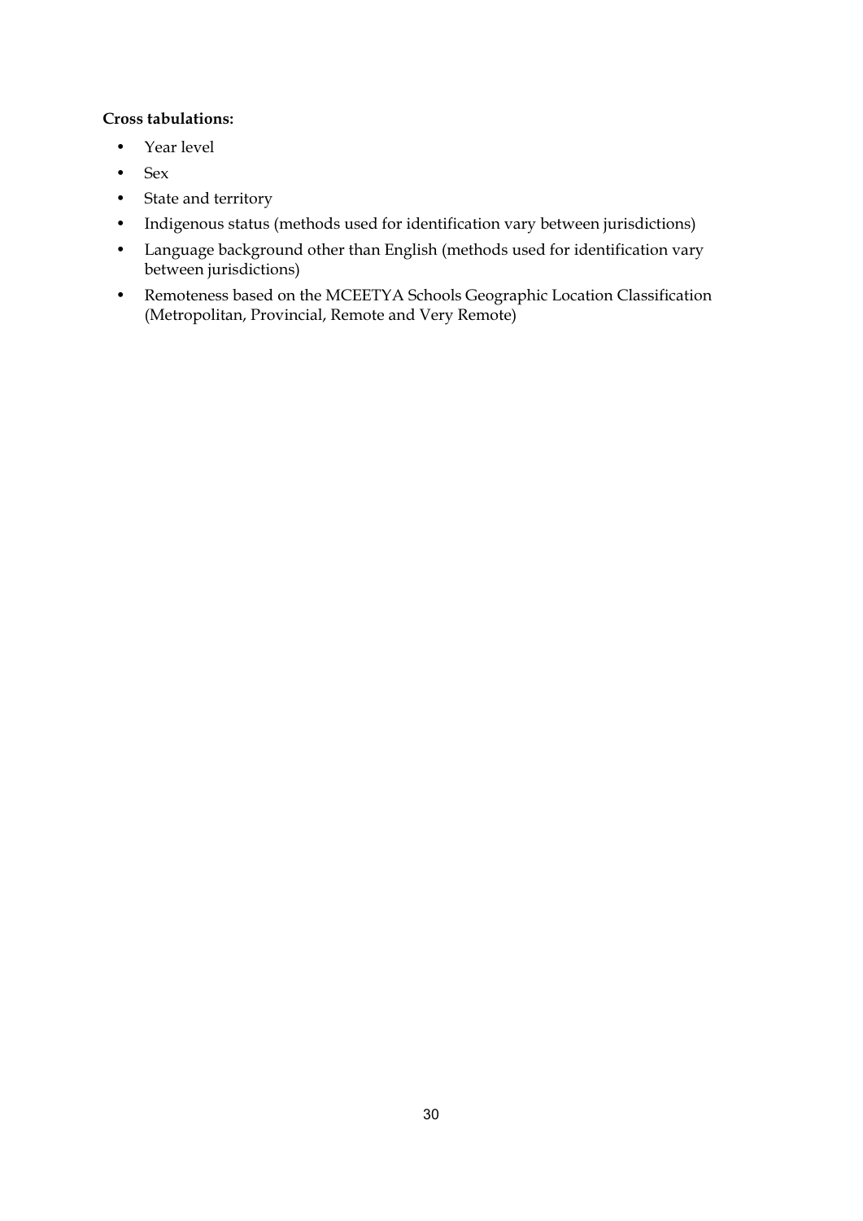**Cross tabulations:**

- Year level
- Sex
- State and territory
- Indigenous status (methods used for identification vary between jurisdictions)
- Language background other than English (methods used for identification vary between jurisdictions)
- Remoteness based on the MCEETYA Schools Geographic Location Classification (Metropolitan, Provincial, Remote and Very Remote)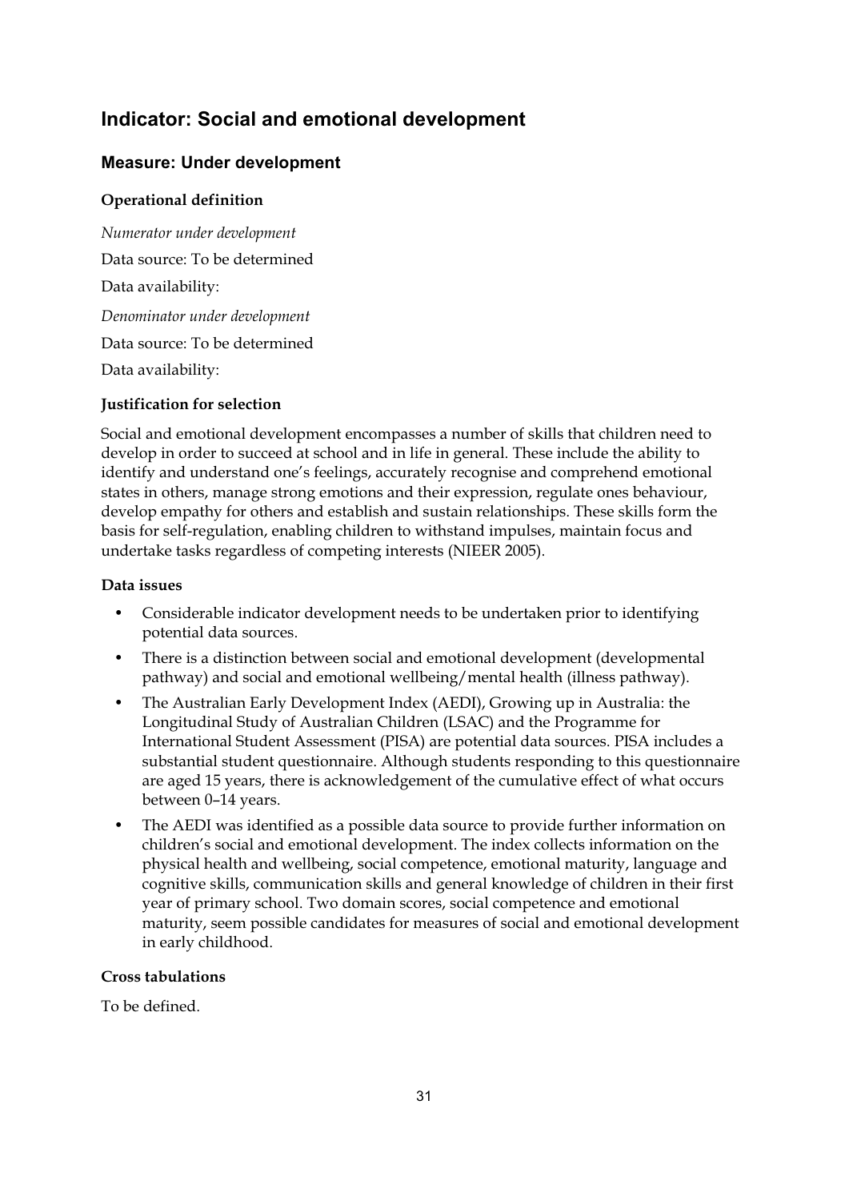## Indicator: Social and emotional development

### Measure: Under development

#### Operational definition

*Numerator under development*

Data source: To be determined

Data availability:

*Denominator under development*

Data source: To be determined

Data availability:

#### Justification for selection

Social and emotional development encompasses a number of skills that children need to develop in order to succeed at school and in life in general. These include the ability to identify and understand one's feelings, accurately recognise and comprehend emotional states in others, manage strong emotions and their expression, regulate ones behaviour, develop empathy for others and establish and sustain relationships. These skills form the basis for self-regulation, enabling children to withstand impulses, maintain focus and undertake tasks regardless of competing interests (NIEER 2005).

#### Data issues

- Considerable indicator development needs to be undertaken prior to identifying potential data sources.
- There is a distinction between social and emotional development (developmental pathway) and social and emotional wellbeing/mental health (illness pathway).
- The Australian Early Development Index (AEDI), Growing up in Australia: the Longitudinal Study of Australian Children (LSAC) and the Programme for International Student Assessment (PISA) are potential data sources. PISA includes a substantial student questionnaire. Although students responding to this questionnaire are aged 15 years, there is acknowledgement of the cumulative effect of what occurs between 0–14 years.
- The AEDI was identified as a possible data source to provide further information on children's social and emotional development. The index collects information on the physical health and wellbeing, social competence, emotional maturity, language and cognitive skills, communication skills and general knowledge of children in their first year of primary school. Two domain scores, social competence and emotional maturity, seem possible candidates for measures of social and emotional development in early childhood.

#### Cross tabulations

To be defined.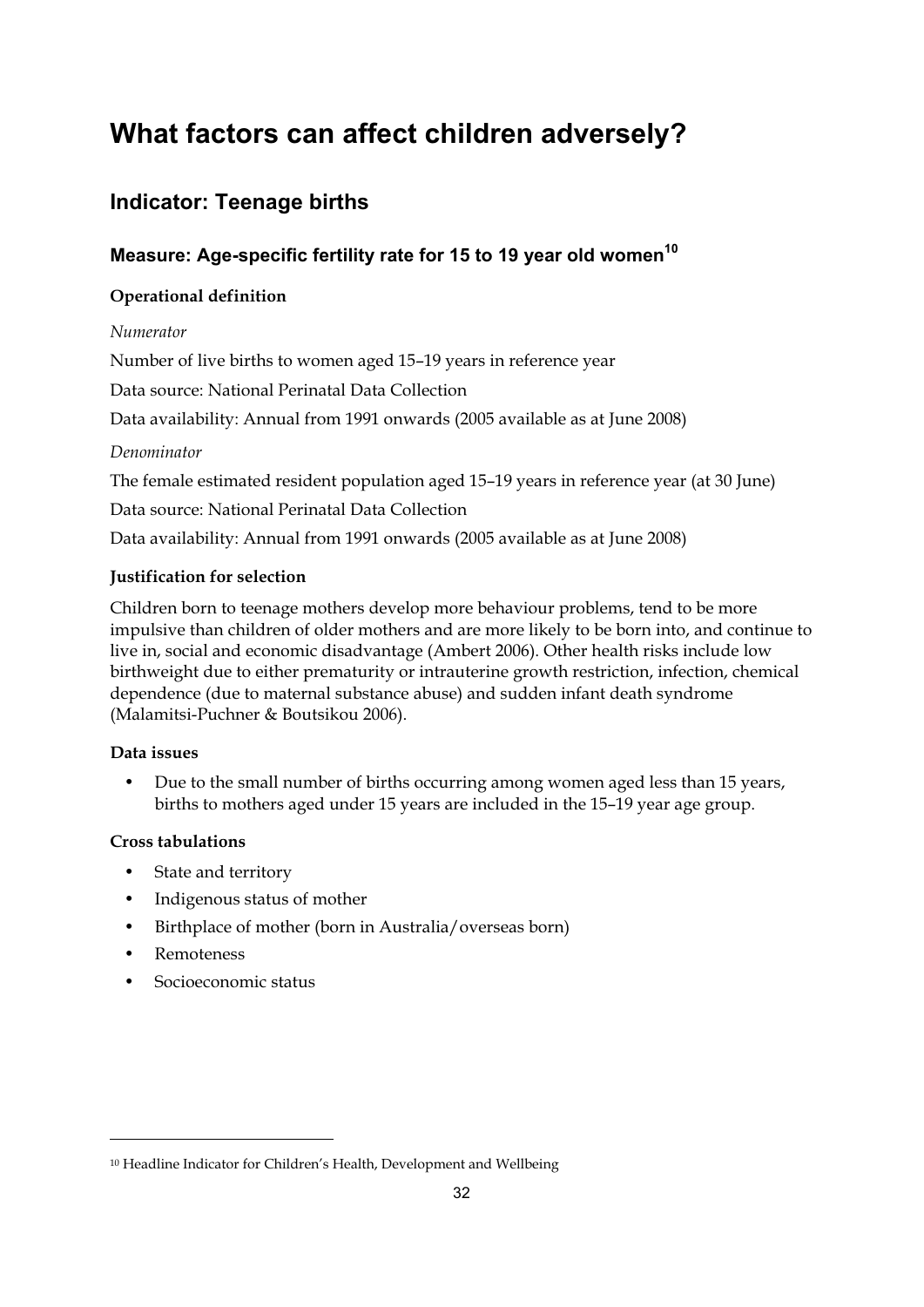# What factors can affect children adversely?

## Indicator: Teenage births

### Measure: Age-specific fertility rate for 15 to 19 year old women[10]

**Operational definition**

*Numerator*

Number of live births to women aged 15–19 years in reference year

Data source: National Perinatal Data Collection

Data availability: Annual from 1991 onwards (2005 available as at June 2008)

*Denominator*

The female estimated resident population aged 15–19 years in reference year (at 30 June)

Data source: National Perinatal Data Collection

Data availability: Annual from 1991 onwards (2005 available as at June 2008)

**Justification for selection**

Children born to teenage mothers develop more behaviour problems, tend to be more impulsive than children of older mothers and are more likely to be born into, and continue to live in, social and economic disadvantage (Ambert 2006). Other health risks include low birthweight due to either prematurity or intrauterine growth restriction, infection, chemical dependence (due to maternal substance abuse) and sudden infant death syndrome (Malamitsi-Puchner & Boutsikou 2006).

**Data issues**

- Due to the small number of births occurring among women aged less than 15 years, births to mothers aged under 15 years are included in the 15–19 year age group.

**Cross tabulations**

- State and territory
- Indigenous status of mother
- Birthplace of mother (born in Australia/overseas born)
- Remoteness
- Socioeconomic status

---

[10] Headline Indicator for Children's Health, Development and Wellbeing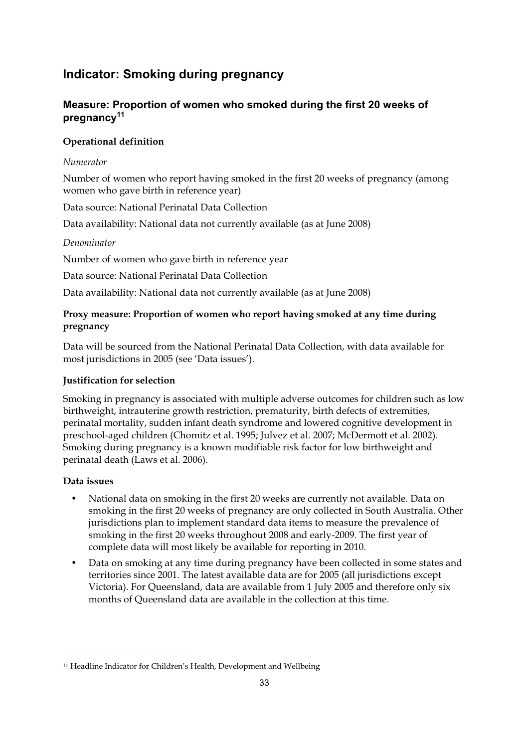## Indicator: Smoking during pregnancy

### Measure: Proportion of women who smoked during the first 20 weeks of pregnancy[11]

**Operational definition**

*Numerator*

Number of women who report having smoked in the first 20 weeks of pregnancy (among women who gave birth in reference year)

Data source: National Perinatal Data Collection

Data availability: National data not currently available (as at June 2008)

*Denominator*

Number of women who gave birth in reference year

Data source: National Perinatal Data Collection

Data availability: National data not currently available (as at June 2008)

**Proxy measure: Proportion of women who report having smoked at any time during pregnancy**

Data will be sourced from the National Perinatal Data Collection, with data available for most jurisdictions in 2005 (see 'Data issues').

**Justification for selection**

Smoking in pregnancy is associated with multiple adverse outcomes for children such as low birthweight, intrauterine growth restriction, prematurity, birth defects of extremities, perinatal mortality, sudden infant death syndrome and lowered cognitive development in preschool-aged children (Chomitz et al. 1995; Julvez et al. 2007; McDermott et al. 2002). Smoking during pregnancy is a known modifiable risk factor for low birthweight and perinatal death (Laws et al. 2006).

**Data issues**

- National data on smoking in the first 20 weeks are currently not available. Data on smoking in the first 20 weeks of pregnancy are only collected in South Australia. Other jurisdictions plan to implement standard data items to measure the prevalence of smoking in the first 20 weeks throughout 2008 and early-2009. The first year of complete data will most likely be available for reporting in 2010.
- Data on smoking at any time during pregnancy have been collected in some states and territories since 2001. The latest available data are for 2005 (all jurisdictions except Victoria). For Queensland, data are available from 1 July 2005 and therefore only six months of Queensland data are available in the collection at this time.

---

[11] Headline Indicator for Children's Health, Development and Wellbeing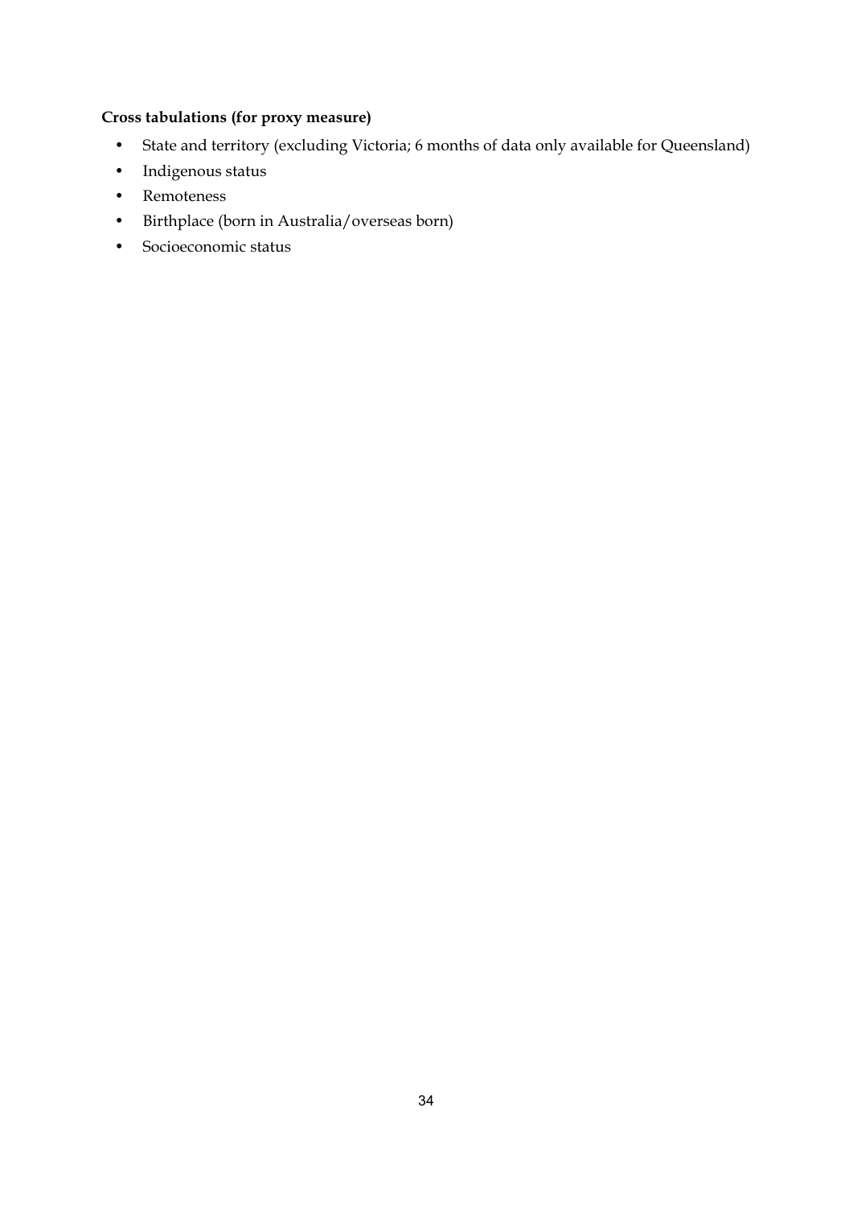**Cross tabulations (for proxy measure)**

- State and territory (excluding Victoria; 6 months of data only available for Queensland)
- Indigenous status
- Remoteness
- Birthplace (born in Australia/overseas born)
- Socioeconomic status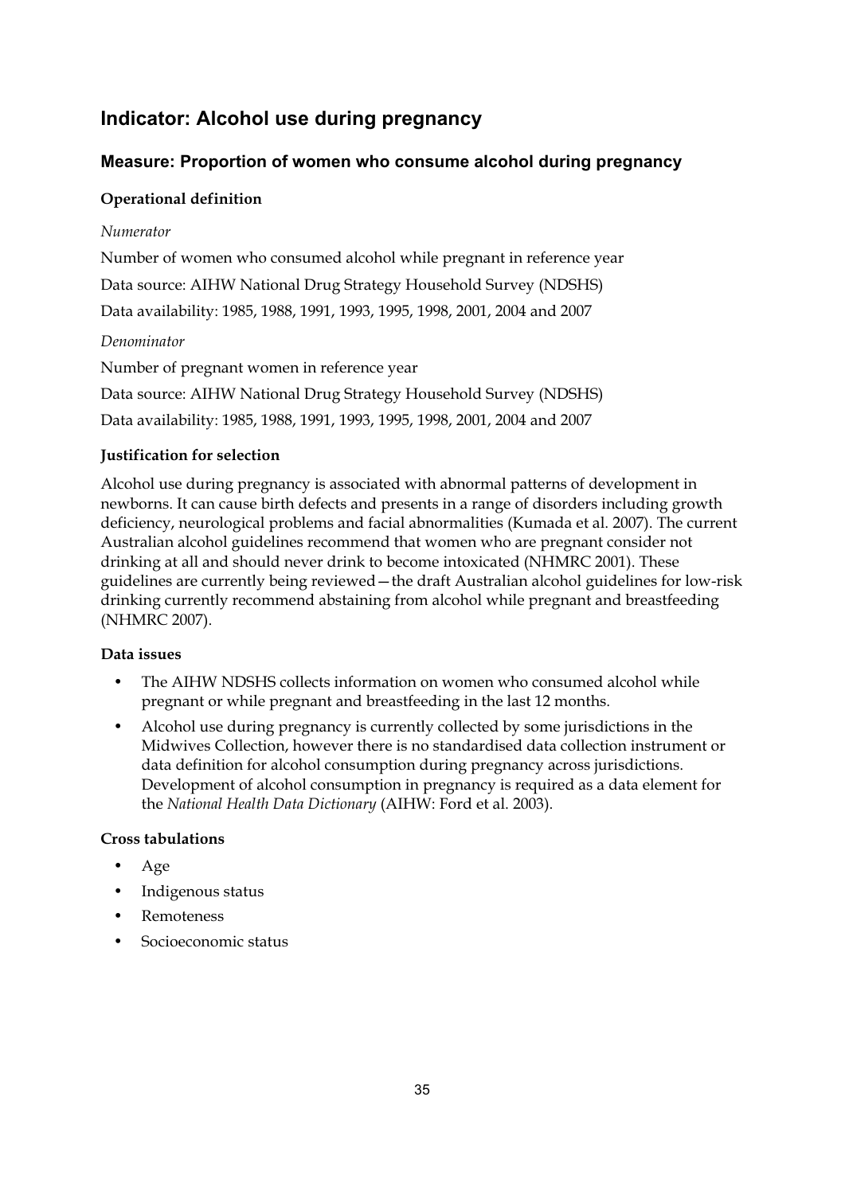## Indicator: Alcohol use during pregnancy

### Measure: Proportion of women who consume alcohol during pregnancy

**Operational definition**

*Numerator*

Number of women who consumed alcohol while pregnant in reference year

Data source: AIHW National Drug Strategy Household Survey (NDSHS)

Data availability: 1985, 1988, 1991, 1993, 1995, 1998, 2001, 2004 and 2007

*Denominator*

Number of pregnant women in reference year

Data source: AIHW National Drug Strategy Household Survey (NDSHS)

Data availability: 1985, 1988, 1991, 1993, 1995, 1998, 2001, 2004 and 2007

**Justification for selection**

Alcohol use during pregnancy is associated with abnormal patterns of development in newborns. It can cause birth defects and presents in a range of disorders including growth deficiency, neurological problems and facial abnormalities (Kumada et al. 2007). The current Australian alcohol guidelines recommend that women who are pregnant consider not drinking at all and should never drink to become intoxicated (NHMRC 2001). These guidelines are currently being reviewed—the draft Australian alcohol guidelines for low-risk drinking currently recommend abstaining from alcohol while pregnant and breastfeeding (NHMRC 2007).

**Data issues**

- The AIHW NDSHS collects information on women who consumed alcohol while pregnant or while pregnant and breastfeeding in the last 12 months.
- Alcohol use during pregnancy is currently collected by some jurisdictions in the Midwives Collection, however there is no standardised data collection instrument or data definition for alcohol consumption during pregnancy across jurisdictions. Development of alcohol consumption in pregnancy is required as a data element for the *National Health Data Dictionary* (AIHW: Ford et al. 2003).

**Cross tabulations**

- Age
- Indigenous status
- Remoteness
- Socioeconomic status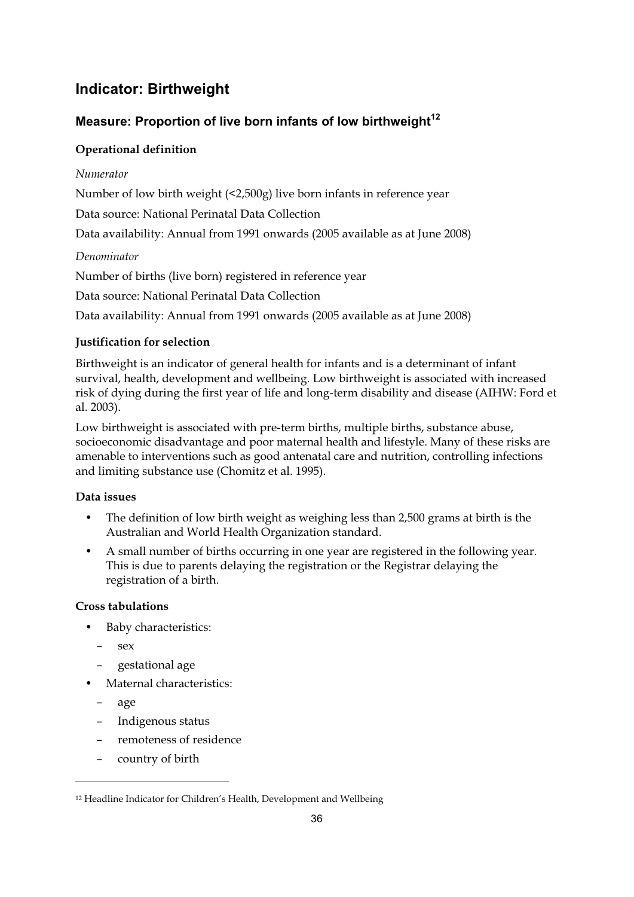## Indicator: Birthweight

### Measure: Proportion of live born infants of low birthweight[12]

#### Operational definition

*Numerator*

Number of low birth weight (<2,500g) live born infants in reference year

Data source: National Perinatal Data Collection

Data availability: Annual from 1991 onwards (2005 available as at June 2008)

*Denominator*

Number of births (live born) registered in reference year

Data source: National Perinatal Data Collection

Data availability: Annual from 1991 onwards (2005 available as at June 2008)

#### Justification for selection

Birthweight is an indicator of general health for infants and is a determinant of infant survival, health, development and wellbeing. Low birthweight is associated with increased risk of dying during the first year of life and long-term disability and disease (AIHW: Ford et al. 2003).

Low birthweight is associated with pre-term births, multiple births, substance abuse, socioeconomic disadvantage and poor maternal health and lifestyle. Many of these risks are amenable to interventions such as good antenatal care and nutrition, controlling infections and limiting substance use (Chomitz et al. 1995).

#### Data issues

- The definition of low birth weight as weighing less than 2,500 grams at birth is the Australian and World Health Organization standard.
- A small number of births occurring in one year are registered in the following year. This is due to parents delaying the registration or the Registrar delaying the registration of a birth.

#### Cross tabulations

- Baby characteristics:
  - sex
  - gestational age
- Maternal characteristics:
  - age
  - Indigenous status
  - remoteness of residence
  - country of birth

---

[12] Headline Indicator for Children's Health, Development and Wellbeing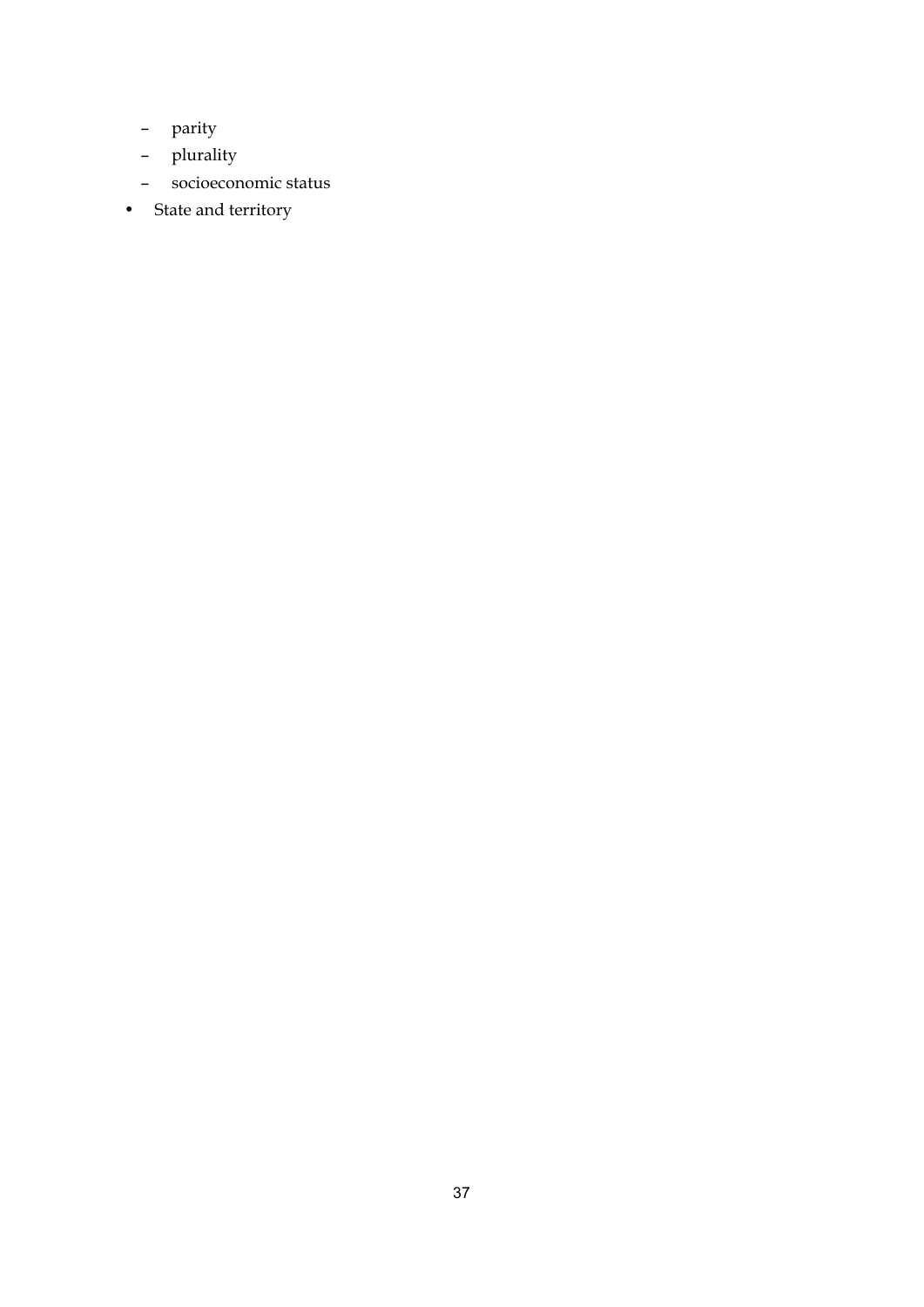- parity
  - plurality
  - socioeconomic status
- State and territory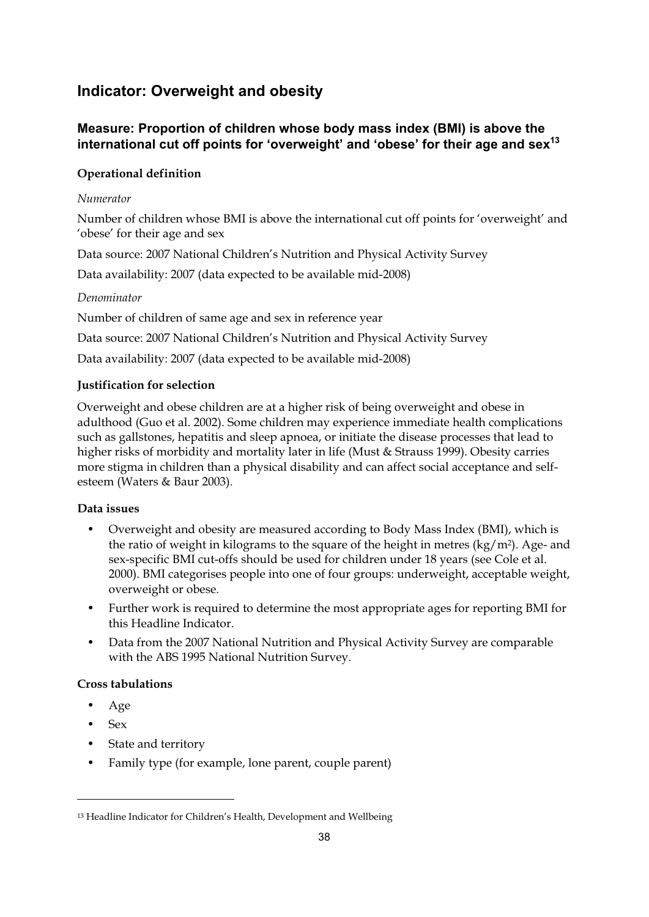## Indicator: Overweight and obesity

### Measure: Proportion of children whose body mass index (BMI) is above the international cut off points for 'overweight' and 'obese' for their age and sex[13]

**Operational definition**

*Numerator*

Number of children whose BMI is above the international cut off points for 'overweight' and 'obese' for their age and sex

Data source: 2007 National Children's Nutrition and Physical Activity Survey

Data availability: 2007 (data expected to be available mid-2008)

*Denominator*

Number of children of same age and sex in reference year

Data source: 2007 National Children's Nutrition and Physical Activity Survey

Data availability: 2007 (data expected to be available mid-2008)

**Justification for selection**

Overweight and obese children are at a higher risk of being overweight and obese in adulthood (Guo et al. 2002). Some children may experience immediate health complications such as gallstones, hepatitis and sleep apnoea, or initiate the disease processes that lead to higher risks of morbidity and mortality later in life (Must & Strauss 1999). Obesity carries more stigma in children than a physical disability and can affect social acceptance and self-esteem (Waters & Baur 2003).

**Data issues**

- Overweight and obesity are measured according to Body Mass Index (BMI), which is the ratio of weight in kilograms to the square of the height in metres ($kg/m^2$). Age- and sex-specific BMI cut-offs should be used for children under 18 years (see Cole et al. 2000). BMI categorises people into one of four groups: underweight, acceptable weight, overweight or obese.
- Further work is required to determine the most appropriate ages for reporting BMI for this Headline Indicator.
- Data from the 2007 National Nutrition and Physical Activity Survey are comparable with the ABS 1995 National Nutrition Survey.

**Cross tabulations**

- Age
- Sex
- State and territory
- Family type (for example, lone parent, couple parent)

---

[13] Headline Indicator for Children's Health, Development and Wellbeing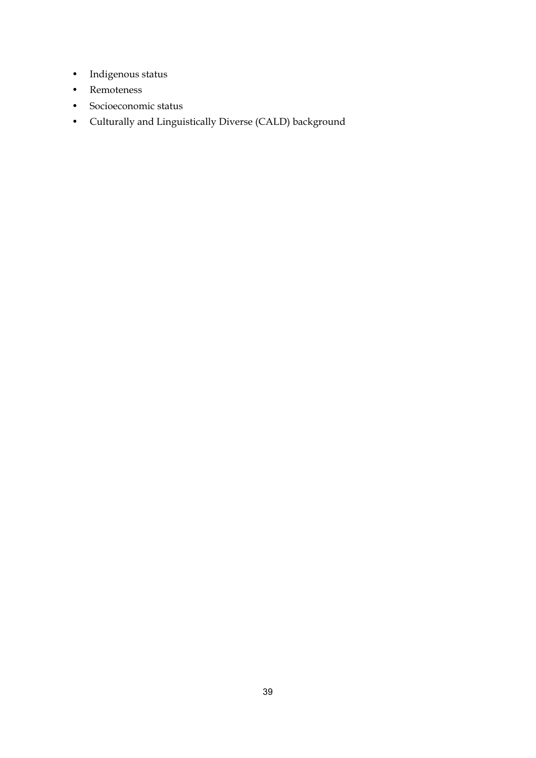- Indigenous status
- Remoteness
- Socioeconomic status
- Culturally and Linguistically Diverse (CALD) background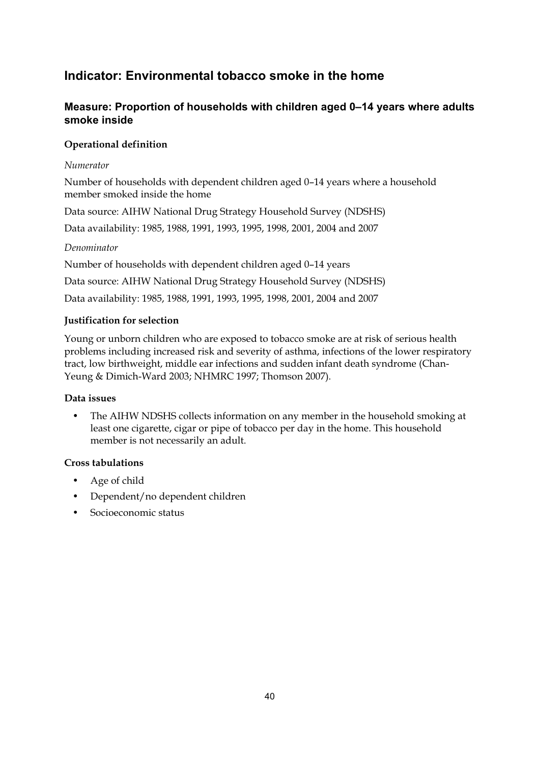## Indicator: Environmental tobacco smoke in the home

### Measure: Proportion of households with children aged 0–14 years where adults smoke inside

#### Operational definition

*Numerator*

Number of households with dependent children aged 0–14 years where a household member smoked inside the home

Data source: AIHW National Drug Strategy Household Survey (NDSHS)

Data availability: 1985, 1988, 1991, 1993, 1995, 1998, 2001, 2004 and 2007

*Denominator*

Number of households with dependent children aged 0–14 years

Data source: AIHW National Drug Strategy Household Survey (NDSHS)

Data availability: 1985, 1988, 1991, 1993, 1995, 1998, 2001, 2004 and 2007

#### Justification for selection

Young or unborn children who are exposed to tobacco smoke are at risk of serious health problems including increased risk and severity of asthma, infections of the lower respiratory tract, low birthweight, middle ear infections and sudden infant death syndrome (Chan-Yeung & Dimich-Ward 2003; NHMRC 1997; Thomson 2007).

#### Data issues

- The AIHW NDSHS collects information on any member in the household smoking at least one cigarette, cigar or pipe of tobacco per day in the home. This household member is not necessarily an adult.

#### Cross tabulations

- Age of child
- Dependent/no dependent children
- Socioeconomic status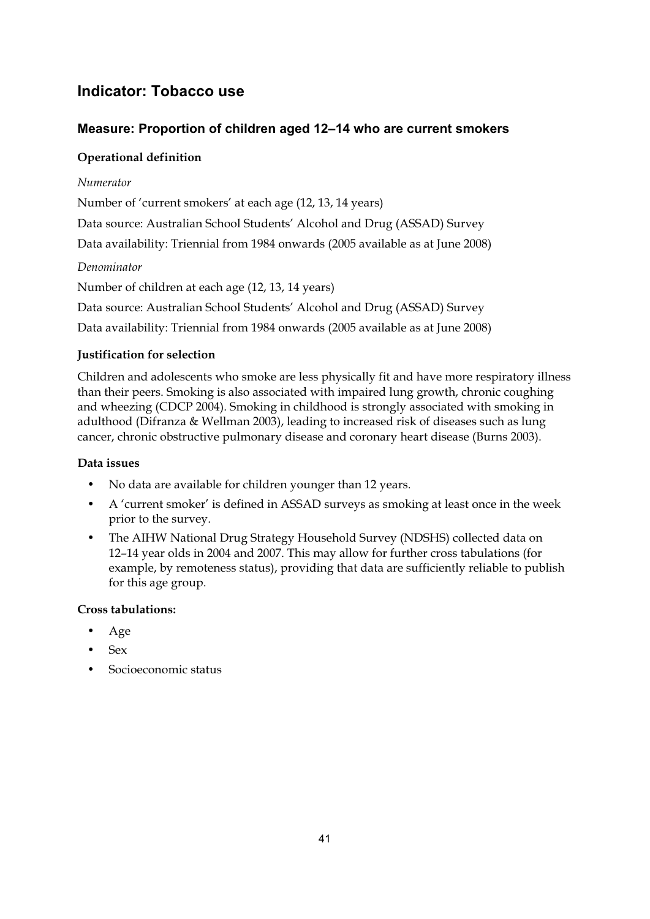## Indicator: Tobacco use

### Measure: Proportion of children aged 12–14 who are current smokers

**Operational definition**

*Numerator*

Number of 'current smokers' at each age (12, 13, 14 years)

Data source: Australian School Students' Alcohol and Drug (ASSAD) Survey

Data availability: Triennial from 1984 onwards (2005 available as at June 2008)

*Denominator*

Number of children at each age (12, 13, 14 years)

Data source: Australian School Students' Alcohol and Drug (ASSAD) Survey

Data availability: Triennial from 1984 onwards (2005 available as at June 2008)

**Justification for selection**

Children and adolescents who smoke are less physically fit and have more respiratory illness than their peers. Smoking is also associated with impaired lung growth, chronic coughing and wheezing (CDCP 2004). Smoking in childhood is strongly associated with smoking in adulthood (Difranza & Wellman 2003), leading to increased risk of diseases such as lung cancer, chronic obstructive pulmonary disease and coronary heart disease (Burns 2003).

**Data issues**

- No data are available for children younger than 12 years.
- A 'current smoker' is defined in ASSAD surveys as smoking at least once in the week prior to the survey.
- The AIHW National Drug Strategy Household Survey (NDSHS) collected data on 12–14 year olds in 2004 and 2007. This may allow for further cross tabulations (for example, by remoteness status), providing that data are sufficiently reliable to publish for this age group.

**Cross tabulations:**

- Age
- Sex
- Socioeconomic status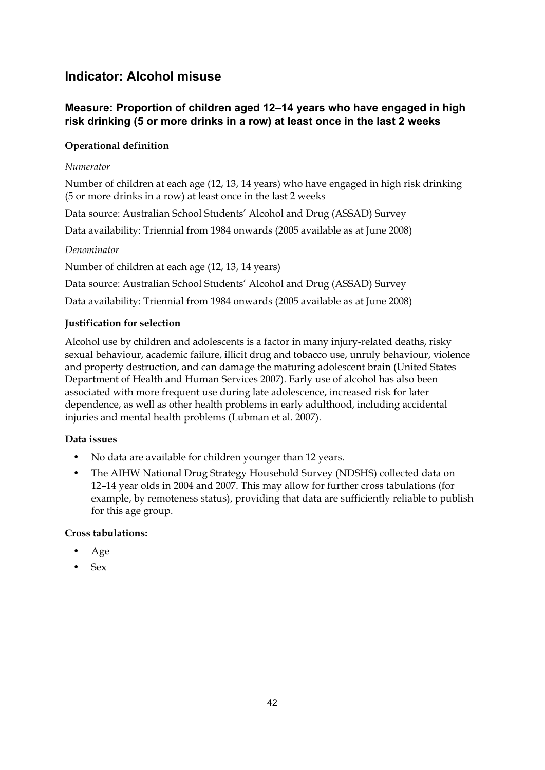## Indicator: Alcohol misuse

### Measure: Proportion of children aged 12–14 years who have engaged in high risk drinking (5 or more drinks in a row) at least once in the last 2 weeks

#### Operational definition

*Numerator*

Number of children at each age (12, 13, 14 years) who have engaged in high risk drinking (5 or more drinks in a row) at least once in the last 2 weeks

Data source: Australian School Students' Alcohol and Drug (ASSAD) Survey

Data availability: Triennial from 1984 onwards (2005 available as at June 2008)

*Denominator*

Number of children at each age (12, 13, 14 years)

Data source: Australian School Students' Alcohol and Drug (ASSAD) Survey

Data availability: Triennial from 1984 onwards (2005 available as at June 2008)

#### Justification for selection

Alcohol use by children and adolescents is a factor in many injury-related deaths, risky sexual behaviour, academic failure, illicit drug and tobacco use, unruly behaviour, violence and property destruction, and can damage the maturing adolescent brain (United States Department of Health and Human Services 2007). Early use of alcohol has also been associated with more frequent use during late adolescence, increased risk for later dependence, as well as other health problems in early adulthood, including accidental injuries and mental health problems (Lubman et al. 2007).

#### Data issues

- No data are available for children younger than 12 years.
- The AIHW National Drug Strategy Household Survey (NDSHS) collected data on 12–14 year olds in 2004 and 2007. This may allow for further cross tabulations (for example, by remoteness status), providing that data are sufficiently reliable to publish for this age group.

#### Cross tabulations:

- Age
- Sex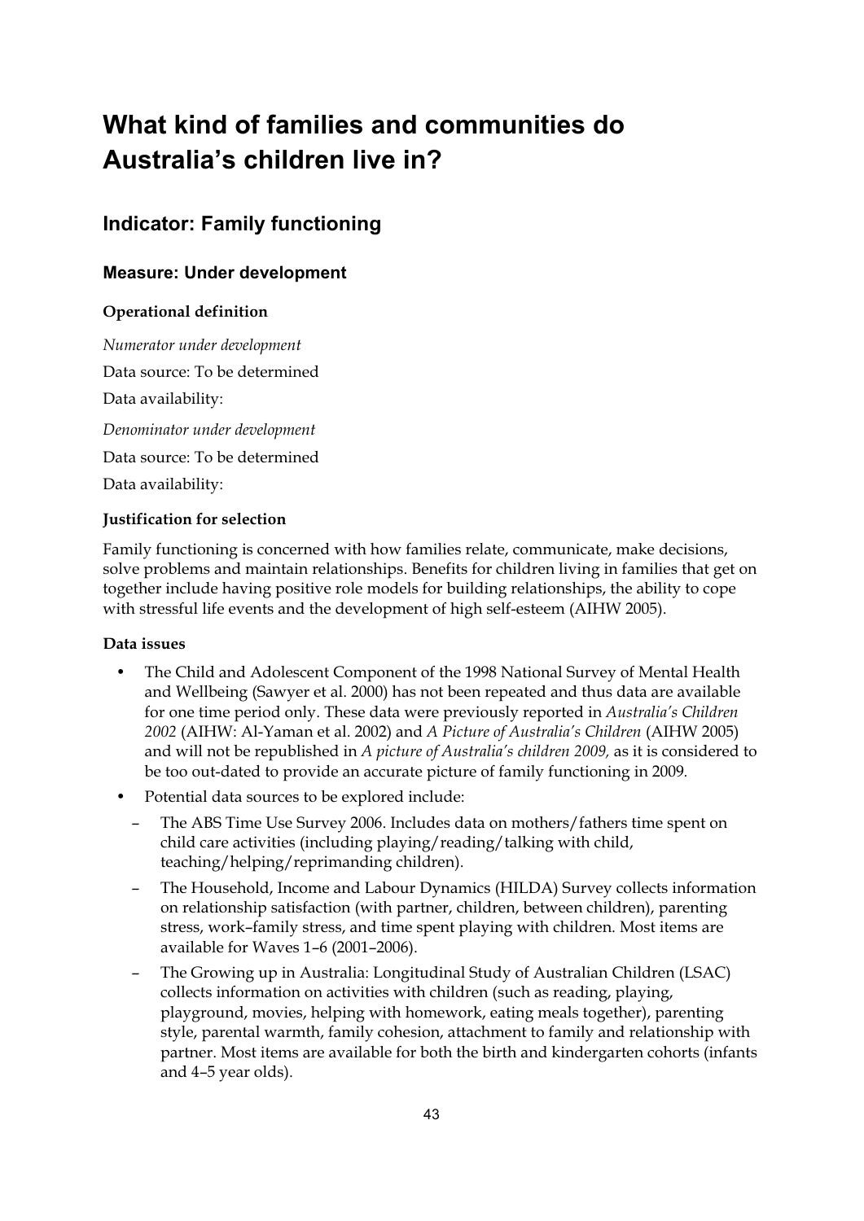# What kind of families and communities do Australia's children live in?

## Indicator: Family functioning

### Measure: Under development

**Operational definition**

*Numerator under development*

Data source: To be determined

Data availability:

*Denominator under development*

Data source: To be determined

Data availability:

**Justification for selection**

Family functioning is concerned with how families relate, communicate, make decisions, solve problems and maintain relationships. Benefits for children living in families that get on together include having positive role models for building relationships, the ability to cope with stressful life events and the development of high self-esteem (AIHW 2005).

**Data issues**

- The Child and Adolescent Component of the 1998 National Survey of Mental Health and Wellbeing (Sawyer et al. 2000) has not been repeated and thus data are available for one time period only. These data were previously reported in *Australia's Children 2002* (AIHW: Al-Yaman et al. 2002) and *A Picture of Australia's Children* (AIHW 2005) and will not be republished in *A picture of Australia's children 2009,* as it is considered to be too out-dated to provide an accurate picture of family functioning in 2009.
- Potential data sources to be explored include:
  - The ABS Time Use Survey 2006. Includes data on mothers/fathers time spent on child care activities (including playing/reading/talking with child, teaching/helping/reprimanding children).
  - The Household, Income and Labour Dynamics (HILDA) Survey collects information on relationship satisfaction (with partner, children, between children), parenting stress, work–family stress, and time spent playing with children. Most items are available for Waves 1–6 (2001–2006).
  - The Growing up in Australia: Longitudinal Study of Australian Children (LSAC) collects information on activities with children (such as reading, playing, playground, movies, helping with homework, eating meals together), parenting style, parental warmth, family cohesion, attachment to family and relationship with partner. Most items are available for both the birth and kindergarten cohorts (infants and 4–5 year olds).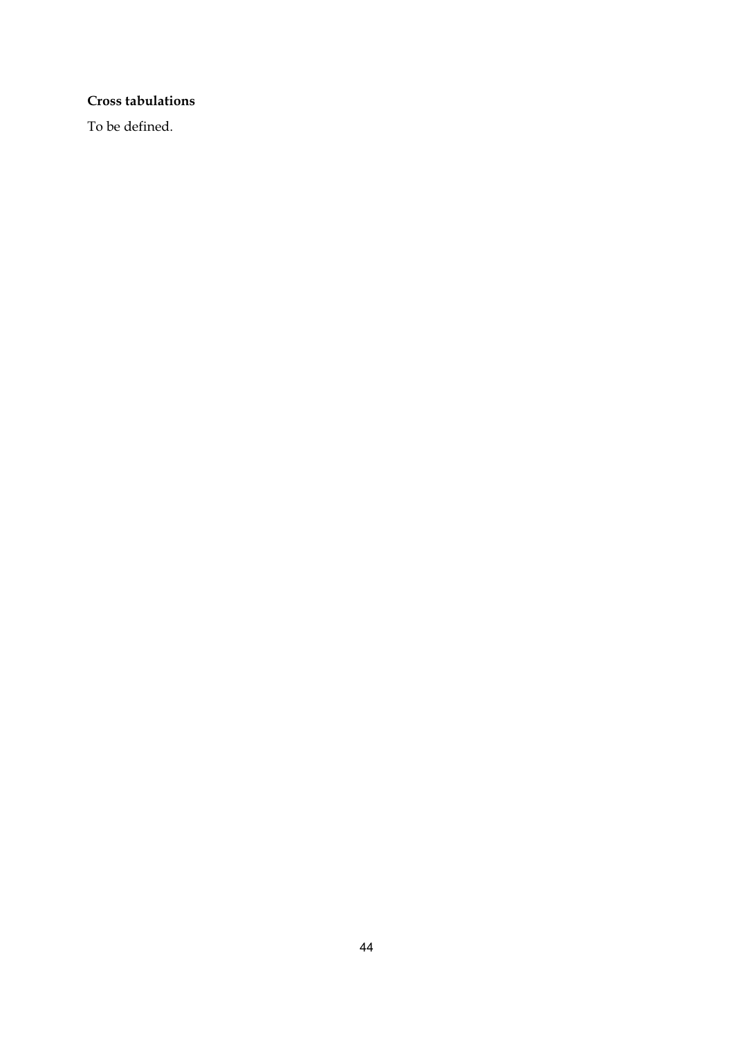**Cross tabulations**

To be defined.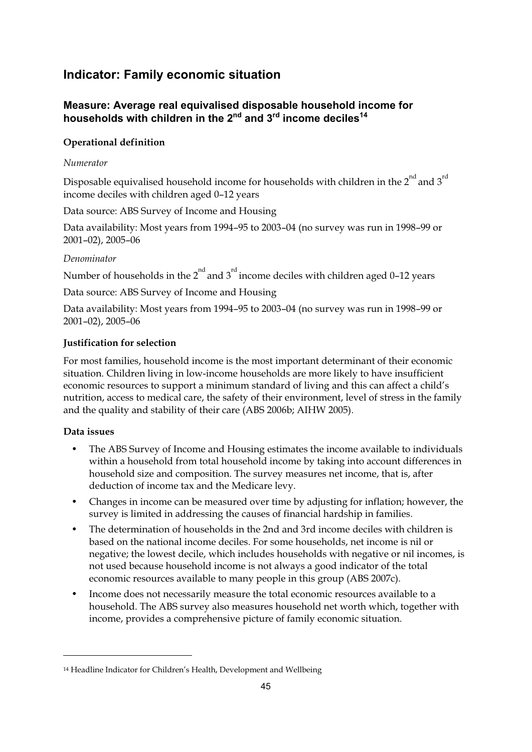## Indicator: Family economic situation

### Measure: Average real equivalised disposable household income for households with children in the 2nd and 3rd income deciles[14]

**Operational definition**

*Numerator*

Disposable equivalised household income for households with children in the 2nd and 3rd income deciles with children aged 0–12 years

Data source: ABS Survey of Income and Housing

Data availability: Most years from 1994–95 to 2003–04 (no survey was run in 1998–99 or 2001–02), 2005–06

*Denominator*

Number of households in the 2nd and 3rd income deciles with children aged 0–12 years

Data source: ABS Survey of Income and Housing

Data availability: Most years from 1994–95 to 2003–04 (no survey was run in 1998–99 or 2001–02), 2005–06

**Justification for selection**

For most families, household income is the most important determinant of their economic situation. Children living in low-income households are more likely to have insufficient economic resources to support a minimum standard of living and this can affect a child's nutrition, access to medical care, the safety of their environment, level of stress in the family and the quality and stability of their care (ABS 2006b; AIHW 2005).

**Data issues**

- The ABS Survey of Income and Housing estimates the income available to individuals within a household from total household income by taking into account differences in household size and composition. The survey measures net income, that is, after deduction of income tax and the Medicare levy.
- Changes in income can be measured over time by adjusting for inflation; however, the survey is limited in addressing the causes of financial hardship in families.
- The determination of households in the 2nd and 3rd income deciles with children is based on the national income deciles. For some households, net income is nil or negative; the lowest decile, which includes households with negative or nil incomes, is not used because household income is not always a good indicator of the total economic resources available to many people in this group (ABS 2007c).
- Income does not necessarily measure the total economic resources available to a household. The ABS survey also measures household net worth which, together with income, provides a comprehensive picture of family economic situation.

---

[14] Headline Indicator for Children's Health, Development and Wellbeing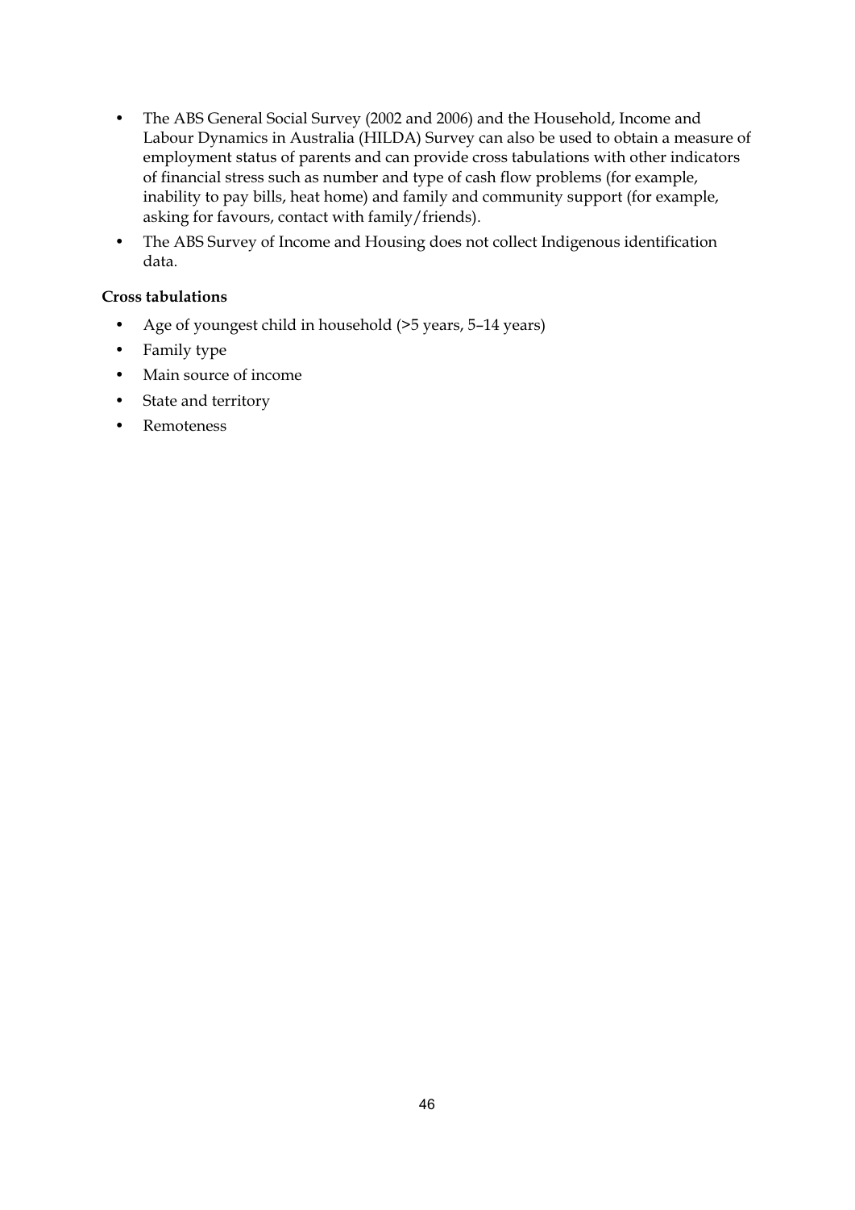- The ABS General Social Survey (2002 and 2006) and the Household, Income and Labour Dynamics in Australia (HILDA) Survey can also be used to obtain a measure of employment status of parents and can provide cross tabulations with other indicators of financial stress such as number and type of cash flow problems (for example, inability to pay bills, heat home) and family and community support (for example, asking for favours, contact with family/friends).
- The ABS Survey of Income and Housing does not collect Indigenous identification data.

**Cross tabulations**

- Age of youngest child in household (>5 years, 5–14 years)
- Family type
- Main source of income
- State and territory
- Remoteness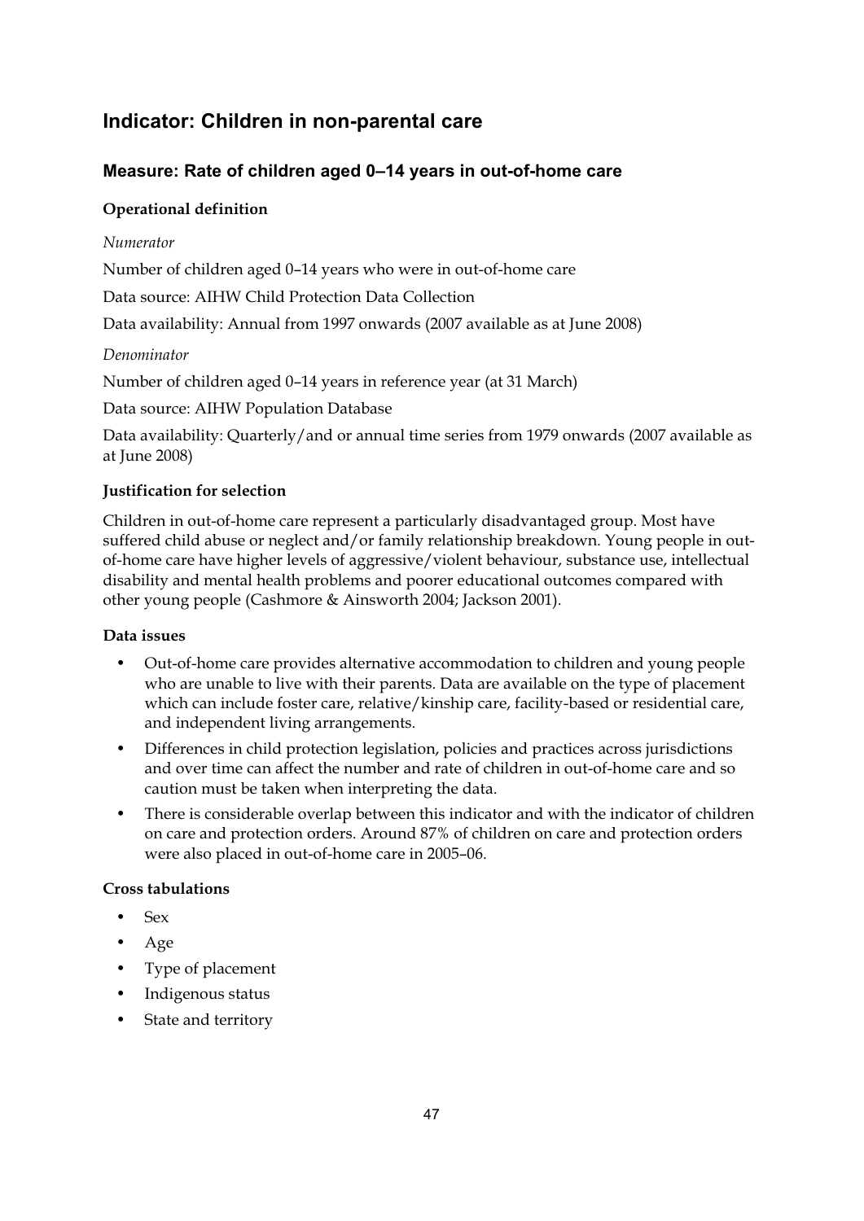## Indicator: Children in non-parental care

### Measure: Rate of children aged 0–14 years in out-of-home care

**Operational definition**

*Numerator*

Number of children aged 0–14 years who were in out-of-home care

Data source: AIHW Child Protection Data Collection

Data availability: Annual from 1997 onwards (2007 available as at June 2008)

*Denominator*

Number of children aged 0–14 years in reference year (at 31 March)

Data source: AIHW Population Database

Data availability: Quarterly/and or annual time series from 1979 onwards (2007 available as at June 2008)

**Justification for selection**

Children in out-of-home care represent a particularly disadvantaged group. Most have suffered child abuse or neglect and/or family relationship breakdown. Young people in out-of-home care have higher levels of aggressive/violent behaviour, substance use, intellectual disability and mental health problems and poorer educational outcomes compared with other young people (Cashmore & Ainsworth 2004; Jackson 2001).

**Data issues**

- Out-of-home care provides alternative accommodation to children and young people who are unable to live with their parents. Data are available on the type of placement which can include foster care, relative/kinship care, facility-based or residential care, and independent living arrangements.
- Differences in child protection legislation, policies and practices across jurisdictions and over time can affect the number and rate of children in out-of-home care and so caution must be taken when interpreting the data.
- There is considerable overlap between this indicator and with the indicator of children on care and protection orders. Around 87% of children on care and protection orders were also placed in out-of-home care in 2005–06.

**Cross tabulations**

- Sex
- Age
- Type of placement
- Indigenous status
- State and territory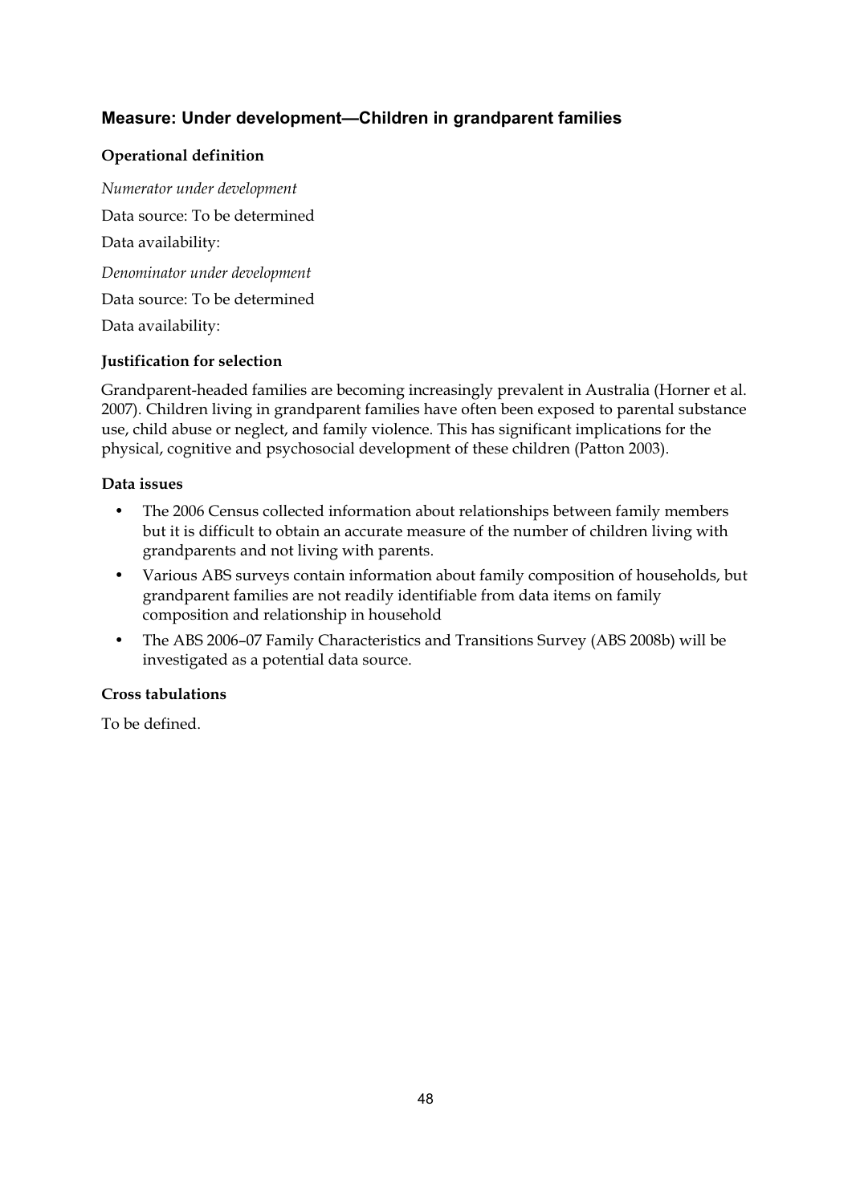## Measure: Under development—Children in grandparent families

**Operational definition**

*Numerator under development*

Data source: To be determined

Data availability:

*Denominator under development*

Data source: To be determined

Data availability:

**Justification for selection**

Grandparent-headed families are becoming increasingly prevalent in Australia (Horner et al. 2007). Children living in grandparent families have often been exposed to parental substance use, child abuse or neglect, and family violence. This has significant implications for the physical, cognitive and psychosocial development of these children (Patton 2003).

**Data issues**

- The 2006 Census collected information about relationships between family members but it is difficult to obtain an accurate measure of the number of children living with grandparents and not living with parents.
- Various ABS surveys contain information about family composition of households, but grandparent families are not readily identifiable from data items on family composition and relationship in household
- The ABS 2006–07 Family Characteristics and Transitions Survey (ABS 2008b) will be investigated as a potential data source.

**Cross tabulations**

To be defined.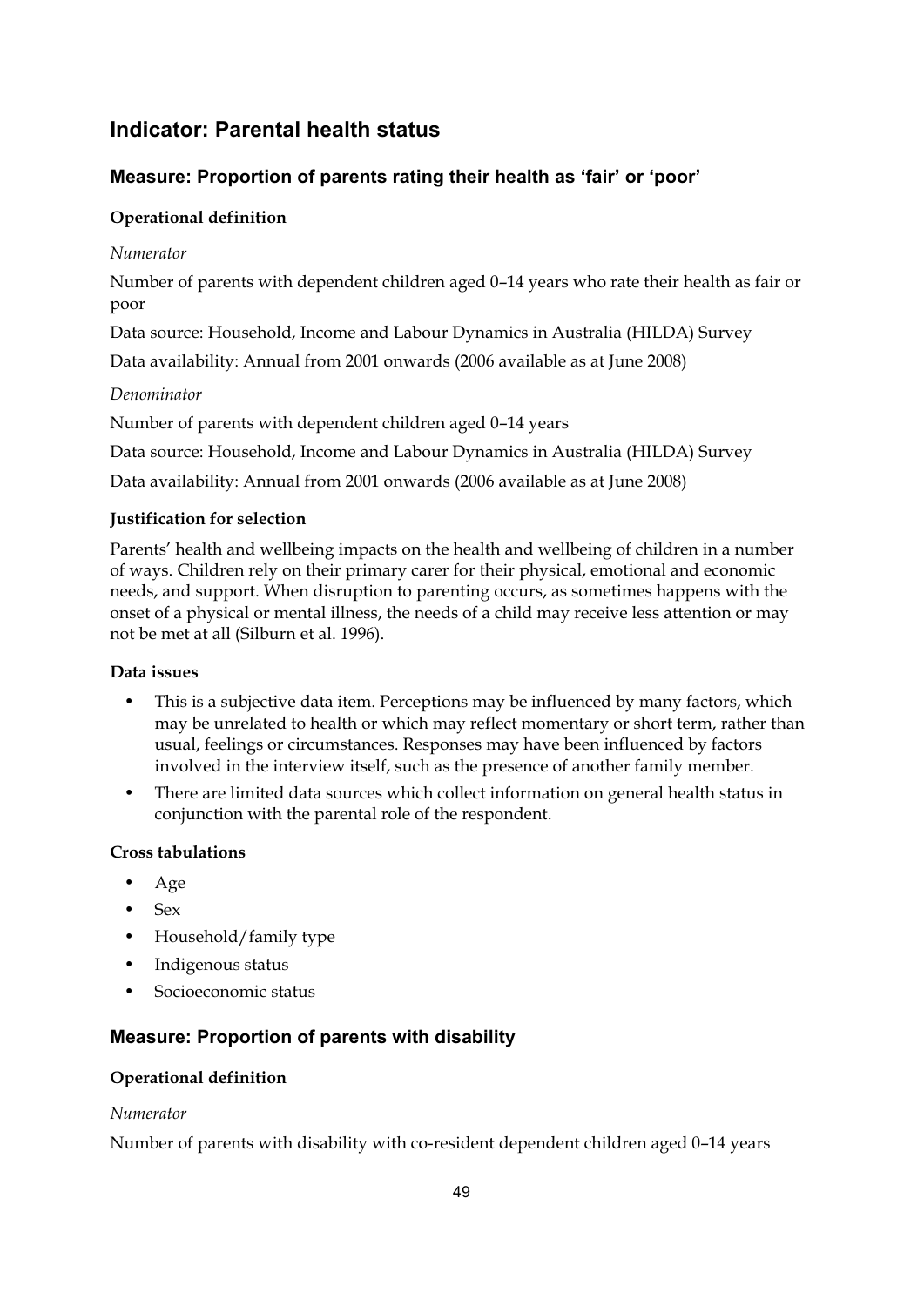## Indicator: Parental health status

### Measure: Proportion of parents rating their health as 'fair' or 'poor'

#### Operational definition

*Numerator*

Number of parents with dependent children aged 0–14 years who rate their health as fair or poor

Data source: Household, Income and Labour Dynamics in Australia (HILDA) Survey

Data availability: Annual from 2001 onwards (2006 available as at June 2008)

*Denominator*

Number of parents with dependent children aged 0–14 years

Data source: Household, Income and Labour Dynamics in Australia (HILDA) Survey

Data availability: Annual from 2001 onwards (2006 available as at June 2008)

#### Justification for selection

Parents' health and wellbeing impacts on the health and wellbeing of children in a number of ways. Children rely on their primary carer for their physical, emotional and economic needs, and support. When disruption to parenting occurs, as sometimes happens with the onset of a physical or mental illness, the needs of a child may receive less attention or may not be met at all (Silburn et al. 1996).

#### Data issues

- This is a subjective data item. Perceptions may be influenced by many factors, which may be unrelated to health or which may reflect momentary or short term, rather than usual, feelings or circumstances. Responses may have been influenced by factors involved in the interview itself, such as the presence of another family member.
- There are limited data sources which collect information on general health status in conjunction with the parental role of the respondent.

#### Cross tabulations

- Age
- Sex
- Household/family type
- Indigenous status
- Socioeconomic status

### Measure: Proportion of parents with disability

#### Operational definition

*Numerator*

Number of parents with disability with co-resident dependent children aged 0–14 years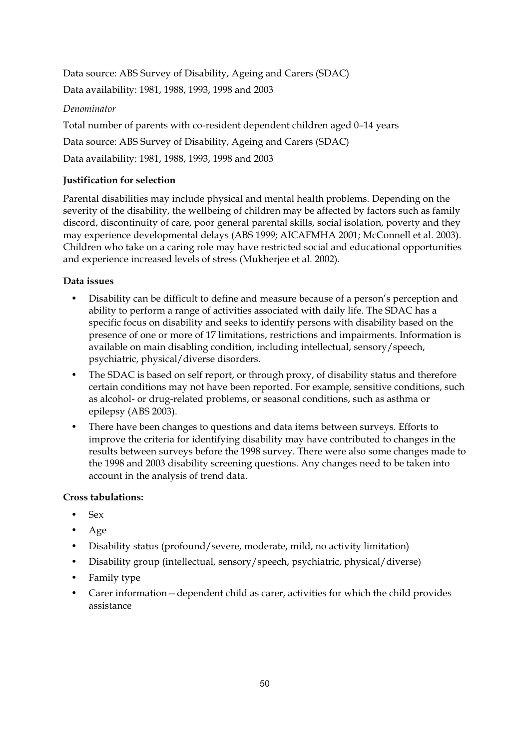Data source: ABS Survey of Disability, Ageing and Carers (SDAC)

Data availability: 1981, 1988, 1993, 1998 and 2003

*Denominator*

Total number of parents with co-resident dependent children aged 0–14 years

Data source: ABS Survey of Disability, Ageing and Carers (SDAC)

Data availability: 1981, 1988, 1993, 1998 and 2003

**Justification for selection**

Parental disabilities may include physical and mental health problems. Depending on the severity of the disability, the wellbeing of children may be affected by factors such as family discord, discontinuity of care, poor general parental skills, social isolation, poverty and they may experience developmental delays (ABS 1999; AICAFMHA 2001; McConnell et al. 2003). Children who take on a caring role may have restricted social and educational opportunities and experience increased levels of stress (Mukherjee et al. 2002).

**Data issues**

- Disability can be difficult to define and measure because of a person's perception and ability to perform a range of activities associated with daily life. The SDAC has a specific focus on disability and seeks to identify persons with disability based on the presence of one or more of 17 limitations, restrictions and impairments. Information is available on main disabling condition, including intellectual, sensory/speech, psychiatric, physical/diverse disorders.
- The SDAC is based on self report, or through proxy, of disability status and therefore certain conditions may not have been reported. For example, sensitive conditions, such as alcohol- or drug-related problems, or seasonal conditions, such as asthma or epilepsy (ABS 2003).
- There have been changes to questions and data items between surveys. Efforts to improve the criteria for identifying disability may have contributed to changes in the results between surveys before the 1998 survey. There were also some changes made to the 1998 and 2003 disability screening questions. Any changes need to be taken into account in the analysis of trend data.

**Cross tabulations:**

- Sex
- Age
- Disability status (profound/severe, moderate, mild, no activity limitation)
- Disability group (intellectual, sensory/speech, psychiatric, physical/diverse)
- Family type
- Carer information—dependent child as carer, activities for which the child provides assistance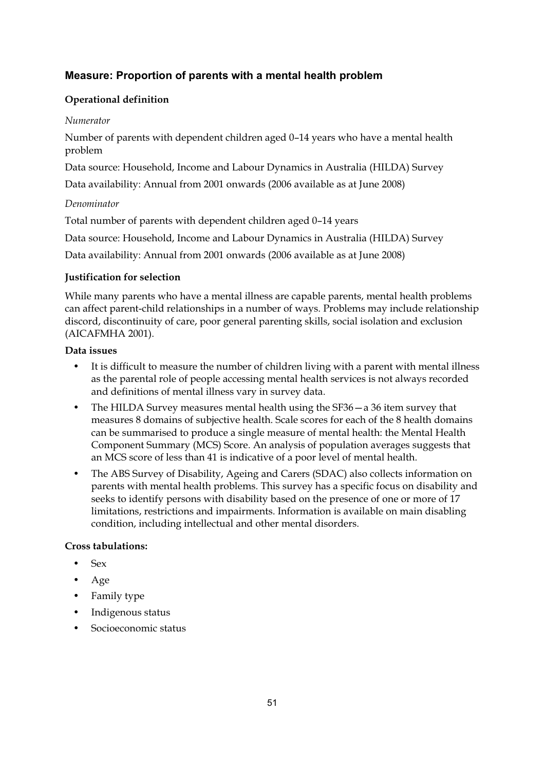### Measure: Proportion of parents with a mental health problem

**Operational definition**

*Numerator*

Number of parents with dependent children aged 0–14 years who have a mental health problem

Data source: Household, Income and Labour Dynamics in Australia (HILDA) Survey

Data availability: Annual from 2001 onwards (2006 available as at June 2008)

*Denominator*

Total number of parents with dependent children aged 0–14 years

Data source: Household, Income and Labour Dynamics in Australia (HILDA) Survey

Data availability: Annual from 2001 onwards (2006 available as at June 2008)

**Justification for selection**

While many parents who have a mental illness are capable parents, mental health problems can affect parent-child relationships in a number of ways. Problems may include relationship discord, discontinuity of care, poor general parenting skills, social isolation and exclusion (AICAFMHA 2001).

**Data issues**

- It is difficult to measure the number of children living with a parent with mental illness as the parental role of people accessing mental health services is not always recorded and definitions of mental illness vary in survey data.
- The HILDA Survey measures mental health using the SF36—a 36 item survey that measures 8 domains of subjective health. Scale scores for each of the 8 health domains can be summarised to produce a single measure of mental health: the Mental Health Component Summary (MCS) Score. An analysis of population averages suggests that an MCS score of less than 41 is indicative of a poor level of mental health.
- The ABS Survey of Disability, Ageing and Carers (SDAC) also collects information on parents with mental health problems. This survey has a specific focus on disability and seeks to identify persons with disability based on the presence of one or more of 17 limitations, restrictions and impairments. Information is available on main disabling condition, including intellectual and other mental disorders.

**Cross tabulations:**

- Sex
- Age
- Family type
- Indigenous status
- Socioeconomic status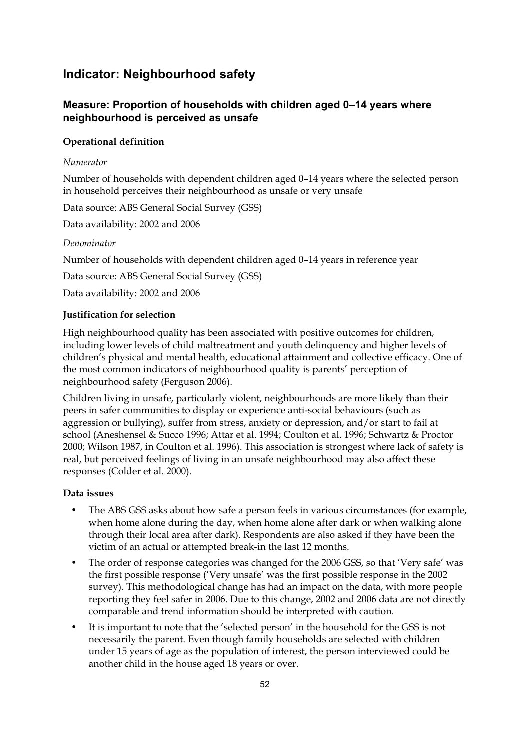## Indicator: Neighbourhood safety

### Measure: Proportion of households with children aged 0–14 years where neighbourhood is perceived as unsafe

**Operational definition**

*Numerator*

Number of households with dependent children aged 0–14 years where the selected person in household perceives their neighbourhood as unsafe or very unsafe

Data source: ABS General Social Survey (GSS)

Data availability: 2002 and 2006

*Denominator*

Number of households with dependent children aged 0–14 years in reference year

Data source: ABS General Social Survey (GSS)

Data availability: 2002 and 2006

**Justification for selection**

High neighbourhood quality has been associated with positive outcomes for children, including lower levels of child maltreatment and youth delinquency and higher levels of children's physical and mental health, educational attainment and collective efficacy. One of the most common indicators of neighbourhood quality is parents' perception of neighbourhood safety (Ferguson 2006).

Children living in unsafe, particularly violent, neighbourhoods are more likely than their peers in safer communities to display or experience anti-social behaviours (such as aggression or bullying), suffer from stress, anxiety or depression, and/or start to fail at school (Aneshensel & Succo 1996; Attar et al. 1994; Coulton et al. 1996; Schwartz & Proctor 2000; Wilson 1987, in Coulton et al. 1996). This association is strongest where lack of safety is real, but perceived feelings of living in an unsafe neighbourhood may also affect these responses (Colder et al. 2000).

**Data issues**

- The ABS GSS asks about how safe a person feels in various circumstances (for example, when home alone during the day, when home alone after dark or when walking alone through their local area after dark). Respondents are also asked if they have been the victim of an actual or attempted break-in the last 12 months.
- The order of response categories was changed for the 2006 GSS, so that 'Very safe' was the first possible response ('Very unsafe' was the first possible response in the 2002 survey). This methodological change has had an impact on the data, with more people reporting they feel safer in 2006. Due to this change, 2002 and 2006 data are not directly comparable and trend information should be interpreted with caution.
- It is important to note that the 'selected person' in the household for the GSS is not necessarily the parent. Even though family households are selected with children under 15 years of age as the population of interest, the person interviewed could be another child in the house aged 18 years or over.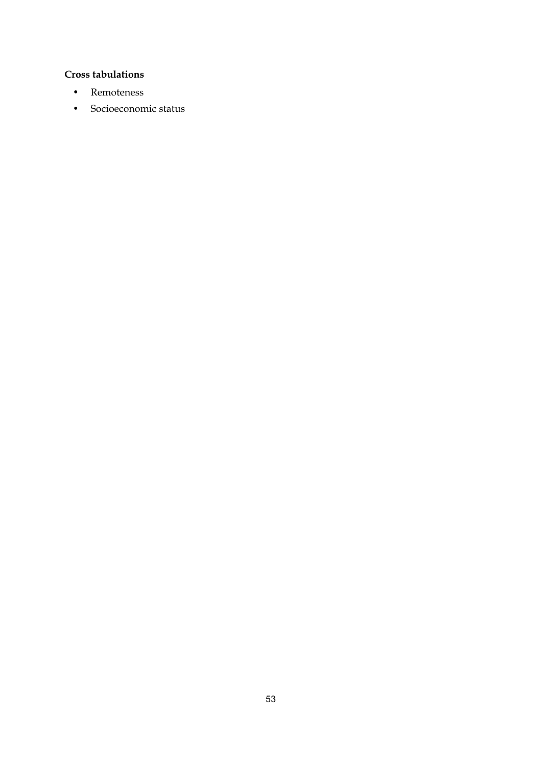**Cross tabulations**

- Remoteness
- Socioeconomic status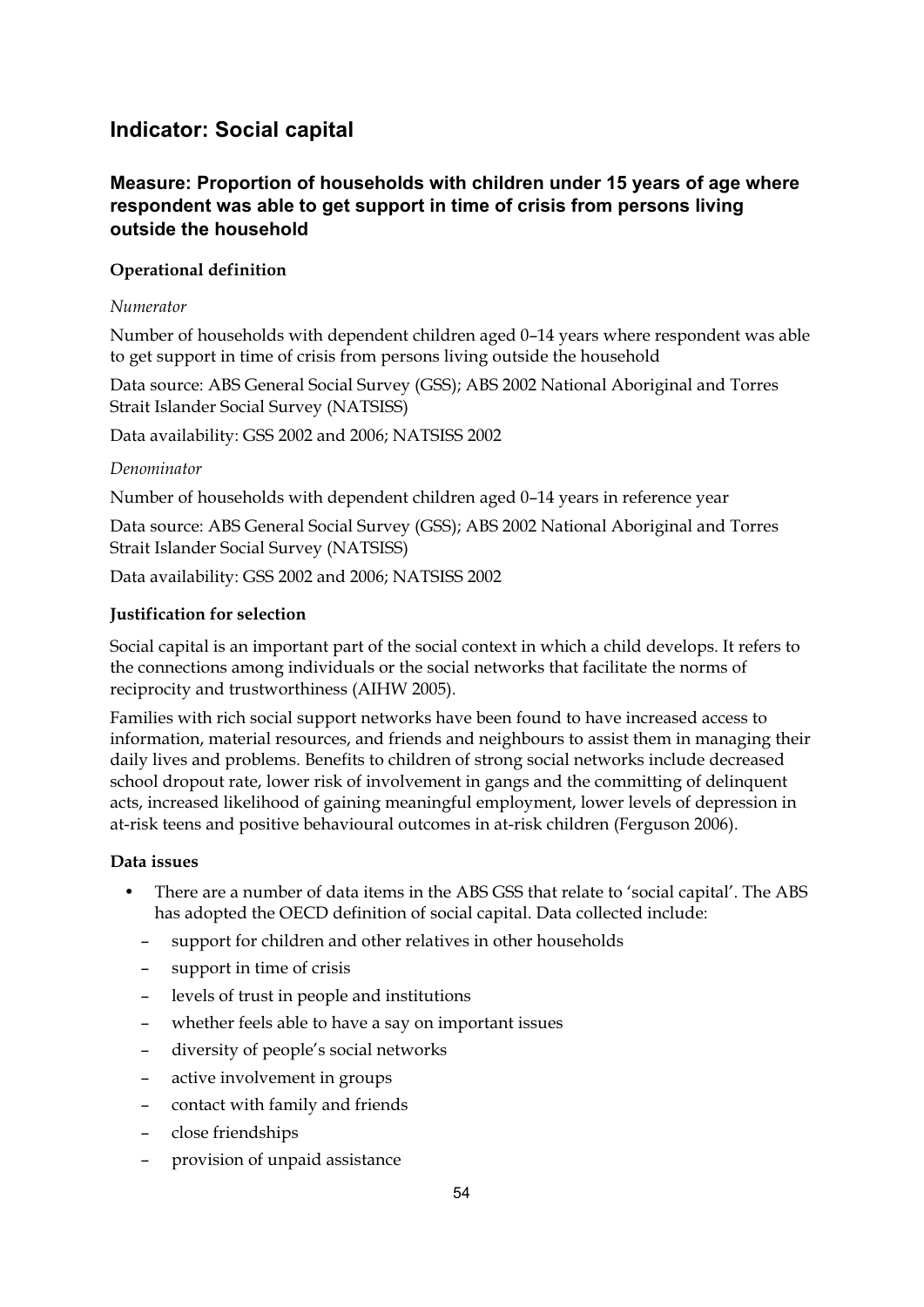## Indicator: Social capital

### Measure: Proportion of households with children under 15 years of age where respondent was able to get support in time of crisis from persons living outside the household

#### Operational definition

*Numerator*

Number of households with dependent children aged 0–14 years where respondent was able to get support in time of crisis from persons living outside the household

Data source: ABS General Social Survey (GSS); ABS 2002 National Aboriginal and Torres Strait Islander Social Survey (NATSISS)

Data availability: GSS 2002 and 2006; NATSISS 2002

*Denominator*

Number of households with dependent children aged 0–14 years in reference year

Data source: ABS General Social Survey (GSS); ABS 2002 National Aboriginal and Torres Strait Islander Social Survey (NATSISS)

Data availability: GSS 2002 and 2006; NATSISS 2002

#### Justification for selection

Social capital is an important part of the social context in which a child develops. It refers to the connections among individuals or the social networks that facilitate the norms of reciprocity and trustworthiness (AIHW 2005).

Families with rich social support networks have been found to have increased access to information, material resources, and friends and neighbours to assist them in managing their daily lives and problems. Benefits to children of strong social networks include decreased school dropout rate, lower risk of involvement in gangs and the committing of delinquent acts, increased likelihood of gaining meaningful employment, lower levels of depression in at-risk teens and positive behavioural outcomes in at-risk children (Ferguson 2006).

#### Data issues

- There are a number of data items in the ABS GSS that relate to 'social capital'. The ABS has adopted the OECD definition of social capital. Data collected include:
  - support for children and other relatives in other households
  - support in time of crisis
  - levels of trust in people and institutions
  - whether feels able to have a say on important issues
  - diversity of people's social networks
  - active involvement in groups
  - contact with family and friends
  - close friendships
  - provision of unpaid assistance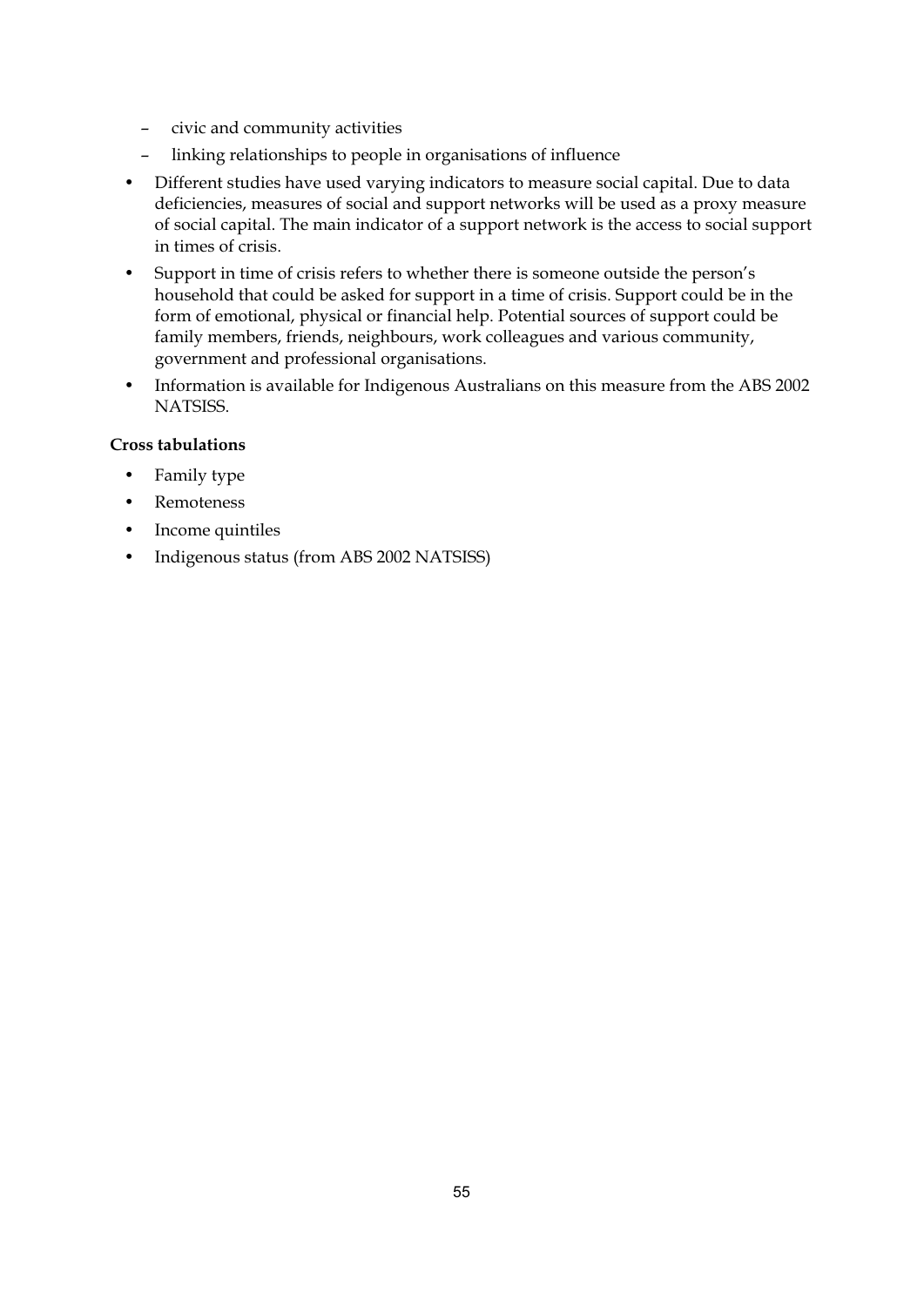- civic and community activities
  - linking relationships to people in organisations of influence
- Different studies have used varying indicators to measure social capital. Due to data deficiencies, measures of social and support networks will be used as a proxy measure of social capital. The main indicator of a support network is the access to social support in times of crisis.
- Support in time of crisis refers to whether there is someone outside the person's household that could be asked for support in a time of crisis. Support could be in the form of emotional, physical or financial help. Potential sources of support could be family members, friends, neighbours, work colleagues and various community, government and professional organisations.
- Information is available for Indigenous Australians on this measure from the ABS 2002 NATSISS.

**Cross tabulations**

- Family type
- Remoteness
- Income quintiles
- Indigenous status (from ABS 2002 NATSISS)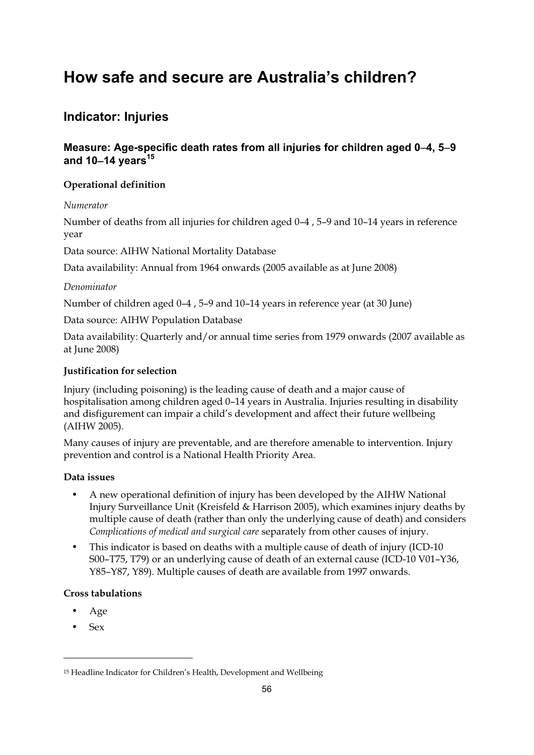# How safe and secure are Australia's children?

## Indicator: Injuries

### Measure: Age-specific death rates from all injuries for children aged 0–4, 5–9 and 10–14 years[15]

**Operational definition**

*Numerator*

Number of deaths from all injuries for children aged 0–4 , 5–9 and 10–14 years in reference year

Data source: AIHW National Mortality Database

Data availability: Annual from 1964 onwards (2005 available as at June 2008)

*Denominator*

Number of children aged 0–4 , 5–9 and 10–14 years in reference year (at 30 June)

Data source: AIHW Population Database

Data availability: Quarterly and/or annual time series from 1979 onwards (2007 available as at June 2008)

**Justification for selection**

Injury (including poisoning) is the leading cause of death and a major cause of hospitalisation among children aged 0–14 years in Australia. Injuries resulting in disability and disfigurement can impair a child's development and affect their future wellbeing (AIHW 2005).

Many causes of injury are preventable, and are therefore amenable to intervention. Injury prevention and control is a National Health Priority Area.

**Data issues**

- A new operational definition of injury has been developed by the AIHW National Injury Surveillance Unit (Kreisfeld & Harrison 2005), which examines injury deaths by multiple cause of death (rather than only the underlying cause of death) and considers *Complications of medical and surgical care* separately from other causes of injury.
- This indicator is based on deaths with a multiple cause of death of injury (ICD-10 S00–T75, T79) or an underlying cause of death of an external cause (ICD-10 V01–Y36, Y85–Y87, Y89). Multiple causes of death are available from 1997 onwards.

**Cross tabulations**

- Age
- Sex

---

15 Headline Indicator for Children's Health, Development and Wellbeing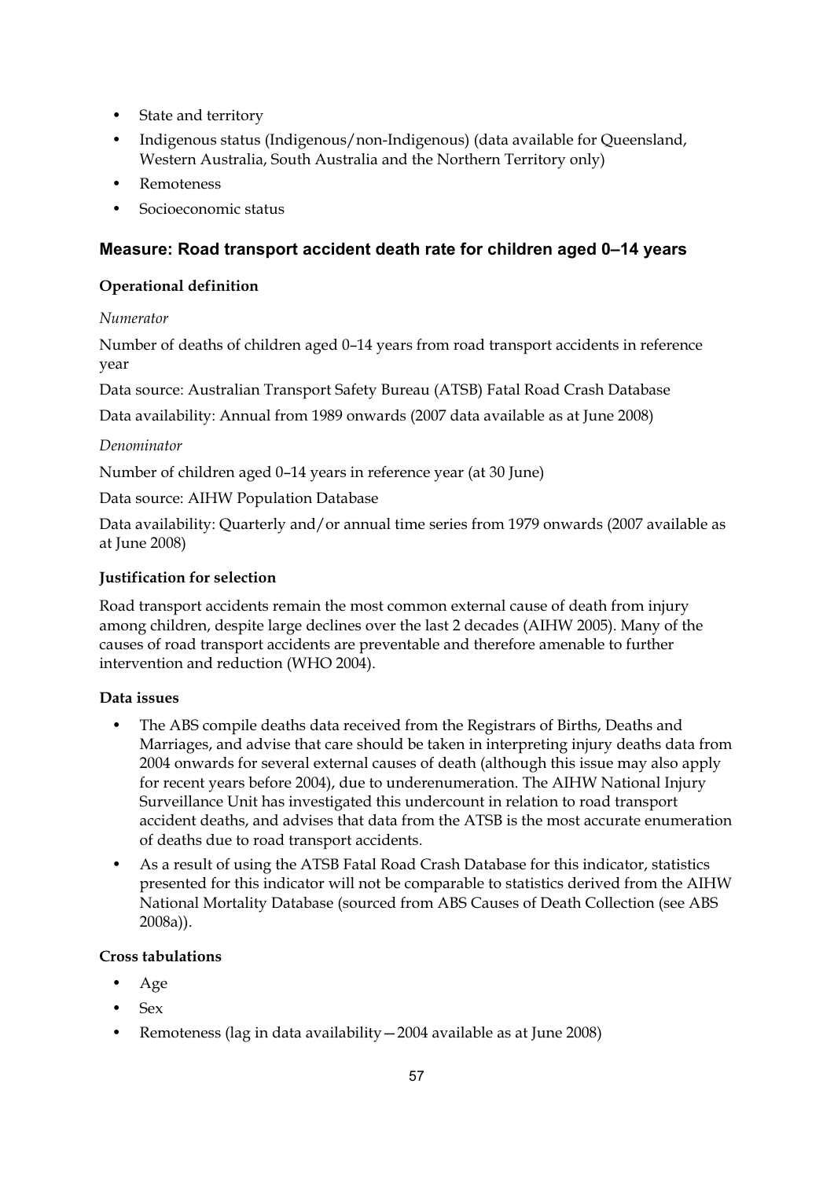- State and territory
- Indigenous status (Indigenous/non-Indigenous) (data available for Queensland, Western Australia, South Australia and the Northern Territory only)
- Remoteness
- Socioeconomic status

### Measure: Road transport accident death rate for children aged 0–14 years

#### Operational definition

*Numerator*

Number of deaths of children aged 0–14 years from road transport accidents in reference year

Data source: Australian Transport Safety Bureau (ATSB) Fatal Road Crash Database

Data availability: Annual from 1989 onwards (2007 data available as at June 2008)

*Denominator*

Number of children aged 0–14 years in reference year (at 30 June)

Data source: AIHW Population Database

Data availability: Quarterly and/or annual time series from 1979 onwards (2007 available as at June 2008)

#### Justification for selection

Road transport accidents remain the most common external cause of death from injury among children, despite large declines over the last 2 decades (AIHW 2005). Many of the causes of road transport accidents are preventable and therefore amenable to further intervention and reduction (WHO 2004).

#### Data issues

- The ABS compile deaths data received from the Registrars of Births, Deaths and Marriages, and advise that care should be taken in interpreting injury deaths data from 2004 onwards for several external causes of death (although this issue may also apply for recent years before 2004), due to underenumeration. The AIHW National Injury Surveillance Unit has investigated this undercount in relation to road transport accident deaths, and advises that data from the ATSB is the most accurate enumeration of deaths due to road transport accidents.
- As a result of using the ATSB Fatal Road Crash Database for this indicator, statistics presented for this indicator will not be comparable to statistics derived from the AIHW National Mortality Database (sourced from ABS Causes of Death Collection (see ABS 2008a)).

#### Cross tabulations

- Age
- Sex
- Remoteness (lag in data availability—2004 available as at June 2008)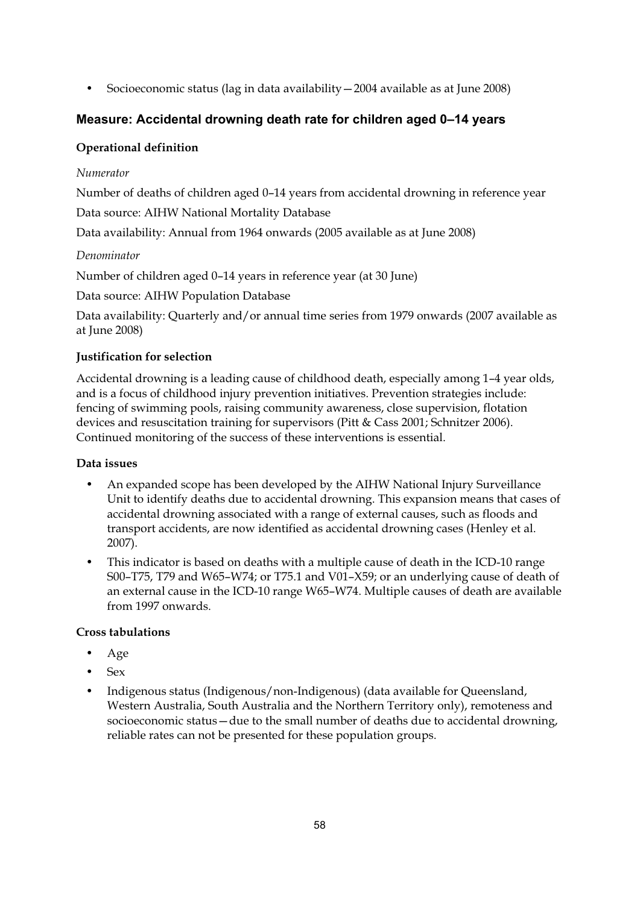- Socioeconomic status (lag in data availability—2004 available as at June 2008)

### Measure: Accidental drowning death rate for children aged 0–14 years

**Operational definition**

*Numerator*

Number of deaths of children aged 0–14 years from accidental drowning in reference year

Data source: AIHW National Mortality Database

Data availability: Annual from 1964 onwards (2005 available as at June 2008)

*Denominator*

Number of children aged 0–14 years in reference year (at 30 June)

Data source: AIHW Population Database

Data availability: Quarterly and/or annual time series from 1979 onwards (2007 available as at June 2008)

**Justification for selection**

Accidental drowning is a leading cause of childhood death, especially among 1–4 year olds, and is a focus of childhood injury prevention initiatives. Prevention strategies include: fencing of swimming pools, raising community awareness, close supervision, flotation devices and resuscitation training for supervisors (Pitt & Cass 2001; Schnitzer 2006). Continued monitoring of the success of these interventions is essential.

**Data issues**

- An expanded scope has been developed by the AIHW National Injury Surveillance Unit to identify deaths due to accidental drowning. This expansion means that cases of accidental drowning associated with a range of external causes, such as floods and transport accidents, are now identified as accidental drowning cases (Henley et al. 2007).
- This indicator is based on deaths with a multiple cause of death in the ICD-10 range S00–T75, T79 and W65–W74; or T75.1 and V01–X59; or an underlying cause of death of an external cause in the ICD-10 range W65–W74. Multiple causes of death are available from 1997 onwards.

**Cross tabulations**

- Age
- Sex
- Indigenous status (Indigenous/non-Indigenous) (data available for Queensland, Western Australia, South Australia and the Northern Territory only), remoteness and socioeconomic status—due to the small number of deaths due to accidental drowning, reliable rates can not be presented for these population groups.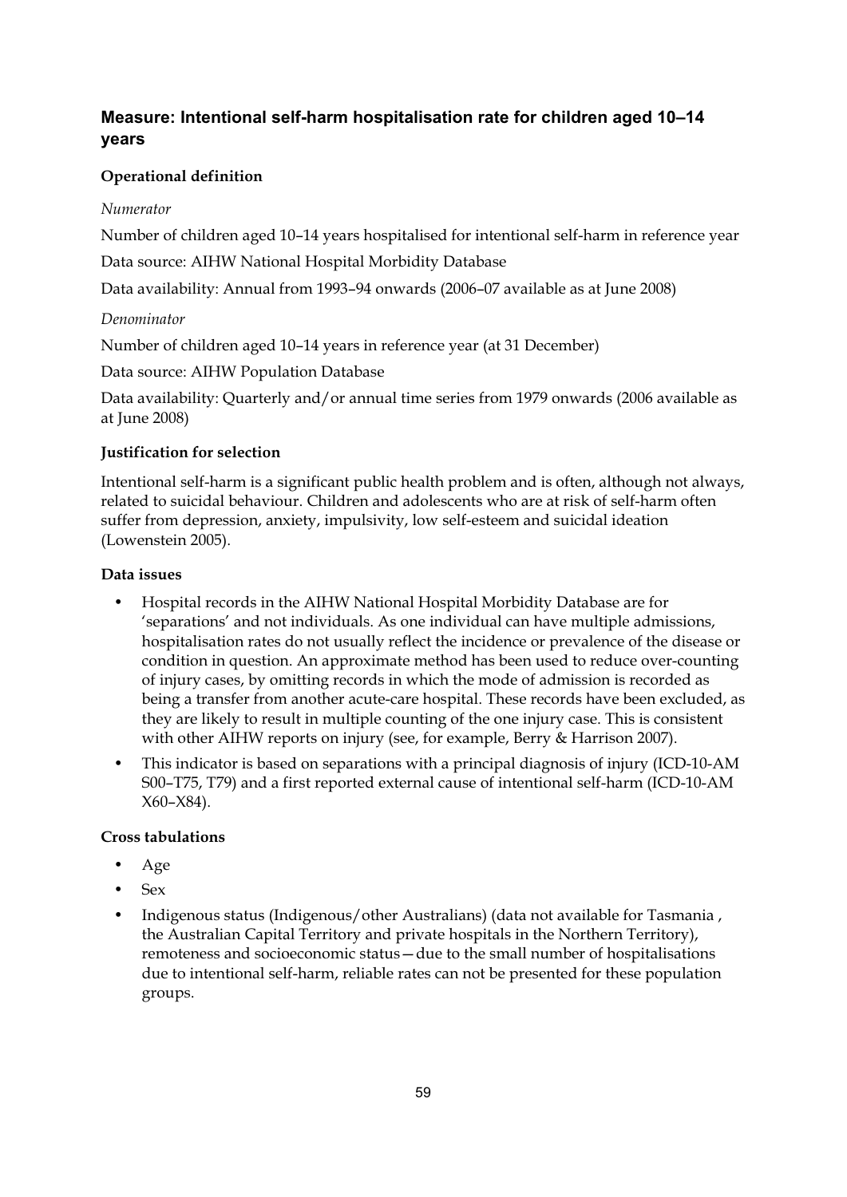### Measure: Intentional self-harm hospitalisation rate for children aged 10–14 years

**Operational definition**

*Numerator*

Number of children aged 10–14 years hospitalised for intentional self-harm in reference year

Data source: AIHW National Hospital Morbidity Database

Data availability: Annual from 1993–94 onwards (2006–07 available as at June 2008)

*Denominator*

Number of children aged 10–14 years in reference year (at 31 December)

Data source: AIHW Population Database

Data availability: Quarterly and/or annual time series from 1979 onwards (2006 available as at June 2008)

**Justification for selection**

Intentional self-harm is a significant public health problem and is often, although not always, related to suicidal behaviour. Children and adolescents who are at risk of self-harm often suffer from depression, anxiety, impulsivity, low self-esteem and suicidal ideation (Lowenstein 2005).

**Data issues**

- Hospital records in the AIHW National Hospital Morbidity Database are for 'separations' and not individuals. As one individual can have multiple admissions, hospitalisation rates do not usually reflect the incidence or prevalence of the disease or condition in question. An approximate method has been used to reduce over-counting of injury cases, by omitting records in which the mode of admission is recorded as being a transfer from another acute-care hospital. These records have been excluded, as they are likely to result in multiple counting of the one injury case. This is consistent with other AIHW reports on injury (see, for example, Berry & Harrison 2007).
- This indicator is based on separations with a principal diagnosis of injury (ICD-10-AM S00–T75, T79) and a first reported external cause of intentional self-harm (ICD-10-AM X60–X84).

**Cross tabulations**

- Age
- Sex
- Indigenous status (Indigenous/other Australians) (data not available for Tasmania , the Australian Capital Territory and private hospitals in the Northern Territory), remoteness and socioeconomic status—due to the small number of hospitalisations due to intentional self-harm, reliable rates can not be presented for these population groups.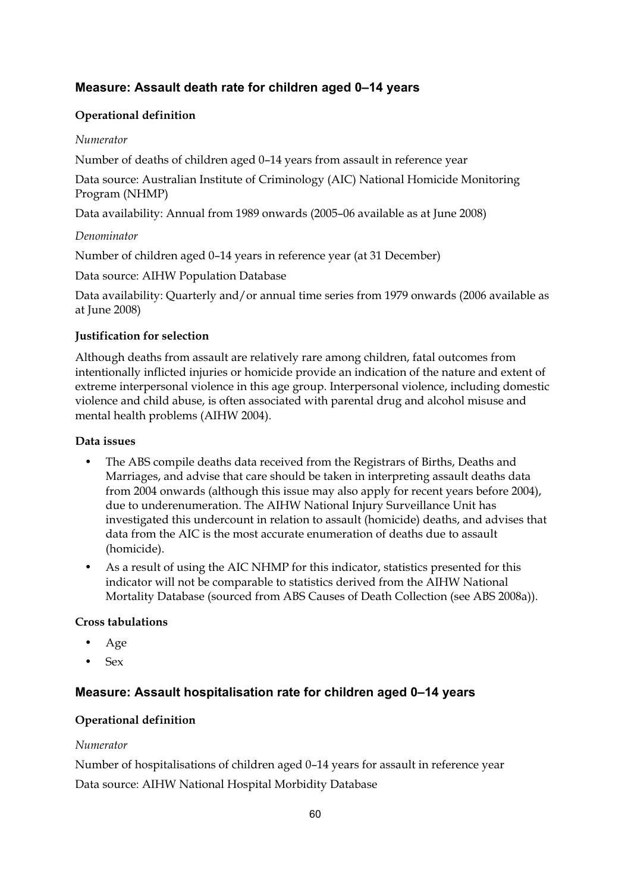## Measure: Assault death rate for children aged 0–14 years

**Operational definition**

*Numerator*

Number of deaths of children aged 0–14 years from assault in reference year

Data source: Australian Institute of Criminology (AIC) National Homicide Monitoring Program (NHMP)

Data availability: Annual from 1989 onwards (2005–06 available as at June 2008)

*Denominator*

Number of children aged 0–14 years in reference year (at 31 December)

Data source: AIHW Population Database

Data availability: Quarterly and/or annual time series from 1979 onwards (2006 available as at June 2008)

**Justification for selection**

Although deaths from assault are relatively rare among children, fatal outcomes from intentionally inflicted injuries or homicide provide an indication of the nature and extent of extreme interpersonal violence in this age group. Interpersonal violence, including domestic violence and child abuse, is often associated with parental drug and alcohol misuse and mental health problems (AIHW 2004).

**Data issues**

- The ABS compile deaths data received from the Registrars of Births, Deaths and Marriages, and advise that care should be taken in interpreting assault deaths data from 2004 onwards (although this issue may also apply for recent years before 2004), due to underenumeration. The AIHW National Injury Surveillance Unit has investigated this undercount in relation to assault (homicide) deaths, and advises that data from the AIC is the most accurate enumeration of deaths due to assault (homicide).
- As a result of using the AIC NHMP for this indicator, statistics presented for this indicator will not be comparable to statistics derived from the AIHW National Mortality Database (sourced from ABS Causes of Death Collection (see ABS 2008a)).

**Cross tabulations**

- Age
- Sex

## Measure: Assault hospitalisation rate for children aged 0–14 years

**Operational definition**

*Numerator*

Number of hospitalisations of children aged 0–14 years for assault in reference year

Data source: AIHW National Hospital Morbidity Database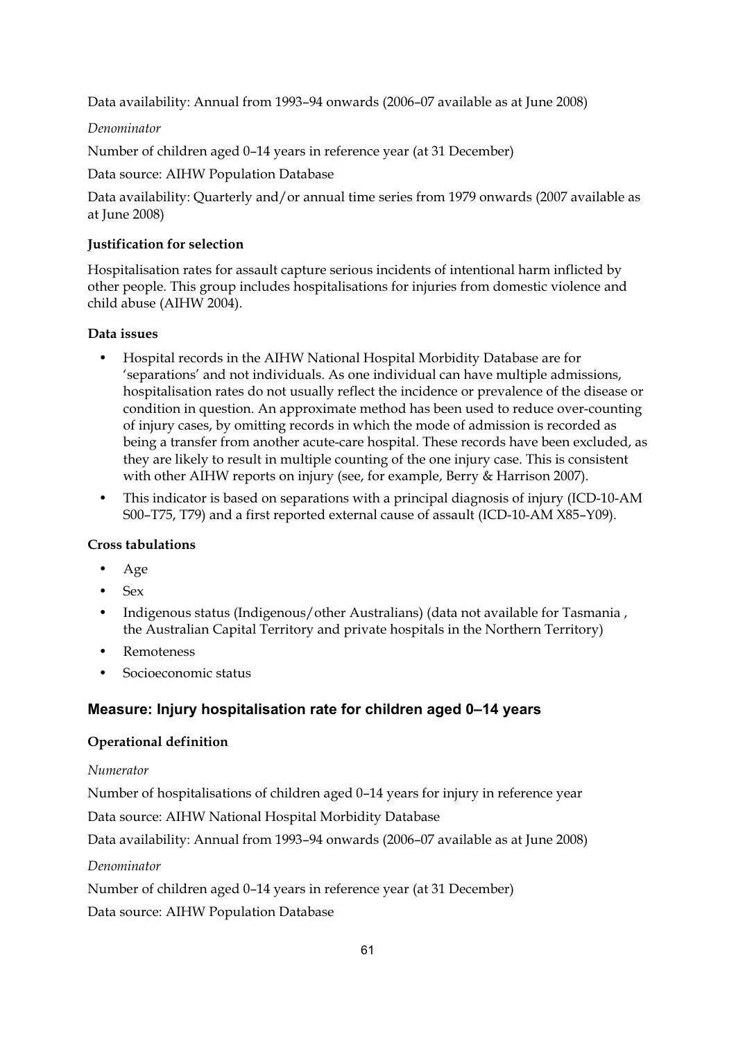Data availability: Annual from 1993–94 onwards (2006–07 available as at June 2008)

*Denominator*

Number of children aged 0–14 years in reference year (at 31 December)

Data source: AIHW Population Database

Data availability: Quarterly and/or annual time series from 1979 onwards (2007 available as at June 2008)

**Justification for selection**

Hospitalisation rates for assault capture serious incidents of intentional harm inflicted by other people. This group includes hospitalisations for injuries from domestic violence and child abuse (AIHW 2004).

**Data issues**

- Hospital records in the AIHW National Hospital Morbidity Database are for 'separations' and not individuals. As one individual can have multiple admissions, hospitalisation rates do not usually reflect the incidence or prevalence of the disease or condition in question. An approximate method has been used to reduce over-counting of injury cases, by omitting records in which the mode of admission is recorded as being a transfer from another acute-care hospital. These records have been excluded, as they are likely to result in multiple counting of the one injury case. This is consistent with other AIHW reports on injury (see, for example, Berry & Harrison 2007).
- This indicator is based on separations with a principal diagnosis of injury (ICD-10-AM S00–T75, T79) and a first reported external cause of assault (ICD-10-AM X85–Y09).

**Cross tabulations**

- Age
- Sex
- Indigenous status (Indigenous/other Australians) (data not available for Tasmania , the Australian Capital Territory and private hospitals in the Northern Territory)
- Remoteness
- Socioeconomic status

## Measure: Injury hospitalisation rate for children aged 0–14 years

**Operational definition**

*Numerator*

Number of hospitalisations of children aged 0–14 years for injury in reference year

Data source: AIHW National Hospital Morbidity Database

Data availability: Annual from 1993–94 onwards (2006–07 available as at June 2008)

*Denominator*

Number of children aged 0–14 years in reference year (at 31 December)

Data source: AIHW Population Database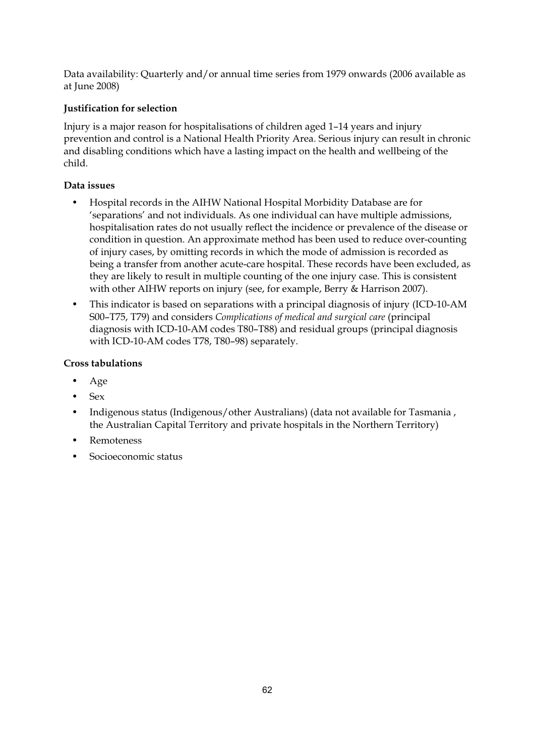Data availability: Quarterly and/or annual time series from 1979 onwards (2006 available as at June 2008)

**Justification for selection**

Injury is a major reason for hospitalisations of children aged 1–14 years and injury prevention and control is a National Health Priority Area. Serious injury can result in chronic and disabling conditions which have a lasting impact on the health and wellbeing of the child.

**Data issues**

- Hospital records in the AIHW National Hospital Morbidity Database are for 'separations' and not individuals. As one individual can have multiple admissions, hospitalisation rates do not usually reflect the incidence or prevalence of the disease or condition in question. An approximate method has been used to reduce over-counting of injury cases, by omitting records in which the mode of admission is recorded as being a transfer from another acute-care hospital. These records have been excluded, as they are likely to result in multiple counting of the one injury case. This is consistent with other AIHW reports on injury (see, for example, Berry & Harrison 2007).
- This indicator is based on separations with a principal diagnosis of injury (ICD-10-AM S00–T75, T79) and considers *Complications of medical and surgical care* (principal diagnosis with ICD-10-AM codes T80–T88) and residual groups (principal diagnosis with ICD-10-AM codes T78, T80–98) separately.

**Cross tabulations**

- Age
- Sex
- Indigenous status (Indigenous/other Australians) (data not available for Tasmania , the Australian Capital Territory and private hospitals in the Northern Territory)
- Remoteness
- Socioeconomic status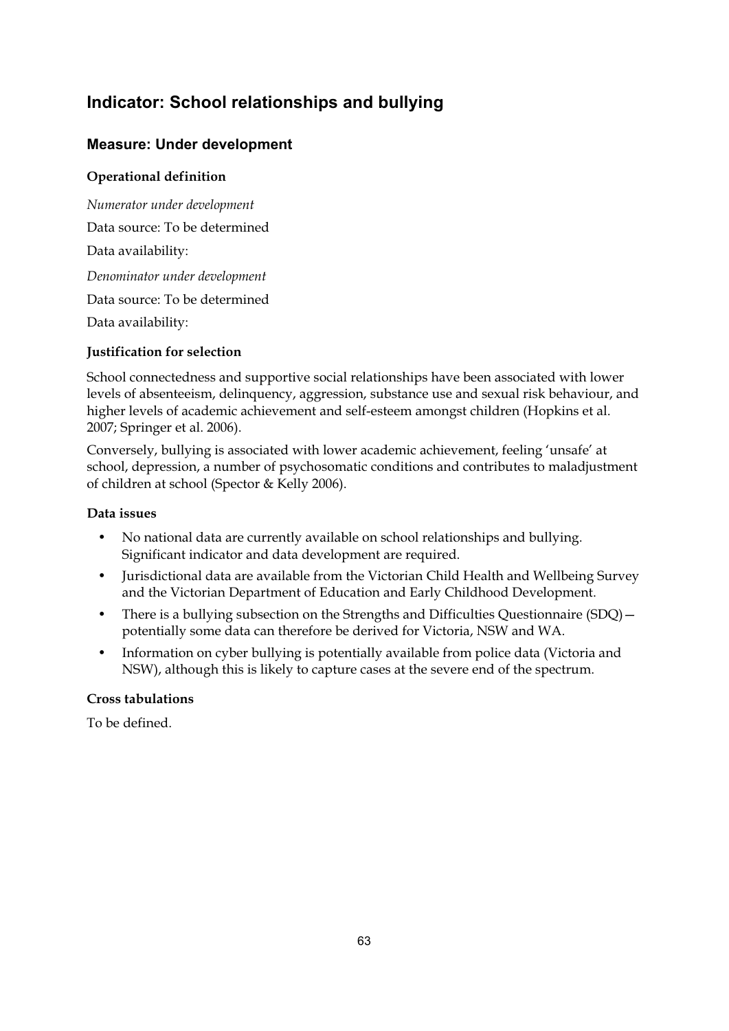## Indicator: School relationships and bullying

### Measure: Under development

#### Operational definition

*Numerator under development*

Data source: To be determined

Data availability:

*Denominator under development*

Data source: To be determined

Data availability:

#### Justification for selection

School connectedness and supportive social relationships have been associated with lower levels of absenteeism, delinquency, aggression, substance use and sexual risk behaviour, and higher levels of academic achievement and self-esteem amongst children (Hopkins et al. 2007; Springer et al. 2006).

Conversely, bullying is associated with lower academic achievement, feeling 'unsafe' at school, depression, a number of psychosomatic conditions and contributes to maladjustment of children at school (Spector & Kelly 2006).

#### Data issues

- No national data are currently available on school relationships and bullying. Significant indicator and data development are required.
- Jurisdictional data are available from the Victorian Child Health and Wellbeing Survey and the Victorian Department of Education and Early Childhood Development.
- There is a bullying subsection on the Strengths and Difficulties Questionnaire (SDQ)—potentially some data can therefore be derived for Victoria, NSW and WA.
- Information on cyber bullying is potentially available from police data (Victoria and NSW), although this is likely to capture cases at the severe end of the spectrum.

#### Cross tabulations

To be defined.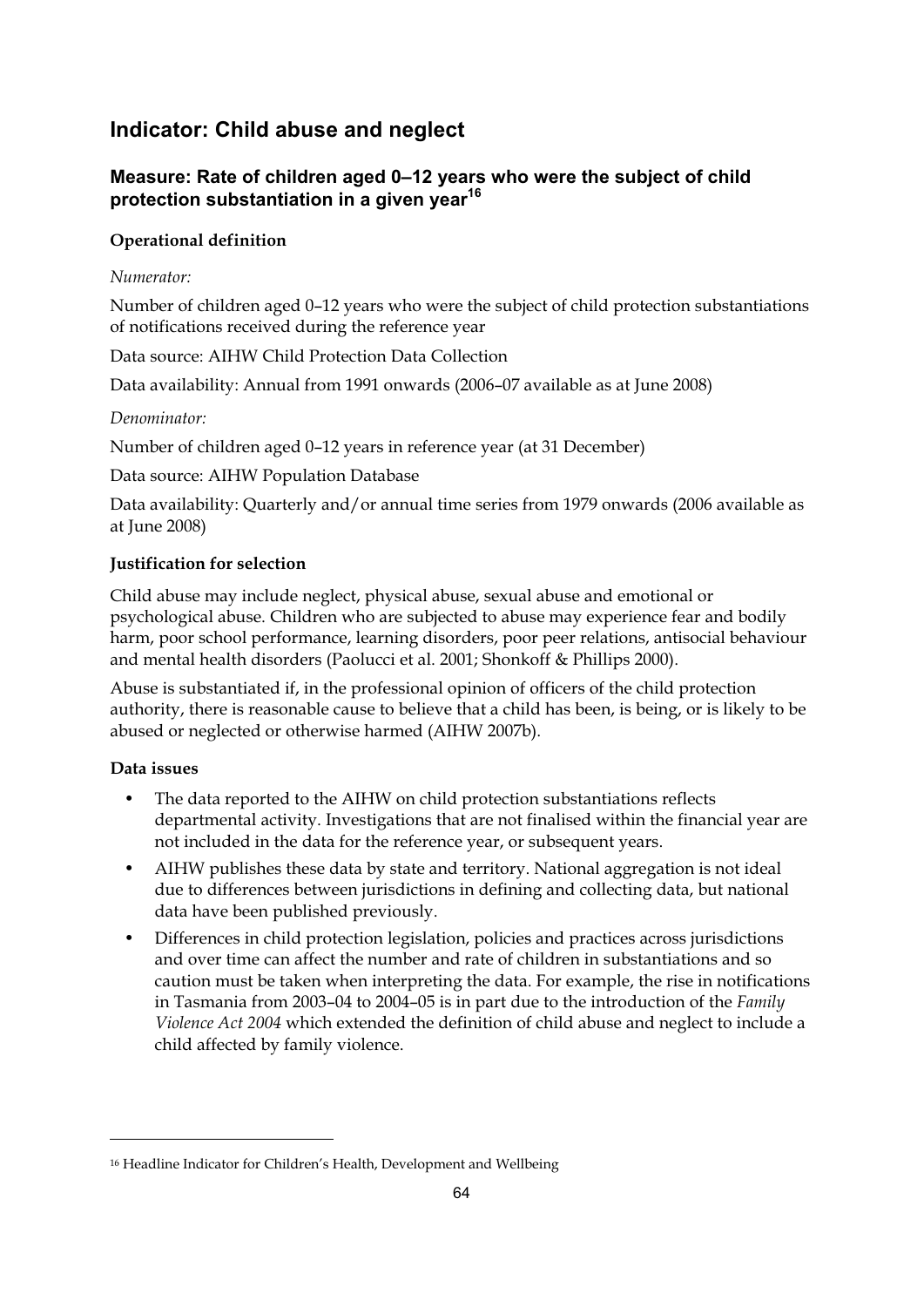## Indicator: Child abuse and neglect

### Measure: Rate of children aged 0–12 years who were the subject of child protection substantiation in a given year[16]

**Operational definition**

*Numerator:*

Number of children aged 0–12 years who were the subject of child protection substantiations of notifications received during the reference year

Data source: AIHW Child Protection Data Collection

Data availability: Annual from 1991 onwards (2006–07 available as at June 2008)

*Denominator:*

Number of children aged 0–12 years in reference year (at 31 December)

Data source: AIHW Population Database

Data availability: Quarterly and/or annual time series from 1979 onwards (2006 available as at June 2008)

**Justification for selection**

Child abuse may include neglect, physical abuse, sexual abuse and emotional or psychological abuse. Children who are subjected to abuse may experience fear and bodily harm, poor school performance, learning disorders, poor peer relations, antisocial behaviour and mental health disorders (Paolucci et al. 2001; Shonkoff & Phillips 2000).

Abuse is substantiated if, in the professional opinion of officers of the child protection authority, there is reasonable cause to believe that a child has been, is being, or is likely to be abused or neglected or otherwise harmed (AIHW 2007b).

**Data issues**

- The data reported to the AIHW on child protection substantiations reflects departmental activity. Investigations that are not finalised within the financial year are not included in the data for the reference year, or subsequent years.
- AIHW publishes these data by state and territory. National aggregation is not ideal due to differences between jurisdictions in defining and collecting data, but national data have been published previously.
- Differences in child protection legislation, policies and practices across jurisdictions and over time can affect the number and rate of children in substantiations and so caution must be taken when interpreting the data. For example, the rise in notifications in Tasmania from 2003–04 to 2004–05 is in part due to the introduction of the *Family Violence Act 2004* which extended the definition of child abuse and neglect to include a child affected by family violence.

---

[16] Headline Indicator for Children's Health, Development and Wellbeing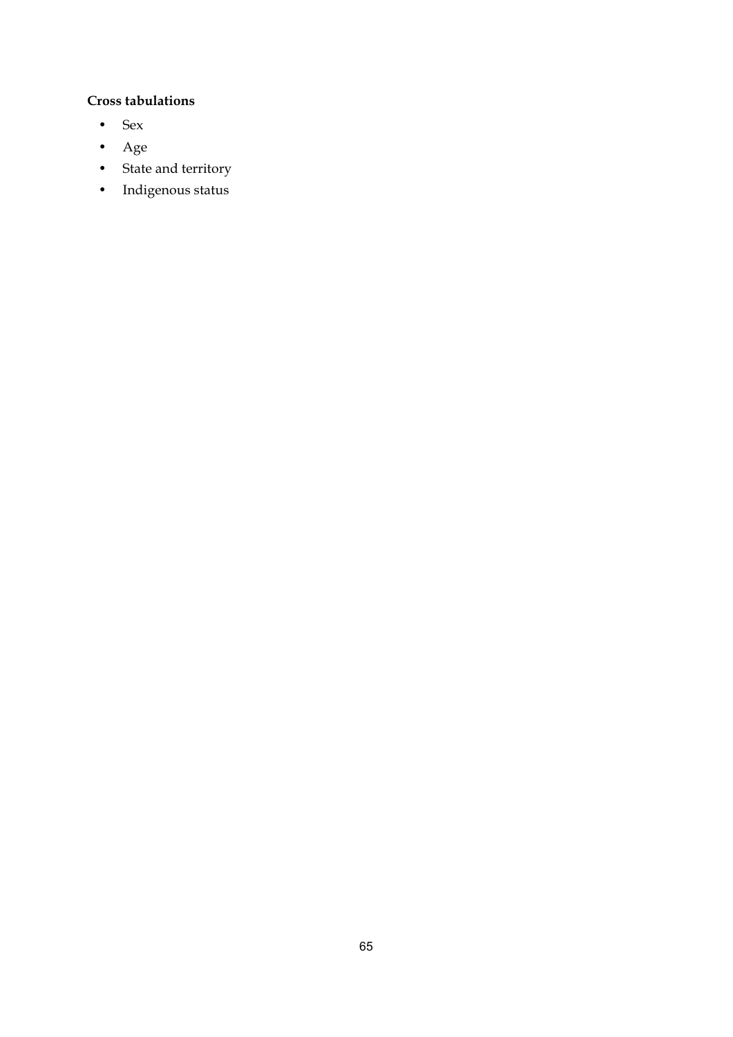**Cross tabulations**

- Sex
- Age
- State and territory
- Indigenous status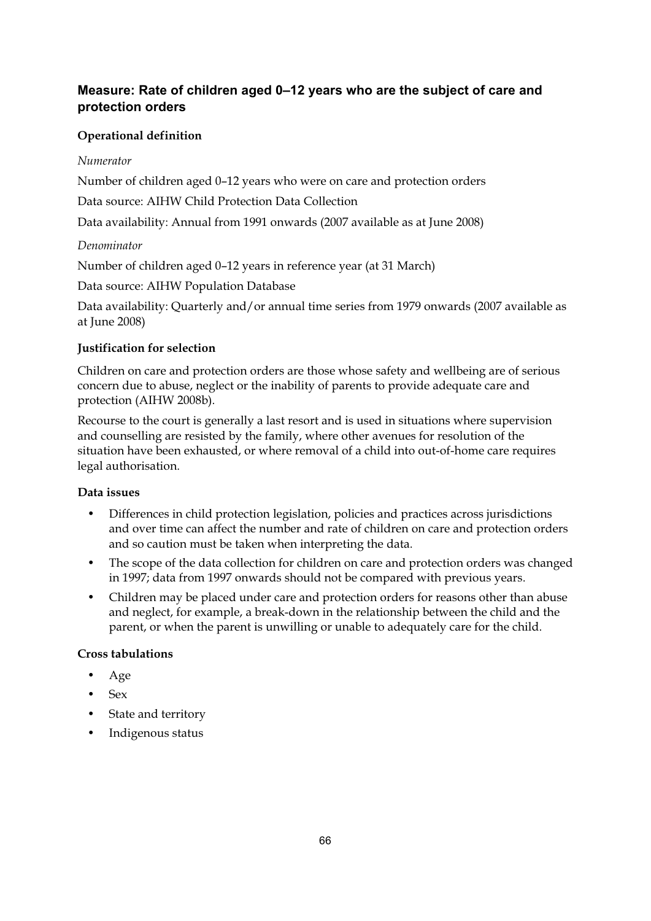## Measure: Rate of children aged 0–12 years who are the subject of care and protection orders

### Operational definition

*Numerator*

Number of children aged 0–12 years who were on care and protection orders

Data source: AIHW Child Protection Data Collection

Data availability: Annual from 1991 onwards (2007 available as at June 2008)

*Denominator*

Number of children aged 0–12 years in reference year (at 31 March)

Data source: AIHW Population Database

Data availability: Quarterly and/or annual time series from 1979 onwards (2007 available as at June 2008)

### Justification for selection

Children on care and protection orders are those whose safety and wellbeing are of serious concern due to abuse, neglect or the inability of parents to provide adequate care and protection (AIHW 2008b).

Recourse to the court is generally a last resort and is used in situations where supervision and counselling are resisted by the family, where other avenues for resolution of the situation have been exhausted, or where removal of a child into out-of-home care requires legal authorisation.

### Data issues

- Differences in child protection legislation, policies and practices across jurisdictions and over time can affect the number and rate of children on care and protection orders and so caution must be taken when interpreting the data.
- The scope of the data collection for children on care and protection orders was changed in 1997; data from 1997 onwards should not be compared with previous years.
- Children may be placed under care and protection orders for reasons other than abuse and neglect, for example, a break-down in the relationship between the child and the parent, or when the parent is unwilling or unable to adequately care for the child.

### Cross tabulations

- Age
- Sex
- State and territory
- Indigenous status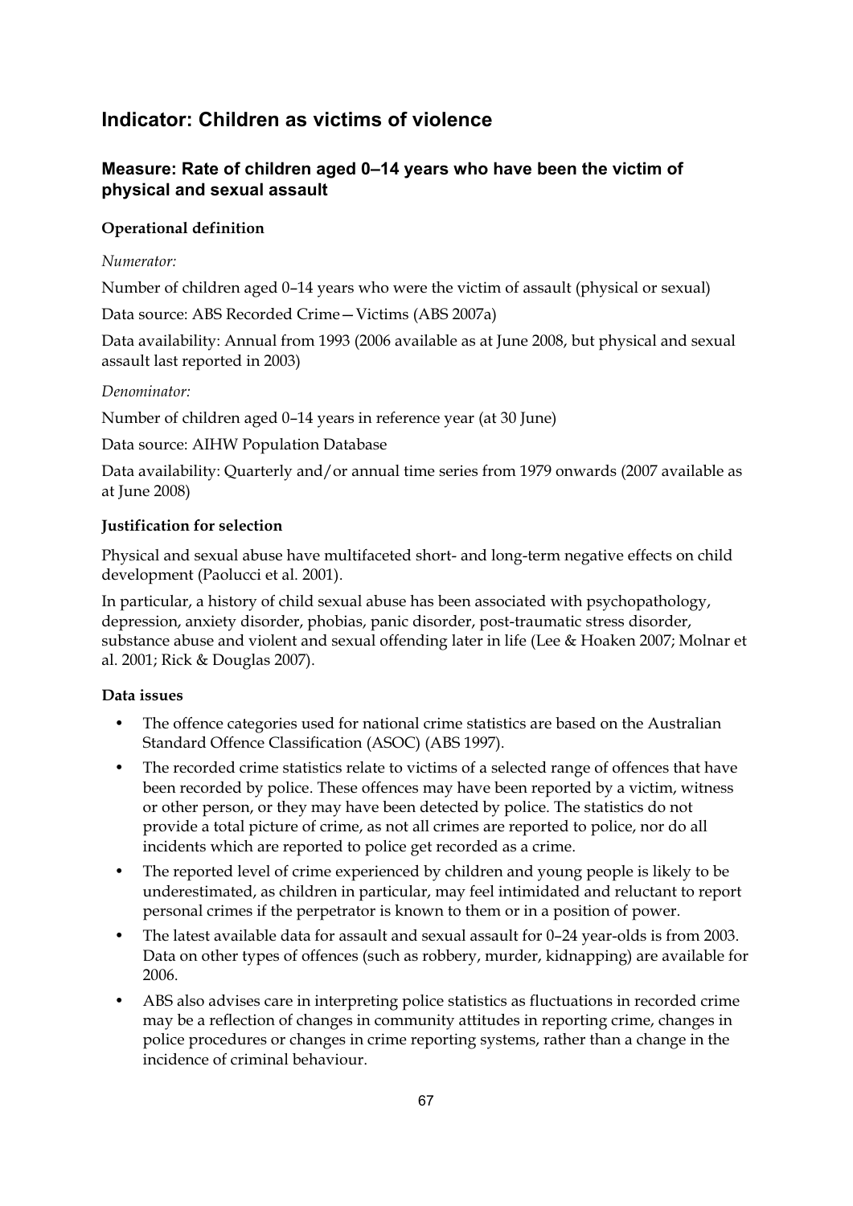## Indicator: Children as victims of violence

### Measure: Rate of children aged 0–14 years who have been the victim of physical and sexual assault

#### Operational definition

*Numerator:*

Number of children aged 0–14 years who were the victim of assault (physical or sexual)

Data source: ABS Recorded Crime—Victims (ABS 2007a)

Data availability: Annual from 1993 (2006 available as at June 2008, but physical and sexual assault last reported in 2003)

*Denominator:*

Number of children aged 0–14 years in reference year (at 30 June)

Data source: AIHW Population Database

Data availability: Quarterly and/or annual time series from 1979 onwards (2007 available as at June 2008)

#### Justification for selection

Physical and sexual abuse have multifaceted short- and long-term negative effects on child development (Paolucci et al. 2001).

In particular, a history of child sexual abuse has been associated with psychopathology, depression, anxiety disorder, phobias, panic disorder, post-traumatic stress disorder, substance abuse and violent and sexual offending later in life (Lee & Hoaken 2007; Molnar et al. 2001; Rick & Douglas 2007).

#### Data issues

- The offence categories used for national crime statistics are based on the Australian Standard Offence Classification (ASOC) (ABS 1997).
- The recorded crime statistics relate to victims of a selected range of offences that have been recorded by police. These offences may have been reported by a victim, witness or other person, or they may have been detected by police. The statistics do not provide a total picture of crime, as not all crimes are reported to police, nor do all incidents which are reported to police get recorded as a crime.
- The reported level of crime experienced by children and young people is likely to be underestimated, as children in particular, may feel intimidated and reluctant to report personal crimes if the perpetrator is known to them or in a position of power.
- The latest available data for assault and sexual assault for 0–24 year-olds is from 2003. Data on other types of offences (such as robbery, murder, kidnapping) are available for 2006.
- ABS also advises care in interpreting police statistics as fluctuations in recorded crime may be a reflection of changes in community attitudes in reporting crime, changes in police procedures or changes in crime reporting systems, rather than a change in the incidence of criminal behaviour.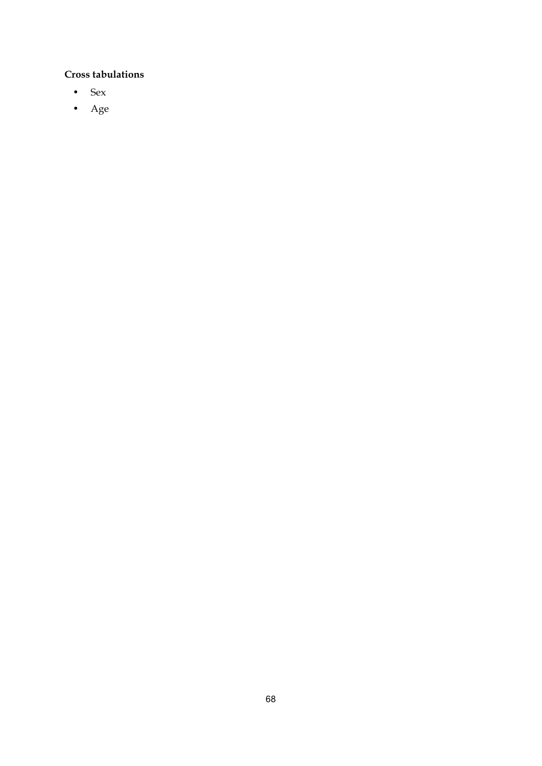**Cross tabulations**

- Sex
- Age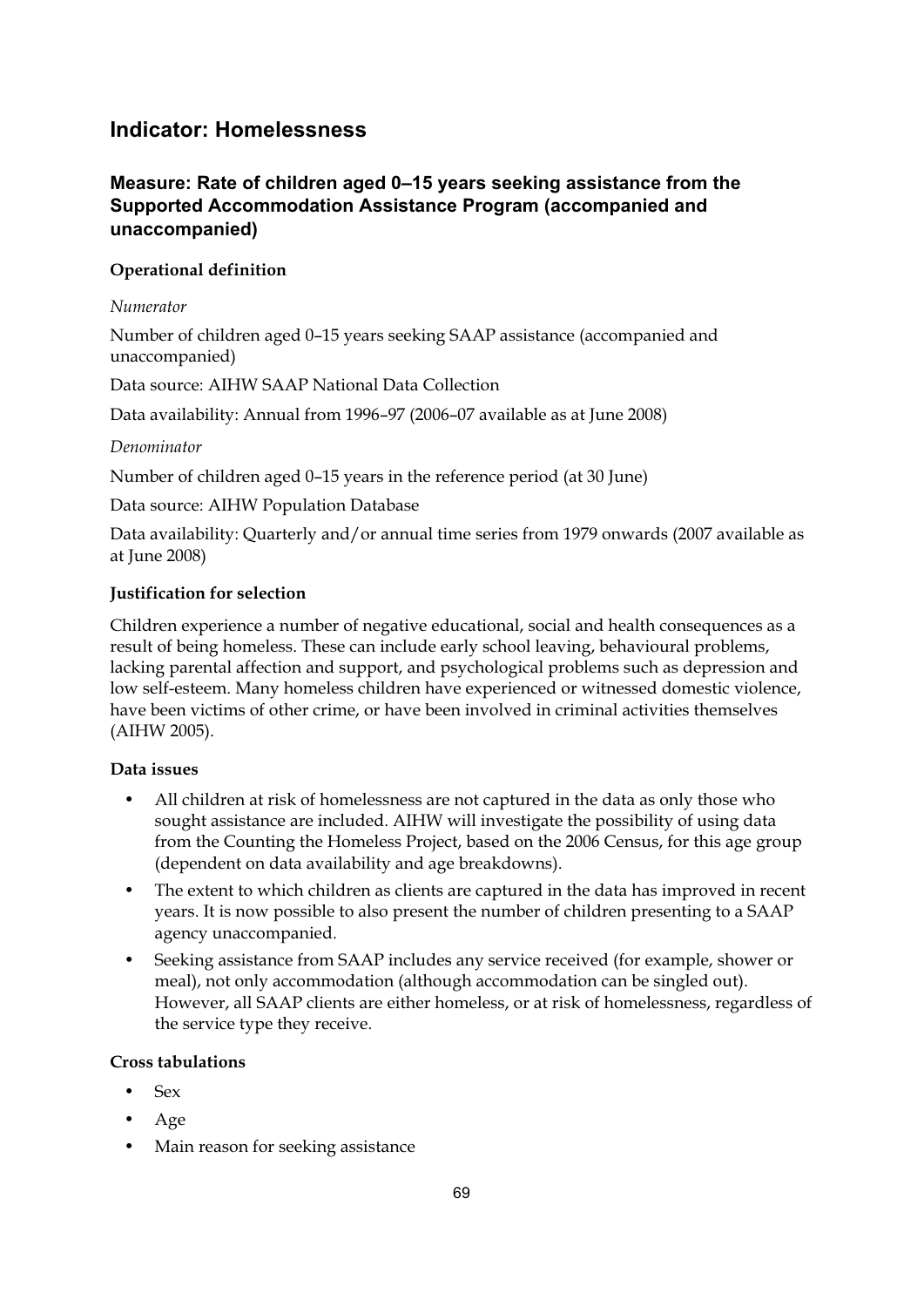## Indicator: Homelessness

### Measure: Rate of children aged 0–15 years seeking assistance from the Supported Accommodation Assistance Program (accompanied and unaccompanied)

**Operational definition**

*Numerator*

Number of children aged 0–15 years seeking SAAP assistance (accompanied and unaccompanied)

Data source: AIHW SAAP National Data Collection

Data availability: Annual from 1996–97 (2006–07 available as at June 2008)

*Denominator*

Number of children aged 0–15 years in the reference period (at 30 June)

Data source: AIHW Population Database

Data availability: Quarterly and/or annual time series from 1979 onwards (2007 available as at June 2008)

**Justification for selection**

Children experience a number of negative educational, social and health consequences as a result of being homeless. These can include early school leaving, behavioural problems, lacking parental affection and support, and psychological problems such as depression and low self-esteem. Many homeless children have experienced or witnessed domestic violence, have been victims of other crime, or have been involved in criminal activities themselves (AIHW 2005).

**Data issues**

- All children at risk of homelessness are not captured in the data as only those who sought assistance are included. AIHW will investigate the possibility of using data from the Counting the Homeless Project, based on the 2006 Census, for this age group (dependent on data availability and age breakdowns).
- The extent to which children as clients are captured in the data has improved in recent years. It is now possible to also present the number of children presenting to a SAAP agency unaccompanied.
- Seeking assistance from SAAP includes any service received (for example, shower or meal), not only accommodation (although accommodation can be singled out). However, all SAAP clients are either homeless, or at risk of homelessness, regardless of the service type they receive.

**Cross tabulations**

- Sex
- Age
- Main reason for seeking assistance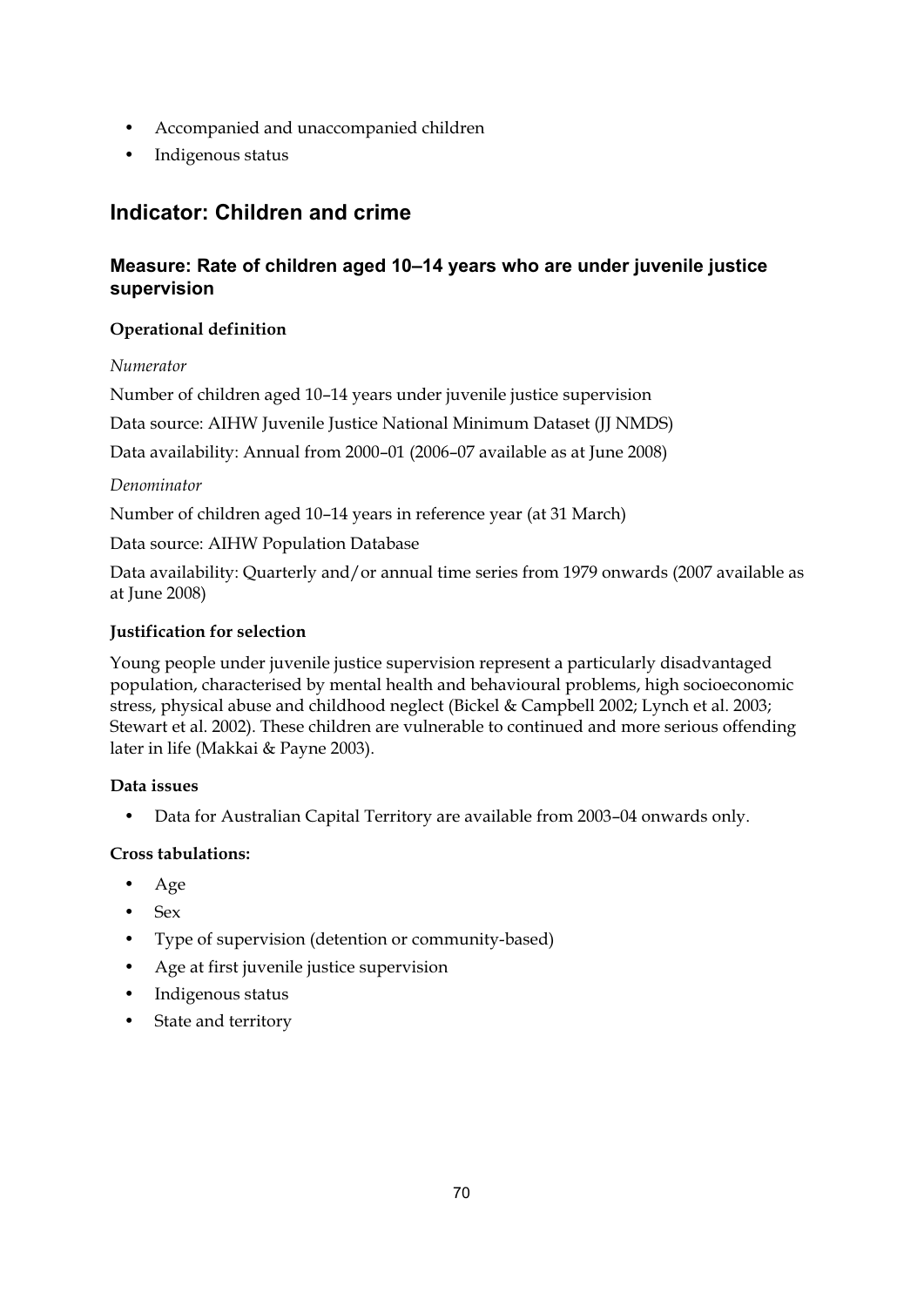- Accompanied and unaccompanied children
- Indigenous status

## Indicator: Children and crime

### Measure: Rate of children aged 10–14 years who are under juvenile justice supervision

**Operational definition**

*Numerator*

Number of children aged 10–14 years under juvenile justice supervision

Data source: AIHW Juvenile Justice National Minimum Dataset (JJ NMDS)

Data availability: Annual from 2000–01 (2006–07 available as at June 2008)

*Denominator*

Number of children aged 10–14 years in reference year (at 31 March)

Data source: AIHW Population Database

Data availability: Quarterly and/or annual time series from 1979 onwards (2007 available as at June 2008)

**Justification for selection**

Young people under juvenile justice supervision represent a particularly disadvantaged population, characterised by mental health and behavioural problems, high socioeconomic stress, physical abuse and childhood neglect (Bickel & Campbell 2002; Lynch et al. 2003; Stewart et al. 2002). These children are vulnerable to continued and more serious offending later in life (Makkai & Payne 2003).

**Data issues**

- Data for Australian Capital Territory are available from 2003–04 onwards only.

**Cross tabulations:**

- Age
- Sex
- Type of supervision (detention or community-based)
- Age at first juvenile justice supervision
- Indigenous status
- State and territory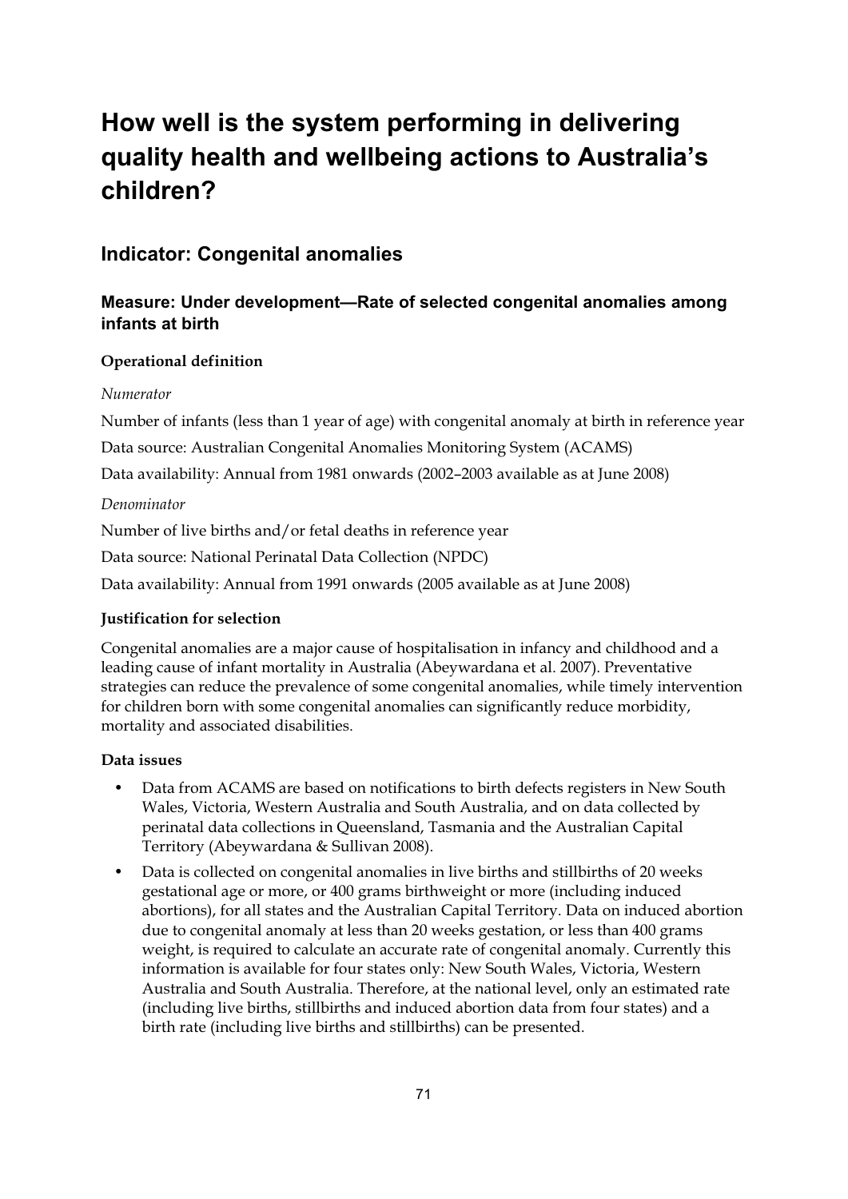# How well is the system performing in delivering quality health and wellbeing actions to Australia's children?

## Indicator: Congenital anomalies

### Measure: Under development—Rate of selected congenital anomalies among infants at birth

**Operational definition**

*Numerator*

Number of infants (less than 1 year of age) with congenital anomaly at birth in reference year

Data source: Australian Congenital Anomalies Monitoring System (ACAMS)

Data availability: Annual from 1981 onwards (2002–2003 available as at June 2008)

*Denominator*

Number of live births and/or fetal deaths in reference year

Data source: National Perinatal Data Collection (NPDC)

Data availability: Annual from 1991 onwards (2005 available as at June 2008)

**Justification for selection**

Congenital anomalies are a major cause of hospitalisation in infancy and childhood and a leading cause of infant mortality in Australia (Abeywardana et al. 2007). Preventative strategies can reduce the prevalence of some congenital anomalies, while timely intervention for children born with some congenital anomalies can significantly reduce morbidity, mortality and associated disabilities.

**Data issues**

- Data from ACAMS are based on notifications to birth defects registers in New South Wales, Victoria, Western Australia and South Australia, and on data collected by perinatal data collections in Queensland, Tasmania and the Australian Capital Territory (Abeywardana & Sullivan 2008).
- Data is collected on congenital anomalies in live births and stillbirths of 20 weeks gestational age or more, or 400 grams birthweight or more (including induced abortions), for all states and the Australian Capital Territory. Data on induced abortion due to congenital anomaly at less than 20 weeks gestation, or less than 400 grams weight, is required to calculate an accurate rate of congenital anomaly. Currently this information is available for four states only: New South Wales, Victoria, Western Australia and South Australia. Therefore, at the national level, only an estimated rate (including live births, stillbirths and induced abortion data from four states) and a birth rate (including live births and stillbirths) can be presented.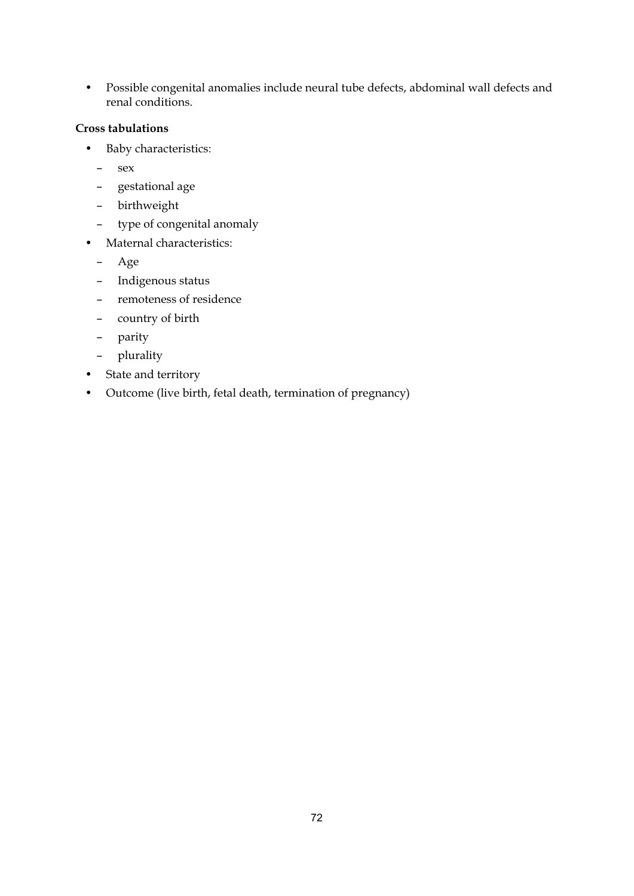- Possible congenital anomalies include neural tube defects, abdominal wall defects and renal conditions.

**Cross tabulations**

- Baby characteristics:
  - sex
  - gestational age
  - birthweight
  - type of congenital anomaly
- Maternal characteristics:
  - Age
  - Indigenous status
  - remoteness of residence
  - country of birth
  - parity
  - plurality
- State and territory
- Outcome (live birth, fetal death, termination of pregnancy)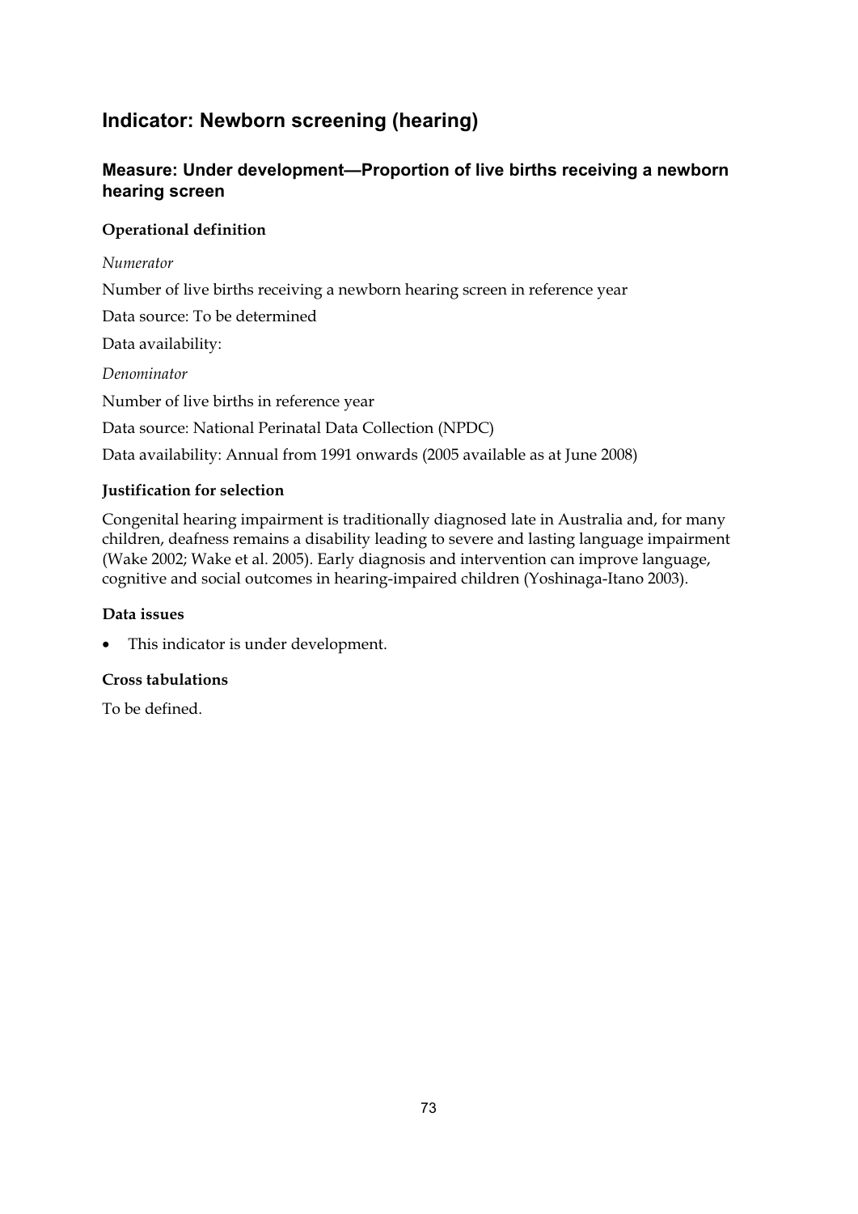## Indicator: Newborn screening (hearing)

### Measure: Under development—Proportion of live births receiving a newborn hearing screen

**Operational definition**

*Numerator*

Number of live births receiving a newborn hearing screen in reference year

Data source: To be determined

Data availability:

*Denominator*

Number of live births in reference year

Data source: National Perinatal Data Collection (NPDC)

Data availability: Annual from 1991 onwards (2005 available as at June 2008)

**Justification for selection**

Congenital hearing impairment is traditionally diagnosed late in Australia and, for many children, deafness remains a disability leading to severe and lasting language impairment (Wake 2002; Wake et al. 2005). Early diagnosis and intervention can improve language, cognitive and social outcomes in hearing-impaired children (Yoshinaga-Itano 2003).

**Data issues**

- This indicator is under development.

**Cross tabulations**

To be defined.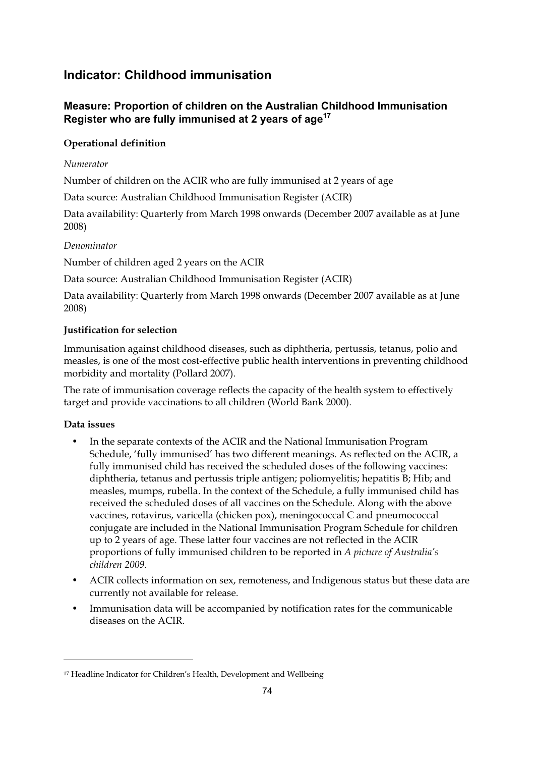## Indicator: Childhood immunisation

### Measure: Proportion of children on the Australian Childhood Immunisation Register who are fully immunised at 2 years of age[17]

**Operational definition**

*Numerator*

Number of children on the ACIR who are fully immunised at 2 years of age

Data source: Australian Childhood Immunisation Register (ACIR)

Data availability: Quarterly from March 1998 onwards (December 2007 available as at June 2008)

*Denominator*

Number of children aged 2 years on the ACIR

Data source: Australian Childhood Immunisation Register (ACIR)

Data availability: Quarterly from March 1998 onwards (December 2007 available as at June 2008)

**Justification for selection**

Immunisation against childhood diseases, such as diphtheria, pertussis, tetanus, polio and measles, is one of the most cost-effective public health interventions in preventing childhood morbidity and mortality (Pollard 2007).

The rate of immunisation coverage reflects the capacity of the health system to effectively target and provide vaccinations to all children (World Bank 2000).

**Data issues**

- In the separate contexts of the ACIR and the National Immunisation Program Schedule, 'fully immunised' has two different meanings. As reflected on the ACIR, a fully immunised child has received the scheduled doses of the following vaccines: diphtheria, tetanus and pertussis triple antigen; poliomyelitis; hepatitis B; Hib; and measles, mumps, rubella. In the context of the Schedule, a fully immunised child has received the scheduled doses of all vaccines on the Schedule. Along with the above vaccines, rotavirus, varicella (chicken pox), meningococcal C and pneumococcal conjugate are included in the National Immunisation Program Schedule for children up to 2 years of age. These latter four vaccines are not reflected in the ACIR proportions of fully immunised children to be reported in *A picture of Australia's children 2009*.
- ACIR collects information on sex, remoteness, and Indigenous status but these data are currently not available for release.
- Immunisation data will be accompanied by notification rates for the communicable diseases on the ACIR.

[17] Headline Indicator for Children's Health, Development and Wellbeing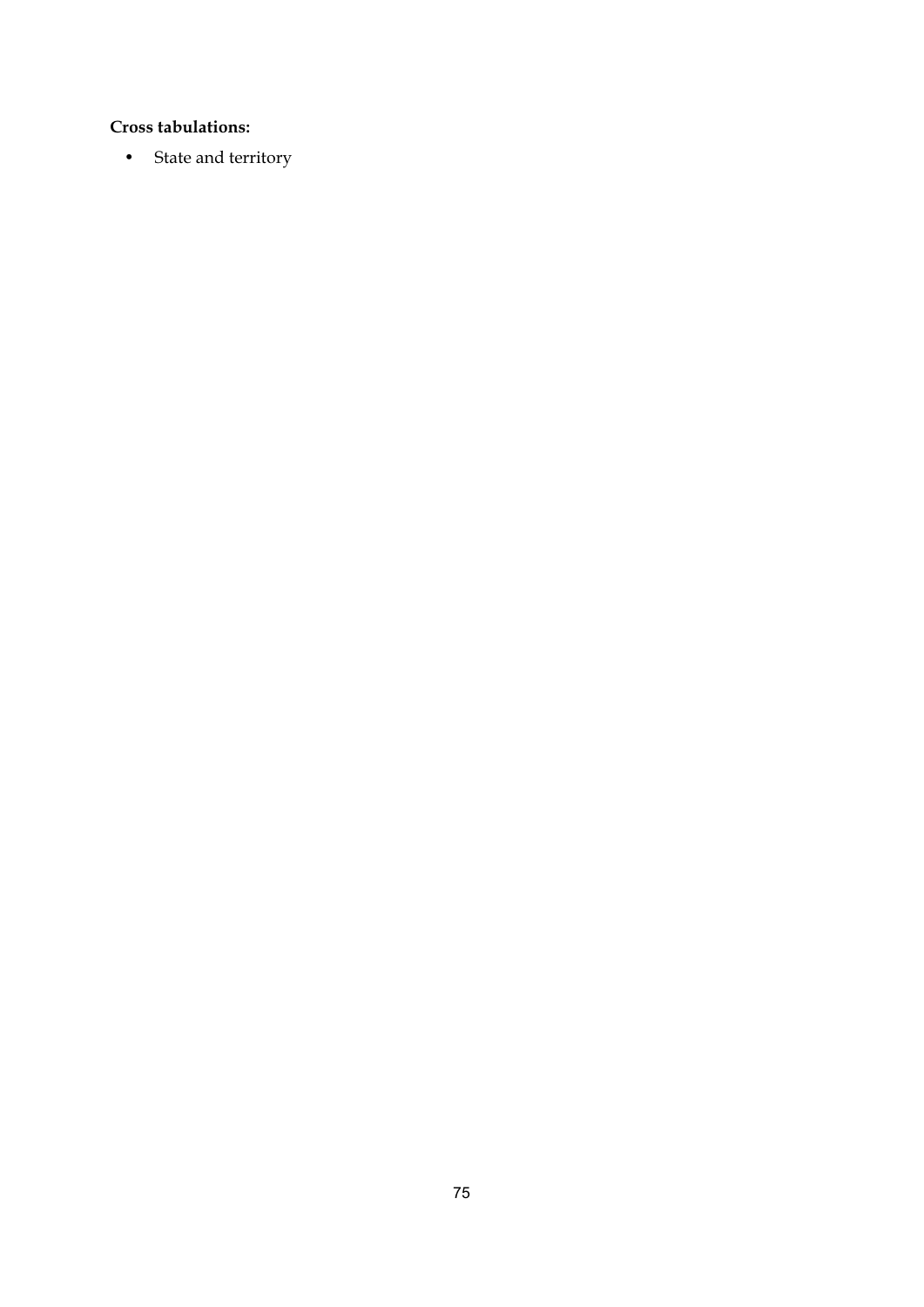**Cross tabulations:**

- State and territory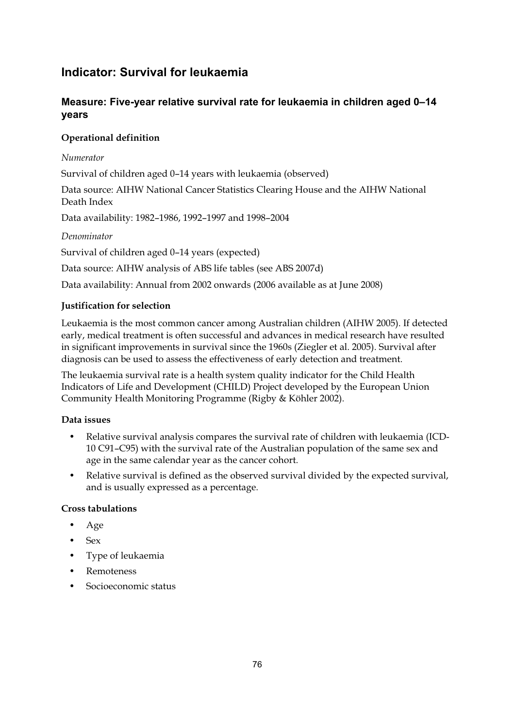## Indicator: Survival for leukaemia

### Measure: Five-year relative survival rate for leukaemia in children aged 0–14 years

#### Operational definition

*Numerator*

Survival of children aged 0–14 years with leukaemia (observed)

Data source: AIHW National Cancer Statistics Clearing House and the AIHW National Death Index

Data availability: 1982–1986, 1992–1997 and 1998–2004

*Denominator*

Survival of children aged 0–14 years (expected)

Data source: AIHW analysis of ABS life tables (see ABS 2007d)

Data availability: Annual from 2002 onwards (2006 available as at June 2008)

#### Justification for selection

Leukaemia is the most common cancer among Australian children (AIHW 2005). If detected early, medical treatment is often successful and advances in medical research have resulted in significant improvements in survival since the 1960s (Ziegler et al. 2005). Survival after diagnosis can be used to assess the effectiveness of early detection and treatment.

The leukaemia survival rate is a health system quality indicator for the Child Health Indicators of Life and Development (CHILD) Project developed by the European Union Community Health Monitoring Programme (Rigby & Köhler 2002).

#### Data issues

- Relative survival analysis compares the survival rate of children with leukaemia (ICD-10 C91–C95) with the survival rate of the Australian population of the same sex and age in the same calendar year as the cancer cohort.
- Relative survival is defined as the observed survival divided by the expected survival, and is usually expressed as a percentage.

#### Cross tabulations

- Age
- Sex
- Type of leukaemia
- Remoteness
- Socioeconomic status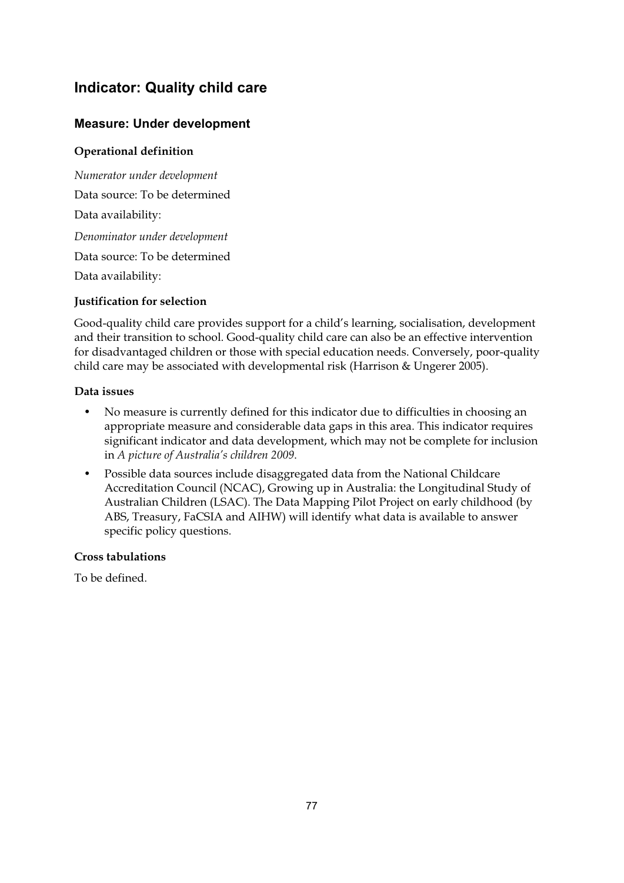## Indicator: Quality child care

### Measure: Under development

#### Operational definition

*Numerator under development*

Data source: To be determined

Data availability:

*Denominator under development*

Data source: To be determined

Data availability:

#### Justification for selection

Good-quality child care provides support for a child's learning, socialisation, development and their transition to school. Good-quality child care can also be an effective intervention for disadvantaged children or those with special education needs. Conversely, poor-quality child care may be associated with developmental risk (Harrison & Ungerer 2005).

#### Data issues

- No measure is currently defined for this indicator due to difficulties in choosing an appropriate measure and considerable data gaps in this area. This indicator requires significant indicator and data development, which may not be complete for inclusion in *A picture of Australia's children 2009*.
- Possible data sources include disaggregated data from the National Childcare Accreditation Council (NCAC), Growing up in Australia: the Longitudinal Study of Australian Children (LSAC). The Data Mapping Pilot Project on early childhood (by ABS, Treasury, FaCSIA and AIHW) will identify what data is available to answer specific policy questions.

#### Cross tabulations

To be defined.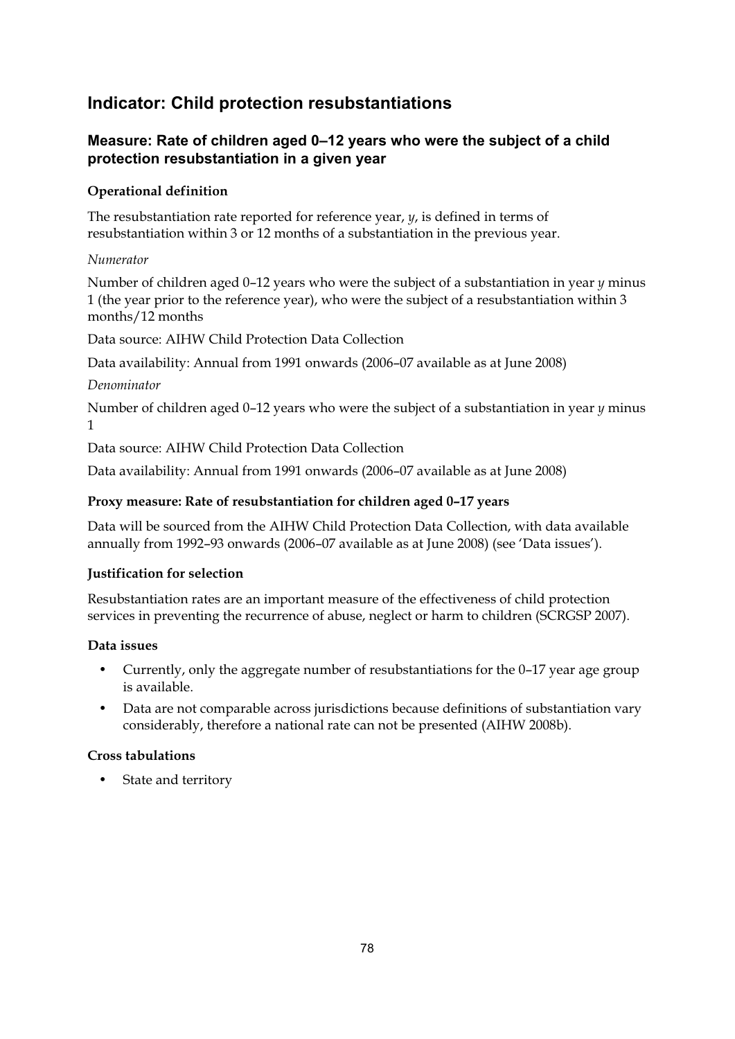## Indicator: Child protection resubstantiations

### Measure: Rate of children aged 0–12 years who were the subject of a child protection resubstantiation in a given year

**Operational definition**

The resubstantiation rate reported for reference year, *y*, is defined in terms of resubstantiation within 3 or 12 months of a substantiation in the previous year.

*Numerator*

Number of children aged 0–12 years who were the subject of a substantiation in year *y* minus 1 (the year prior to the reference year), who were the subject of a resubstantiation within 3 months/12 months

Data source: AIHW Child Protection Data Collection

Data availability: Annual from 1991 onwards (2006–07 available as at June 2008)

*Denominator*

Number of children aged 0–12 years who were the subject of a substantiation in year *y* minus 1

Data source: AIHW Child Protection Data Collection

Data availability: Annual from 1991 onwards (2006–07 available as at June 2008)

**Proxy measure: Rate of resubstantiation for children aged 0–17 years**

Data will be sourced from the AIHW Child Protection Data Collection, with data available annually from 1992–93 onwards (2006–07 available as at June 2008) (see 'Data issues').

**Justification for selection**

Resubstantiation rates are an important measure of the effectiveness of child protection services in preventing the recurrence of abuse, neglect or harm to children (SCRGSP 2007).

**Data issues**

- Currently, only the aggregate number of resubstantiations for the 0–17 year age group is available.
- Data are not comparable across jurisdictions because definitions of substantiation vary considerably, therefore a national rate can not be presented (AIHW 2008b).

**Cross tabulations**

- State and territory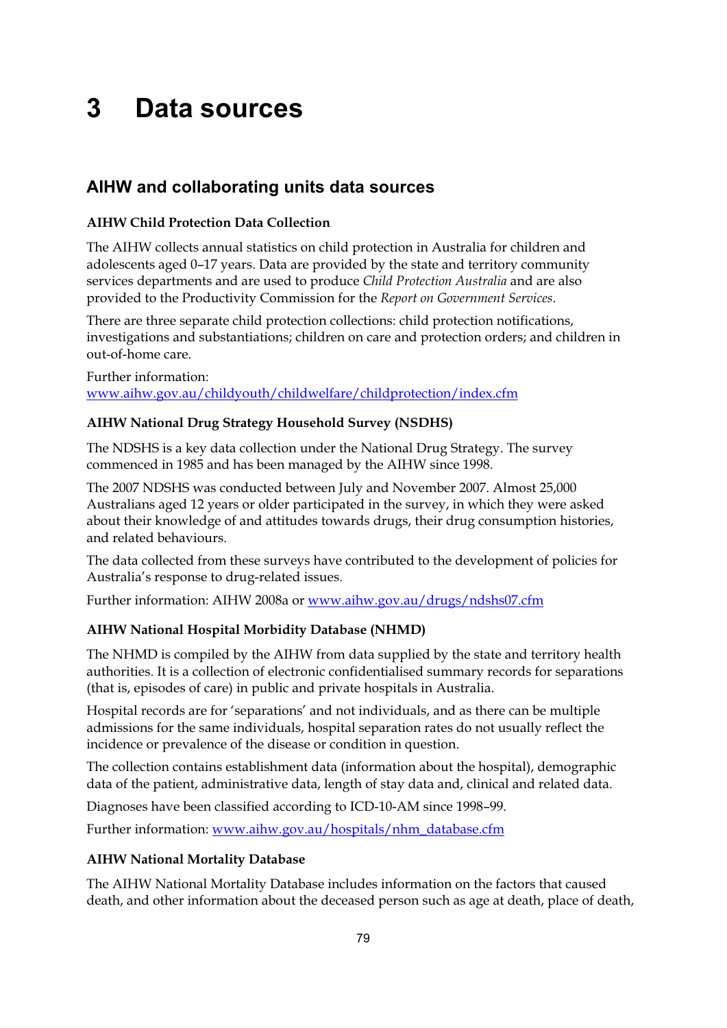# 3 Data sources

## AIHW and collaborating units data sources

### AIHW Child Protection Data Collection

The AIHW collects annual statistics on child protection in Australia for children and adolescents aged 0–17 years. Data are provided by the state and territory community services departments and are used to produce *Child Protection Australia* and are also provided to the Productivity Commission for the *Report on Government Services*.

There are three separate child protection collections: child protection notifications, investigations and substantiations; children on care and protection orders; and children in out-of-home care.

Further information:
www.aihw.gov.au/childyouth/childwelfare/childprotection/index.cfm

### AIHW National Drug Strategy Household Survey (NSDHS)

The NDSHS is a key data collection under the National Drug Strategy. The survey commenced in 1985 and has been managed by the AIHW since 1998.

The 2007 NDSHS was conducted between July and November 2007. Almost 25,000 Australians aged 12 years or older participated in the survey, in which they were asked about their knowledge of and attitudes towards drugs, their drug consumption histories, and related behaviours.

The data collected from these surveys have contributed to the development of policies for Australia's response to drug-related issues.

Further information: AIHW 2008a or www.aihw.gov.au/drugs/ndshs07.cfm

### AIHW National Hospital Morbidity Database (NHMD)

The NHMD is compiled by the AIHW from data supplied by the state and territory health authorities. It is a collection of electronic confidentialised summary records for separations (that is, episodes of care) in public and private hospitals in Australia.

Hospital records are for 'separations' and not individuals, and as there can be multiple admissions for the same individuals, hospital separation rates do not usually reflect the incidence or prevalence of the disease or condition in question.

The collection contains establishment data (information about the hospital), demographic data of the patient, administrative data, length of stay data and, clinical and related data.

Diagnoses have been classified according to ICD-10-AM since 1998–99.

Further information: www.aihw.gov.au/hospitals/nhm_database.cfm

### AIHW National Mortality Database

The AIHW National Mortality Database includes information on the factors that caused death, and other information about the deceased person such as age at death, place of death,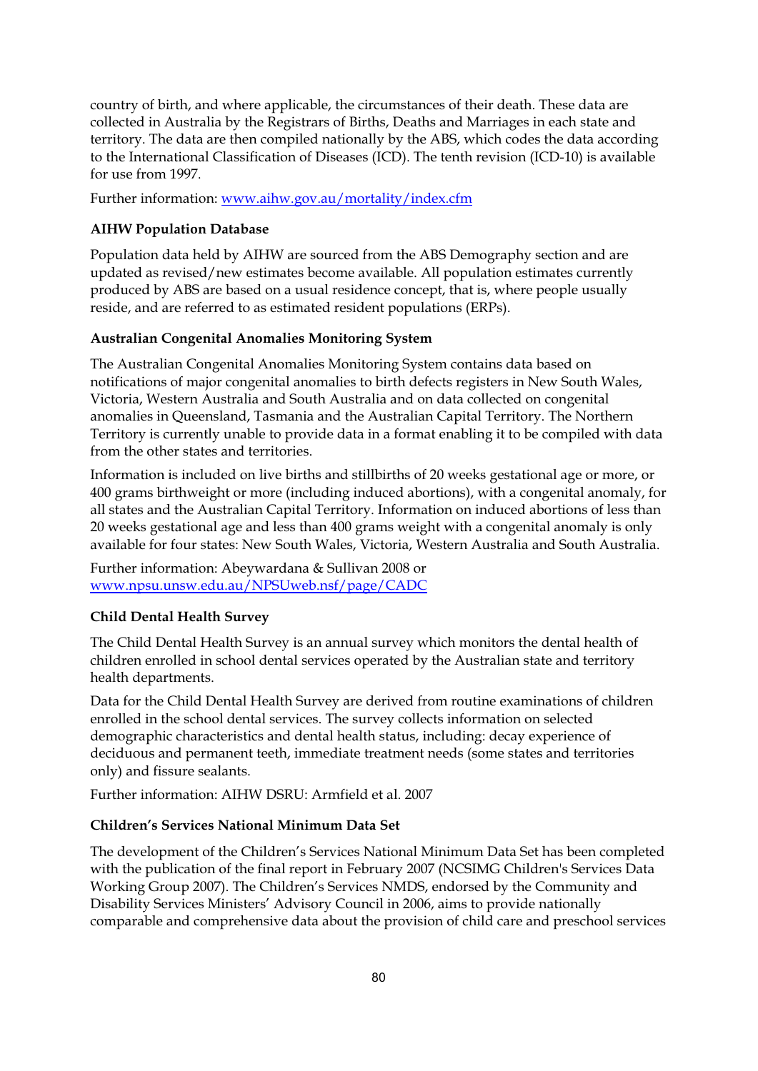country of birth, and where applicable, the circumstances of their death. These data are collected in Australia by the Registrars of Births, Deaths and Marriages in each state and territory. The data are then compiled nationally by the ABS, which codes the data according to the International Classification of Diseases (ICD). The tenth revision (ICD-10) is available for use from 1997.

Further information: www.aihw.gov.au/mortality/index.cfm

**AIHW Population Database**

Population data held by AIHW are sourced from the ABS Demography section and are updated as revised/new estimates become available. All population estimates currently produced by ABS are based on a usual residence concept, that is, where people usually reside, and are referred to as estimated resident populations (ERPs).

**Australian Congenital Anomalies Monitoring System**

The Australian Congenital Anomalies Monitoring System contains data based on notifications of major congenital anomalies to birth defects registers in New South Wales, Victoria, Western Australia and South Australia and on data collected on congenital anomalies in Queensland, Tasmania and the Australian Capital Territory. The Northern Territory is currently unable to provide data in a format enabling it to be compiled with data from the other states and territories.

Information is included on live births and stillbirths of 20 weeks gestational age or more, or 400 grams birthweight or more (including induced abortions), with a congenital anomaly, for all states and the Australian Capital Territory. Information on induced abortions of less than 20 weeks gestational age and less than 400 grams weight with a congenital anomaly is only available for four states: New South Wales, Victoria, Western Australia and South Australia.

Further information: Abeywardana & Sullivan 2008 or www.npsu.unsw.edu.au/NPSUweb.nsf/page/CADC

**Child Dental Health Survey**

The Child Dental Health Survey is an annual survey which monitors the dental health of children enrolled in school dental services operated by the Australian state and territory health departments.

Data for the Child Dental Health Survey are derived from routine examinations of children enrolled in the school dental services. The survey collects information on selected demographic characteristics and dental health status, including: decay experience of deciduous and permanent teeth, immediate treatment needs (some states and territories only) and fissure sealants.

Further information: AIHW DSRU: Armfield et al. 2007

**Children's Services National Minimum Data Set**

The development of the Children's Services National Minimum Data Set has been completed with the publication of the final report in February 2007 (NCSIMG Children's Services Data Working Group 2007). The Children's Services NMDS, endorsed by the Community and Disability Services Ministers' Advisory Council in 2006, aims to provide nationally comparable and comprehensive data about the provision of child care and preschool services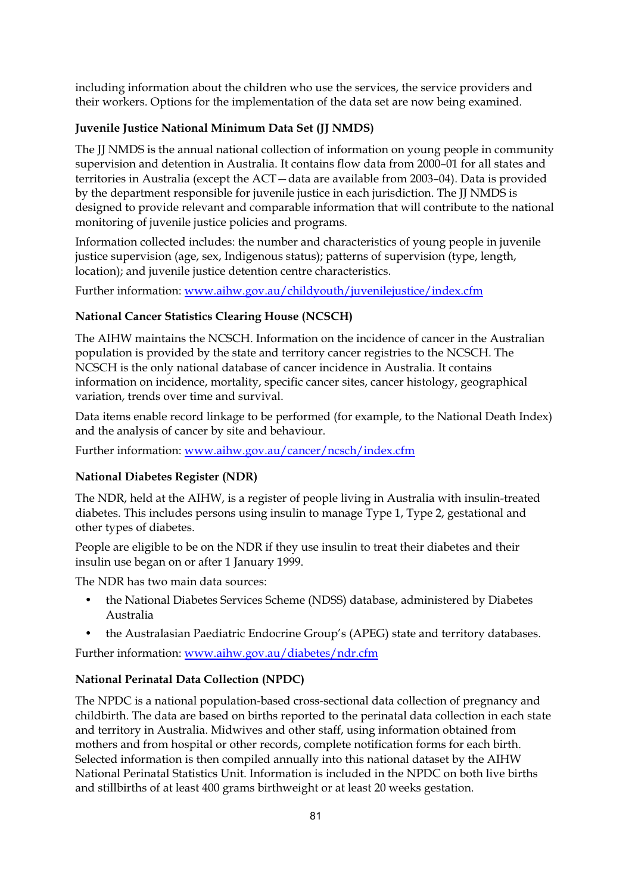including information about the children who use the services, the service providers and their workers. Options for the implementation of the data set are now being examined.

**Juvenile Justice National Minimum Data Set (JJ NMDS)**

The JJ NMDS is the annual national collection of information on young people in community supervision and detention in Australia. It contains flow data from 2000–01 for all states and territories in Australia (except the ACT—data are available from 2003–04). Data is provided by the department responsible for juvenile justice in each jurisdiction. The JJ NMDS is designed to provide relevant and comparable information that will contribute to the national monitoring of juvenile justice policies and programs.

Information collected includes: the number and characteristics of young people in juvenile justice supervision (age, sex, Indigenous status); patterns of supervision (type, length, location); and juvenile justice detention centre characteristics.

Further information: www.aihw.gov.au/childyouth/juvenilejustice/index.cfm

**National Cancer Statistics Clearing House (NCSCH)**

The AIHW maintains the NCSCH. Information on the incidence of cancer in the Australian population is provided by the state and territory cancer registries to the NCSCH. The NCSCH is the only national database of cancer incidence in Australia. It contains information on incidence, mortality, specific cancer sites, cancer histology, geographical variation, trends over time and survival.

Data items enable record linkage to be performed (for example, to the National Death Index) and the analysis of cancer by site and behaviour.

Further information: www.aihw.gov.au/cancer/ncsch/index.cfm

**National Diabetes Register (NDR)**

The NDR, held at the AIHW, is a register of people living in Australia with insulin-treated diabetes. This includes persons using insulin to manage Type 1, Type 2, gestational and other types of diabetes.

People are eligible to be on the NDR if they use insulin to treat their diabetes and their insulin use began on or after 1 January 1999.

The NDR has two main data sources:

- the National Diabetes Services Scheme (NDSS) database, administered by Diabetes Australia
- the Australasian Paediatric Endocrine Group's (APEG) state and territory databases.

Further information: www.aihw.gov.au/diabetes/ndr.cfm

**National Perinatal Data Collection (NPDC)**

The NPDC is a national population-based cross-sectional data collection of pregnancy and childbirth. The data are based on births reported to the perinatal data collection in each state and territory in Australia. Midwives and other staff, using information obtained from mothers and from hospital or other records, complete notification forms for each birth. Selected information is then compiled annually into this national dataset by the AIHW National Perinatal Statistics Unit. Information is included in the NPDC on both live births and stillbirths of at least 400 grams birthweight or at least 20 weeks gestation.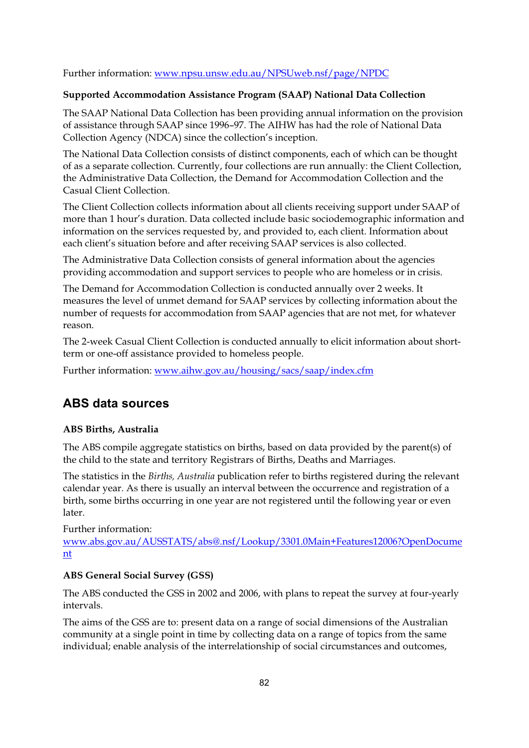Further information: www.npsu.unsw.edu.au/NPSUweb.nsf/page/NPDC

**Supported Accommodation Assistance Program (SAAP) National Data Collection**

The SAAP National Data Collection has been providing annual information on the provision of assistance through SAAP since 1996–97. The AIHW has had the role of National Data Collection Agency (NDCA) since the collection's inception.

The National Data Collection consists of distinct components, each of which can be thought of as a separate collection. Currently, four collections are run annually: the Client Collection, the Administrative Data Collection, the Demand for Accommodation Collection and the Casual Client Collection.

The Client Collection collects information about all clients receiving support under SAAP of more than 1 hour's duration. Data collected include basic sociodemographic information and information on the services requested by, and provided to, each client. Information about each client's situation before and after receiving SAAP services is also collected.

The Administrative Data Collection consists of general information about the agencies providing accommodation and support services to people who are homeless or in crisis.

The Demand for Accommodation Collection is conducted annually over 2 weeks. It measures the level of unmet demand for SAAP services by collecting information about the number of requests for accommodation from SAAP agencies that are not met, for whatever reason.

The 2-week Casual Client Collection is conducted annually to elicit information about short-term or one-off assistance provided to homeless people.

Further information: www.aihw.gov.au/housing/sacs/saap/index.cfm

## ABS data sources

**ABS Births, Australia**

The ABS compile aggregate statistics on births, based on data provided by the parent(s) of the child to the state and territory Registrars of Births, Deaths and Marriages.

The statistics in the *Births, Australia* publication refer to births registered during the relevant calendar year. As there is usually an interval between the occurrence and registration of a birth, some births occurring in one year are not registered until the following year or even later.

Further information: www.abs.gov.au/AUSSTATS/abs@.nsf/Lookup/3301.0Main+Features12006?OpenDocument

**ABS General Social Survey (GSS)**

The ABS conducted the GSS in 2002 and 2006, with plans to repeat the survey at four-yearly intervals.

The aims of the GSS are to: present data on a range of social dimensions of the Australian community at a single point in time by collecting data on a range of topics from the same individual; enable analysis of the interrelationship of social circumstances and outcomes,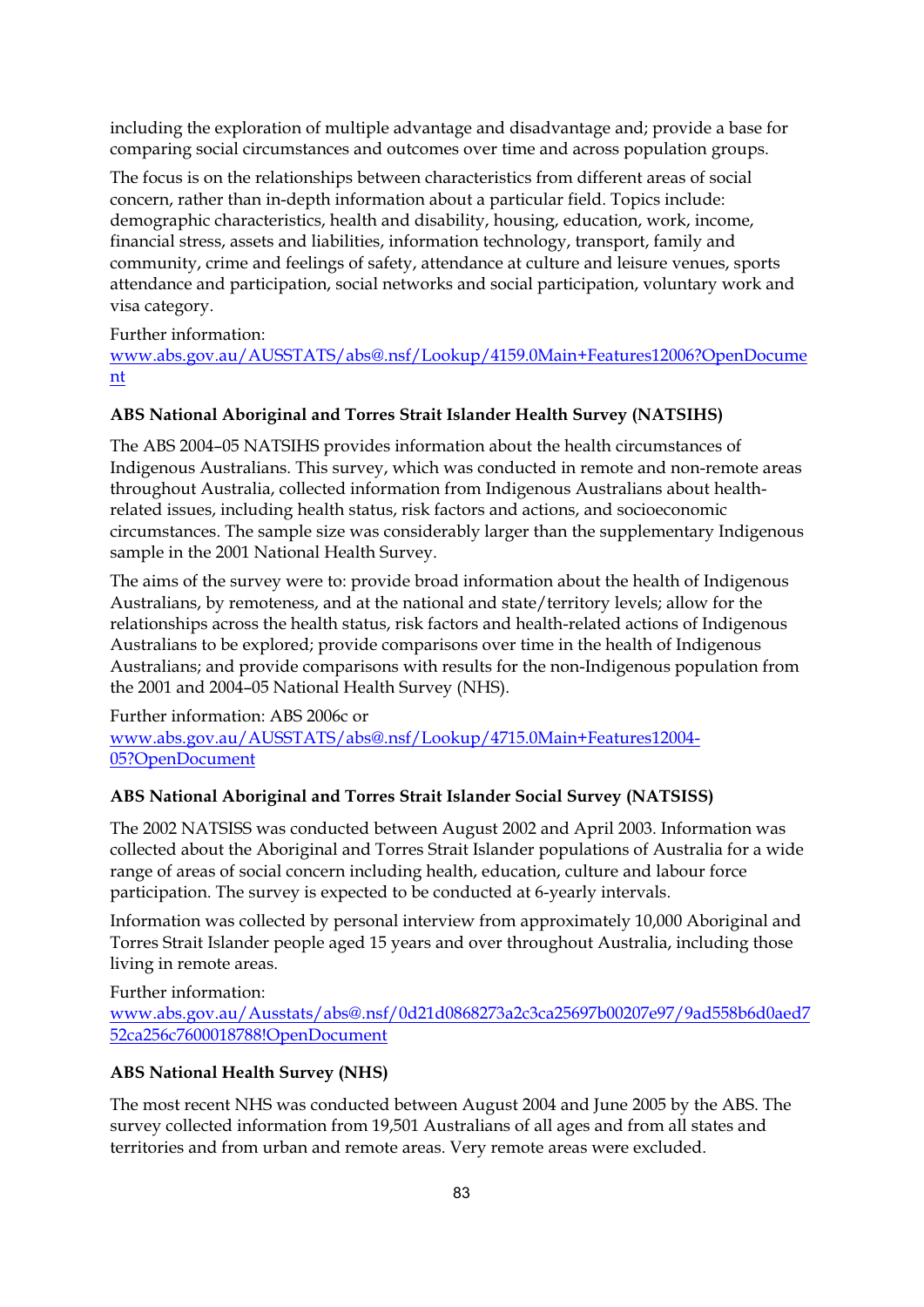including the exploration of multiple advantage and disadvantage and; provide a base for comparing social circumstances and outcomes over time and across population groups.

The focus is on the relationships between characteristics from different areas of social concern, rather than in-depth information about a particular field. Topics include: demographic characteristics, health and disability, housing, education, work, income, financial stress, assets and liabilities, information technology, transport, family and community, crime and feelings of safety, attendance at culture and leisure venues, sports attendance and participation, social networks and social participation, voluntary work and visa category.

Further information: [www.abs.gov.au/AUSSTATS/abs@.nsf/Lookup/4159.0Main+Features12006?OpenDocument](www.abs.gov.au/AUSSTATS/abs@.nsf/Lookup/4159.0Main+Features12006?OpenDocument)

**ABS National Aboriginal and Torres Strait Islander Health Survey (NATSIHS)**

The ABS 2004–05 NATSIHS provides information about the health circumstances of Indigenous Australians. This survey, which was conducted in remote and non-remote areas throughout Australia, collected information from Indigenous Australians about health-related issues, including health status, risk factors and actions, and socioeconomic circumstances. The sample size was considerably larger than the supplementary Indigenous sample in the 2001 National Health Survey.

The aims of the survey were to: provide broad information about the health of Indigenous Australians, by remoteness, and at the national and state/territory levels; allow for the relationships across the health status, risk factors and health-related actions of Indigenous Australians to be explored; provide comparisons over time in the health of Indigenous Australians; and provide comparisons with results for the non-Indigenous population from the 2001 and 2004–05 National Health Survey (NHS).

Further information: ABS 2006c or [www.abs.gov.au/AUSSTATS/abs@.nsf/Lookup/4715.0Main+Features12004-05?OpenDocument](www.abs.gov.au/AUSSTATS/abs@.nsf/Lookup/4715.0Main+Features12004-05?OpenDocument)

**ABS National Aboriginal and Torres Strait Islander Social Survey (NATSISS)**

The 2002 NATSISS was conducted between August 2002 and April 2003. Information was collected about the Aboriginal and Torres Strait Islander populations of Australia for a wide range of areas of social concern including health, education, culture and labour force participation. The survey is expected to be conducted at 6-yearly intervals.

Information was collected by personal interview from approximately 10,000 Aboriginal and Torres Strait Islander people aged 15 years and over throughout Australia, including those living in remote areas.

Further information: [www.abs.gov.au/Ausstats/abs@.nsf/0d21d0868273a2c3ca25697b00207e97/9ad558b6d0aed752ca256c7600018788!OpenDocument](www.abs.gov.au/Ausstats/abs@.nsf/0d21d0868273a2c3ca25697b00207e97/9ad558b6d0aed752ca256c7600018788!OpenDocument)

**ABS National Health Survey (NHS)**

The most recent NHS was conducted between August 2004 and June 2005 by the ABS. The survey collected information from 19,501 Australians of all ages and from all states and territories and from urban and remote areas. Very remote areas were excluded.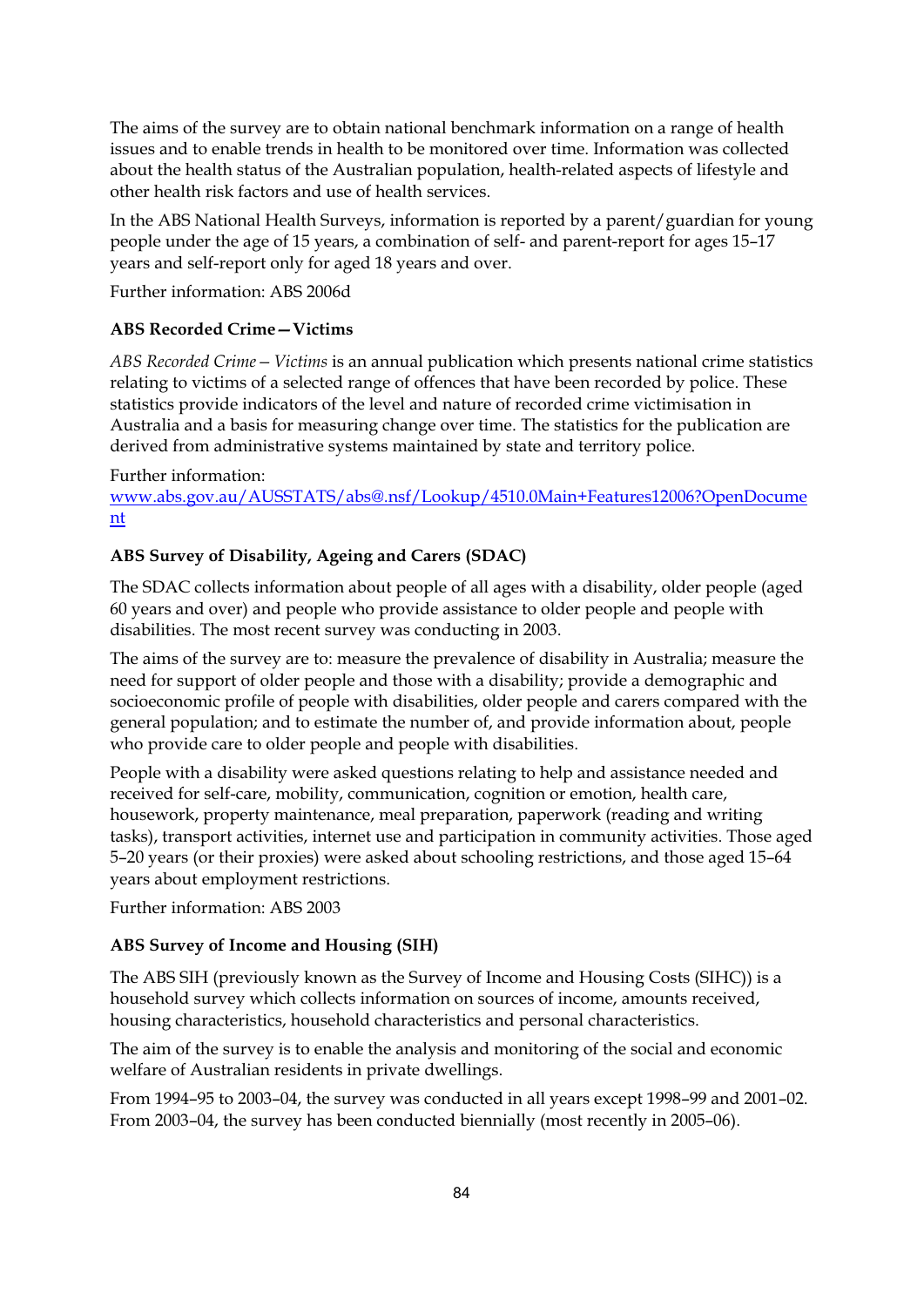The aims of the survey are to obtain national benchmark information on a range of health issues and to enable trends in health to be monitored over time. Information was collected about the health status of the Australian population, health-related aspects of lifestyle and other health risk factors and use of health services.

In the ABS National Health Surveys, information is reported by a parent/guardian for young people under the age of 15 years, a combination of self- and parent-report for ages 15–17 years and self-report only for aged 18 years and over.

Further information: ABS 2006d

### ABS Recorded Crime—Victims

*ABS Recorded Crime—Victims* is an annual publication which presents national crime statistics relating to victims of a selected range of offences that have been recorded by police. These statistics provide indicators of the level and nature of recorded crime victimisation in Australia and a basis for measuring change over time. The statistics for the publication are derived from administrative systems maintained by state and territory police.

Further information: www.abs.gov.au/AUSSTATS/abs@.nsf/Lookup/4510.0Main+Features12006?OpenDocument

### ABS Survey of Disability, Ageing and Carers (SDAC)

The SDAC collects information about people of all ages with a disability, older people (aged 60 years and over) and people who provide assistance to older people and people with disabilities. The most recent survey was conducting in 2003.

The aims of the survey are to: measure the prevalence of disability in Australia; measure the need for support of older people and those with a disability; provide a demographic and socioeconomic profile of people with disabilities, older people and carers compared with the general population; and to estimate the number of, and provide information about, people who provide care to older people and people with disabilities.

People with a disability were asked questions relating to help and assistance needed and received for self-care, mobility, communication, cognition or emotion, health care, housework, property maintenance, meal preparation, paperwork (reading and writing tasks), transport activities, internet use and participation in community activities. Those aged 5–20 years (or their proxies) were asked about schooling restrictions, and those aged 15–64 years about employment restrictions.

Further information: ABS 2003

### ABS Survey of Income and Housing (SIH)

The ABS SIH (previously known as the Survey of Income and Housing Costs (SIHC)) is a household survey which collects information on sources of income, amounts received, housing characteristics, household characteristics and personal characteristics.

The aim of the survey is to enable the analysis and monitoring of the social and economic welfare of Australian residents in private dwellings.

From 1994–95 to 2003–04, the survey was conducted in all years except 1998–99 and 2001–02. From 2003–04, the survey has been conducted biennially (most recently in 2005–06).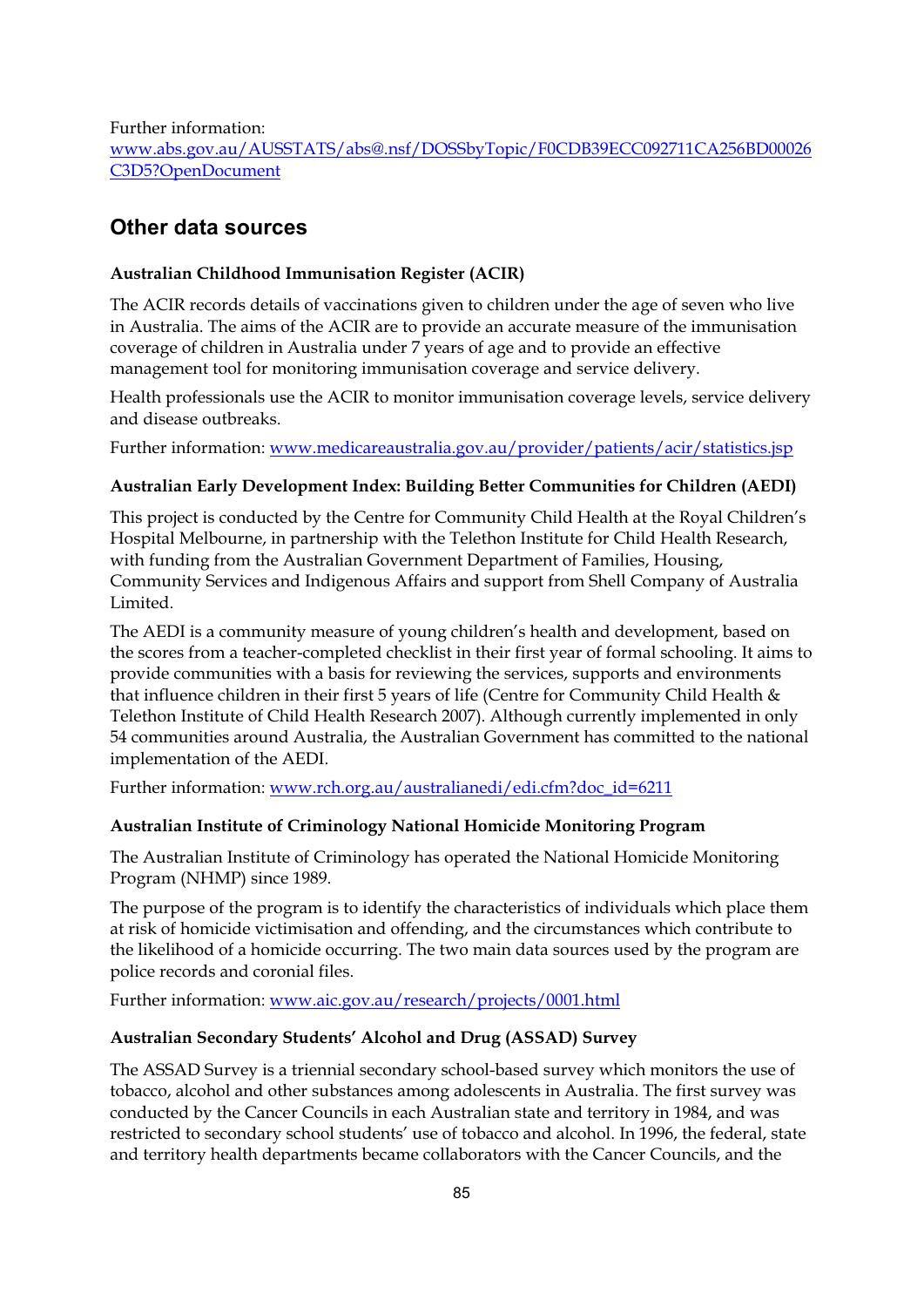Further information: www.abs.gov.au/AUSSTATS/abs@.nsf/DOSSbyTopic/F0CDB39ECC092711CA256BD00026C3D5?OpenDocument

## Other data sources

### Australian Childhood Immunisation Register (ACIR)

The ACIR records details of vaccinations given to children under the age of seven who live in Australia. The aims of the ACIR are to provide an accurate measure of the immunisation coverage of children in Australia under 7 years of age and to provide an effective management tool for monitoring immunisation coverage and service delivery.

Health professionals use the ACIR to monitor immunisation coverage levels, service delivery and disease outbreaks.

Further information: www.medicareaustralia.gov.au/provider/patients/acir/statistics.jsp

### Australian Early Development Index: Building Better Communities for Children (AEDI)

This project is conducted by the Centre for Community Child Health at the Royal Children's Hospital Melbourne, in partnership with the Telethon Institute for Child Health Research, with funding from the Australian Government Department of Families, Housing, Community Services and Indigenous Affairs and support from Shell Company of Australia Limited.

The AEDI is a community measure of young children's health and development, based on the scores from a teacher-completed checklist in their first year of formal schooling. It aims to provide communities with a basis for reviewing the services, supports and environments that influence children in their first 5 years of life (Centre for Community Child Health & Telethon Institute of Child Health Research 2007). Although currently implemented in only 54 communities around Australia, the Australian Government has committed to the national implementation of the AEDI.

Further information: www.rch.org.au/australianedi/edi.cfm?doc_id=6211

### Australian Institute of Criminology National Homicide Monitoring Program

The Australian Institute of Criminology has operated the National Homicide Monitoring Program (NHMP) since 1989.

The purpose of the program is to identify the characteristics of individuals which place them at risk of homicide victimisation and offending, and the circumstances which contribute to the likelihood of a homicide occurring. The two main data sources used by the program are police records and coronial files.

Further information: www.aic.gov.au/research/projects/0001.html

### Australian Secondary Students' Alcohol and Drug (ASSAD) Survey

The ASSAD Survey is a triennial secondary school-based survey which monitors the use of tobacco, alcohol and other substances among adolescents in Australia. The first survey was conducted by the Cancer Councils in each Australian state and territory in 1984, and was restricted to secondary school students' use of tobacco and alcohol. In 1996, the federal, state and territory health departments became collaborators with the Cancer Councils, and the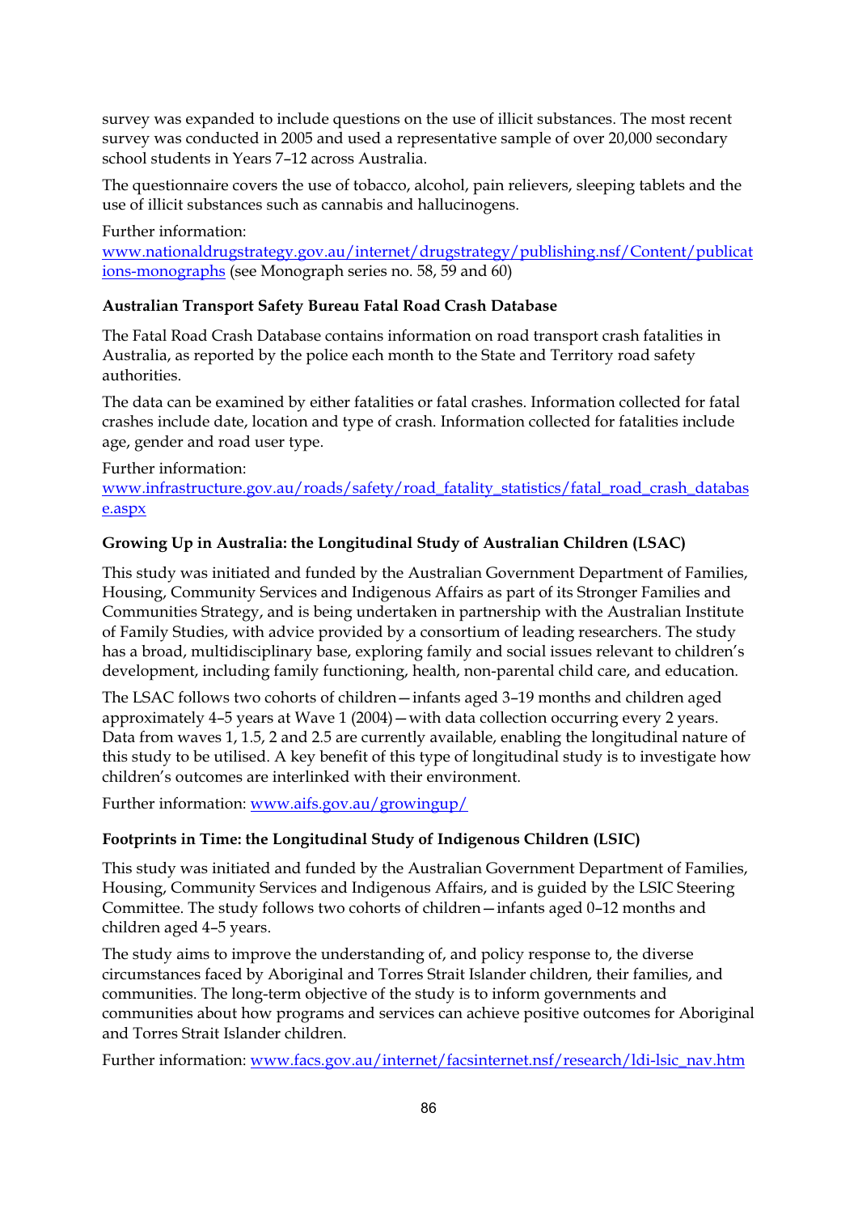survey was expanded to include questions on the use of illicit substances. The most recent survey was conducted in 2005 and used a representative sample of over 20,000 secondary school students in Years 7–12 across Australia.

The questionnaire covers the use of tobacco, alcohol, pain relievers, sleeping tablets and the use of illicit substances such as cannabis and hallucinogens.

Further information:
www.nationaldrugstrategy.gov.au/internet/drugstrategy/publishing.nsf/Content/publications-monographs (see Monograph series no. 58, 59 and 60)

**Australian Transport Safety Bureau Fatal Road Crash Database**

The Fatal Road Crash Database contains information on road transport crash fatalities in Australia, as reported by the police each month to the State and Territory road safety authorities.

The data can be examined by either fatalities or fatal crashes. Information collected for fatal crashes include date, location and type of crash. Information collected for fatalities include age, gender and road user type.

Further information:
www.infrastructure.gov.au/roads/safety/road_fatality_statistics/fatal_road_crash_database.aspx

**Growing Up in Australia: the Longitudinal Study of Australian Children (LSAC)**

This study was initiated and funded by the Australian Government Department of Families, Housing, Community Services and Indigenous Affairs as part of its Stronger Families and Communities Strategy, and is being undertaken in partnership with the Australian Institute of Family Studies, with advice provided by a consortium of leading researchers. The study has a broad, multidisciplinary base, exploring family and social issues relevant to children's development, including family functioning, health, non-parental child care, and education.

The LSAC follows two cohorts of children—infants aged 3–19 months and children aged approximately 4–5 years at Wave 1 (2004)—with data collection occurring every 2 years. Data from waves 1, 1.5, 2 and 2.5 are currently available, enabling the longitudinal nature of this study to be utilised. A key benefit of this type of longitudinal study is to investigate how children's outcomes are interlinked with their environment.

Further information: www.aifs.gov.au/growingup/

**Footprints in Time: the Longitudinal Study of Indigenous Children (LSIC)**

This study was initiated and funded by the Australian Government Department of Families, Housing, Community Services and Indigenous Affairs, and is guided by the LSIC Steering Committee. The study follows two cohorts of children—infants aged 0–12 months and children aged 4–5 years.

The study aims to improve the understanding of, and policy response to, the diverse circumstances faced by Aboriginal and Torres Strait Islander children, their families, and communities. The long-term objective of the study is to inform governments and communities about how programs and services can achieve positive outcomes for Aboriginal and Torres Strait Islander children.

Further information: www.facs.gov.au/internet/facsinternet.nsf/research/ldi-lsic_nav.htm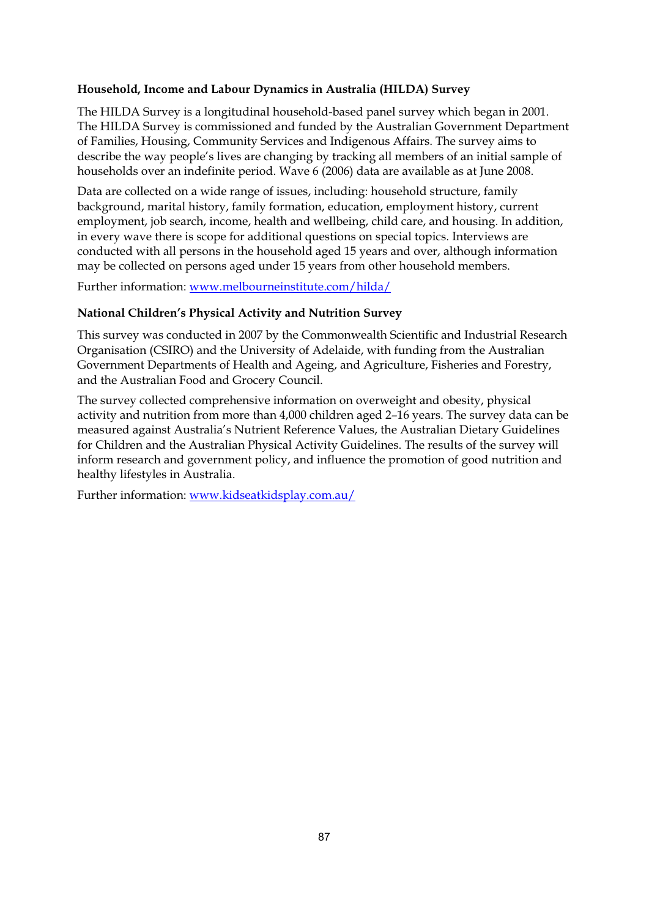**Household, Income and Labour Dynamics in Australia (HILDA) Survey**

The HILDA Survey is a longitudinal household-based panel survey which began in 2001. The HILDA Survey is commissioned and funded by the Australian Government Department of Families, Housing, Community Services and Indigenous Affairs. The survey aims to describe the way people's lives are changing by tracking all members of an initial sample of households over an indefinite period. Wave 6 (2006) data are available as at June 2008.

Data are collected on a wide range of issues, including: household structure, family background, marital history, family formation, education, employment history, current employment, job search, income, health and wellbeing, child care, and housing. In addition, in every wave there is scope for additional questions on special topics. Interviews are conducted with all persons in the household aged 15 years and over, although information may be collected on persons aged under 15 years from other household members.

Further information: www.melbourneinstitute.com/hilda/

**National Children's Physical Activity and Nutrition Survey**

This survey was conducted in 2007 by the Commonwealth Scientific and Industrial Research Organisation (CSIRO) and the University of Adelaide, with funding from the Australian Government Departments of Health and Ageing, and Agriculture, Fisheries and Forestry, and the Australian Food and Grocery Council.

The survey collected comprehensive information on overweight and obesity, physical activity and nutrition from more than 4,000 children aged 2–16 years. The survey data can be measured against Australia's Nutrient Reference Values, the Australian Dietary Guidelines for Children and the Australian Physical Activity Guidelines. The results of the survey will inform research and government policy, and influence the promotion of good nutrition and healthy lifestyles in Australia.

Further information: www.kidseatkidsplay.com.au/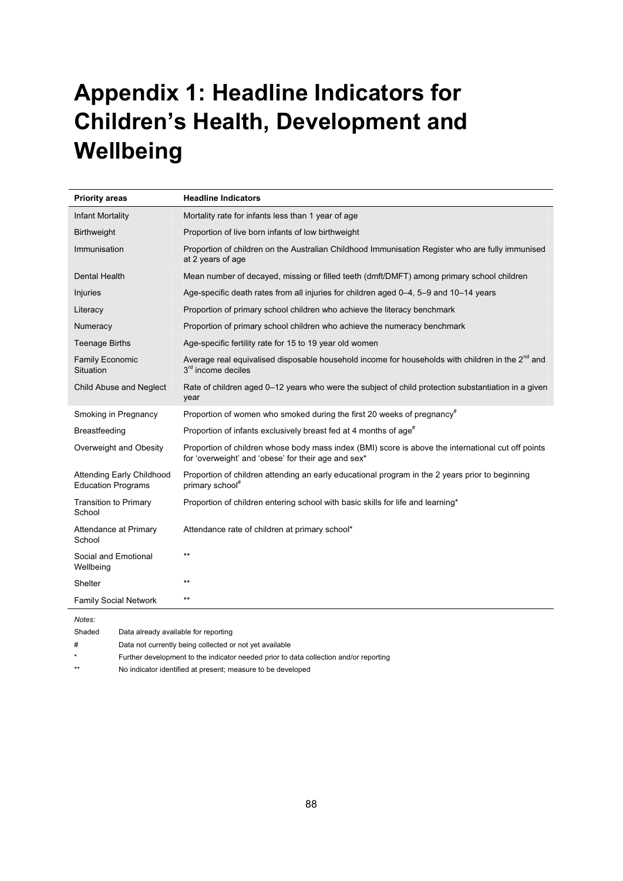# Appendix 1: Headline Indicators for Children's Health, Development and Wellbeing

| Priority areas | Headline Indicators |
|---|---|
| Infant Mortality | Mortality rate for infants less than 1 year of age |
| Birthweight | Proportion of live born infants of low birthweight |
| Immunisation | Proportion of children on the Australian Childhood Immunisation Register who are fully immunised at 2 years of age |
| Dental Health | Mean number of decayed, missing or filled teeth (dmft/DMFT) among primary school children |
| Injuries | Age-specific death rates from all injuries for children aged 0–4, 5–9 and 10–14 years |
| Literacy | Proportion of primary school children who achieve the literacy benchmark |
| Numeracy | Proportion of primary school children who achieve the numeracy benchmark |
| Teenage Births | Age-specific fertility rate for 15 to 19 year old women |
| Family Economic Situation | Average real equivalised disposable household income for households with children in the 2nd and 3rd income deciles |
| Child Abuse and Neglect | Rate of children aged 0–12 years who were the subject of child protection substantiation in a given year |
| Smoking in Pregnancy | Proportion of women who smoked during the first 20 weeks of pregnancy# |
| Breastfeeding | Proportion of infants exclusively breast fed at 4 months of age# |
| Overweight and Obesity | Proportion of children whose body mass index (BMI) score is above the international cut off points for 'overweight' and 'obese' for their age and sex* |
| Attending Early Childhood Education Programs | Proportion of children attending an early educational program in the 2 years prior to beginning primary school# |
| Transition to Primary School | Proportion of children entering school with basic skills for life and learning* |
| Attendance at Primary School | Attendance rate of children at primary school* |
| Social and Emotional Wellbeing | ** |
| Shelter | ** |
| Family Social Network | ** |

*Notes:*

Shaded — Data already available for reporting

# — Data not currently being collected or not yet available

* — Further development to the indicator needed prior to data collection and/or reporting

** — No indicator identified at present; measure to be developed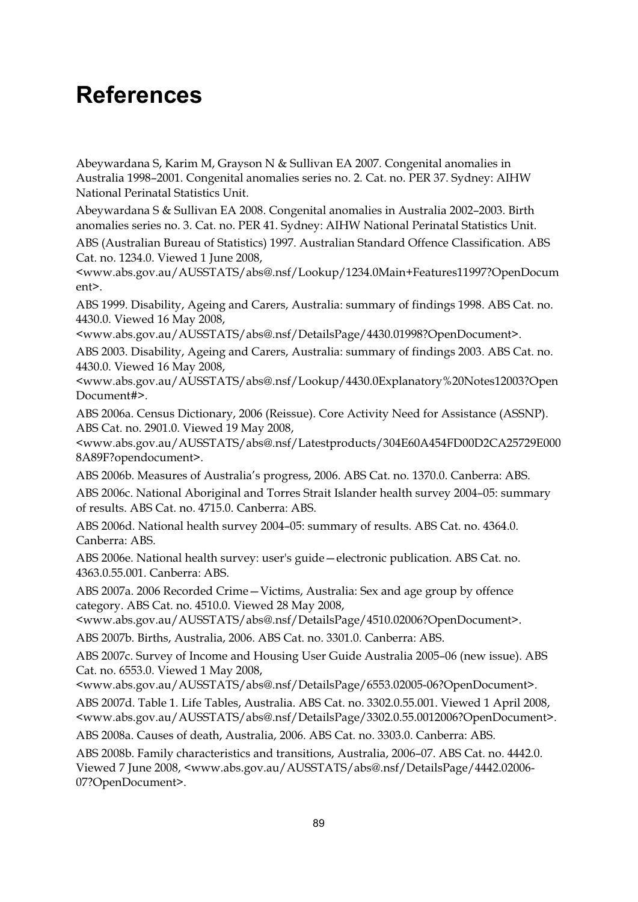# References

Abeywardana S, Karim M, Grayson N & Sullivan EA 2007. Congenital anomalies in Australia 1998–2001. Congenital anomalies series no. 2. Cat. no. PER 37. Sydney: AIHW National Perinatal Statistics Unit.

Abeywardana S & Sullivan EA 2008. Congenital anomalies in Australia 2002–2003. Birth anomalies series no. 3. Cat. no. PER 41. Sydney: AIHW National Perinatal Statistics Unit.

ABS (Australian Bureau of Statistics) 1997. Australian Standard Offence Classification. ABS Cat. no. 1234.0. Viewed 1 June 2008, <www.abs.gov.au/AUSSTATS/abs@.nsf/Lookup/1234.0Main+Features11997?OpenDocument>.

ABS 1999. Disability, Ageing and Carers, Australia: summary of findings 1998. ABS Cat. no. 4430.0. Viewed 16 May 2008, <www.abs.gov.au/AUSSTATS/abs@.nsf/DetailsPage/4430.01998?OpenDocument>.

ABS 2003. Disability, Ageing and Carers, Australia: summary of findings 2003. ABS Cat. no. 4430.0. Viewed 16 May 2008, <www.abs.gov.au/AUSSTATS/abs@.nsf/Lookup/4430.0Explanatory%20Notes12003?OpenDocument#>.

ABS 2006a. Census Dictionary, 2006 (Reissue). Core Activity Need for Assistance (ASSNP). ABS Cat. no. 2901.0. Viewed 19 May 2008, <www.abs.gov.au/AUSSTATS/abs@.nsf/Latestproducts/304E60A454FD00D2CA25729E0008A89F?opendocument>.

ABS 2006b. Measures of Australia's progress, 2006. ABS Cat. no. 1370.0. Canberra: ABS.

ABS 2006c. National Aboriginal and Torres Strait Islander health survey 2004–05: summary of results. ABS Cat. no. 4715.0. Canberra: ABS.

ABS 2006d. National health survey 2004–05: summary of results. ABS Cat. no. 4364.0. Canberra: ABS.

ABS 2006e. National health survey: user's guide—electronic publication. ABS Cat. no. 4363.0.55.001. Canberra: ABS.

ABS 2007a. 2006 Recorded Crime—Victims, Australia: Sex and age group by offence category. ABS Cat. no. 4510.0. Viewed 28 May 2008, <www.abs.gov.au/AUSSTATS/abs@.nsf/DetailsPage/4510.02006?OpenDocument>.

ABS 2007b. Births, Australia, 2006. ABS Cat. no. 3301.0. Canberra: ABS.

ABS 2007c. Survey of Income and Housing User Guide Australia 2005–06 (new issue). ABS Cat. no. 6553.0. Viewed 1 May 2008, <www.abs.gov.au/AUSSTATS/abs@.nsf/DetailsPage/6553.02005-06?OpenDocument>.

ABS 2007d. Table 1. Life Tables, Australia. ABS Cat. no. 3302.0.55.001. Viewed 1 April 2008, <www.abs.gov.au/AUSSTATS/abs@.nsf/DetailsPage/3302.0.55.0012006?OpenDocument>.

ABS 2008a. Causes of death, Australia, 2006. ABS Cat. no. 3303.0. Canberra: ABS.

ABS 2008b. Family characteristics and transitions, Australia, 2006–07. ABS Cat. no. 4442.0. Viewed 7 June 2008, <www.abs.gov.au/AUSSTATS/abs@.nsf/DetailsPage/4442.02006-07?OpenDocument>.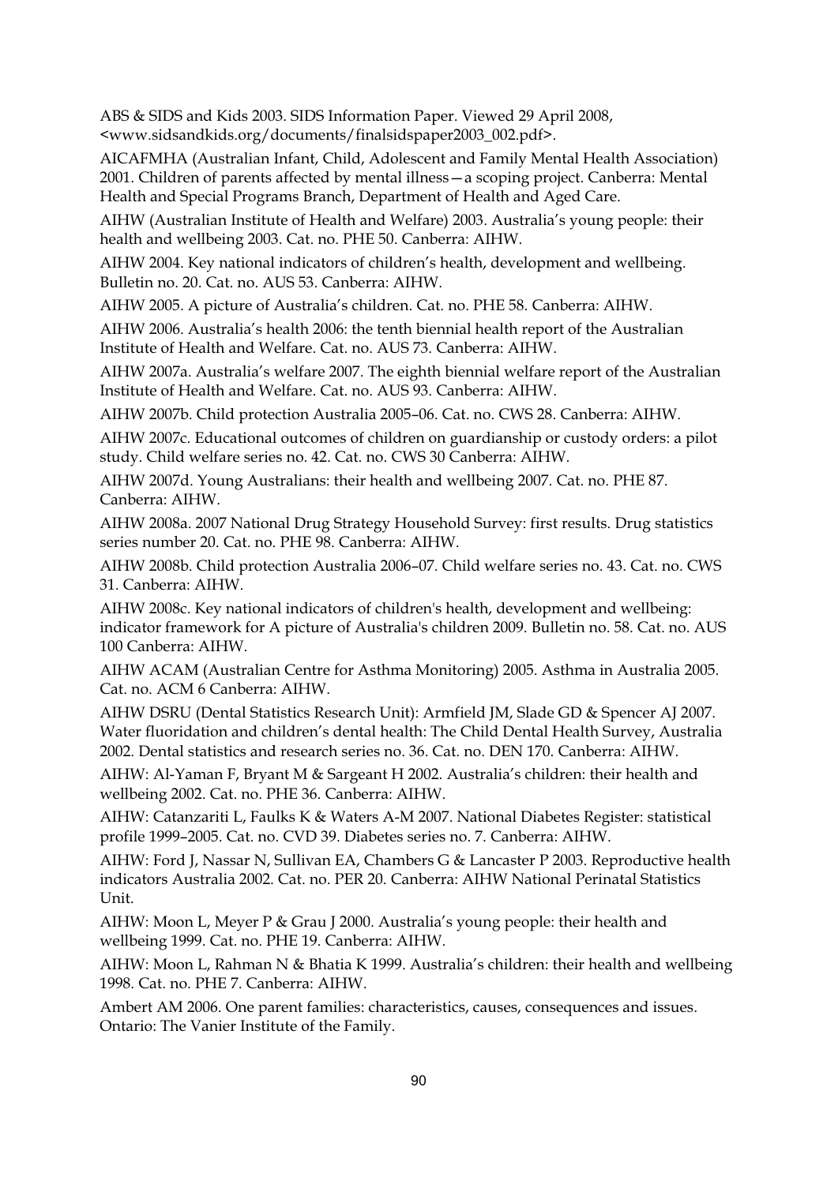ABS & SIDS and Kids 2003. SIDS Information Paper. Viewed 29 April 2008, <www.sidsandkids.org/documents/finalsidspaper2003_002.pdf>.

AICAFMHA (Australian Infant, Child, Adolescent and Family Mental Health Association) 2001. Children of parents affected by mental illness—a scoping project. Canberra: Mental Health and Special Programs Branch, Department of Health and Aged Care.

AIHW (Australian Institute of Health and Welfare) 2003. Australia's young people: their health and wellbeing 2003. Cat. no. PHE 50. Canberra: AIHW.

AIHW 2004. Key national indicators of children's health, development and wellbeing. Bulletin no. 20. Cat. no. AUS 53. Canberra: AIHW.

AIHW 2005. A picture of Australia's children. Cat. no. PHE 58. Canberra: AIHW.

AIHW 2006. Australia's health 2006: the tenth biennial health report of the Australian Institute of Health and Welfare. Cat. no. AUS 73. Canberra: AIHW.

AIHW 2007a. Australia's welfare 2007. The eighth biennial welfare report of the Australian Institute of Health and Welfare. Cat. no. AUS 93. Canberra: AIHW.

AIHW 2007b. Child protection Australia 2005–06. Cat. no. CWS 28. Canberra: AIHW.

AIHW 2007c. Educational outcomes of children on guardianship or custody orders: a pilot study. Child welfare series no. 42. Cat. no. CWS 30 Canberra: AIHW.

AIHW 2007d. Young Australians: their health and wellbeing 2007. Cat. no. PHE 87. Canberra: AIHW.

AIHW 2008a. 2007 National Drug Strategy Household Survey: first results. Drug statistics series number 20. Cat. no. PHE 98. Canberra: AIHW.

AIHW 2008b. Child protection Australia 2006–07. Child welfare series no. 43. Cat. no. CWS 31. Canberra: AIHW.

AIHW 2008c. Key national indicators of children's health, development and wellbeing: indicator framework for A picture of Australia's children 2009. Bulletin no. 58. Cat. no. AUS 100 Canberra: AIHW.

AIHW ACAM (Australian Centre for Asthma Monitoring) 2005. Asthma in Australia 2005. Cat. no. ACM 6 Canberra: AIHW.

AIHW DSRU (Dental Statistics Research Unit): Armfield JM, Slade GD & Spencer AJ 2007. Water fluoridation and children's dental health: The Child Dental Health Survey, Australia 2002. Dental statistics and research series no. 36. Cat. no. DEN 170. Canberra: AIHW.

AIHW: Al-Yaman F, Bryant M & Sargeant H 2002. Australia's children: their health and wellbeing 2002. Cat. no. PHE 36. Canberra: AIHW.

AIHW: Catanzariti L, Faulks K & Waters A-M 2007. National Diabetes Register: statistical profile 1999–2005. Cat. no. CVD 39. Diabetes series no. 7. Canberra: AIHW.

AIHW: Ford J, Nassar N, Sullivan EA, Chambers G & Lancaster P 2003. Reproductive health indicators Australia 2002. Cat. no. PER 20. Canberra: AIHW National Perinatal Statistics Unit.

AIHW: Moon L, Meyer P & Grau J 2000. Australia's young people: their health and wellbeing 1999. Cat. no. PHE 19. Canberra: AIHW.

AIHW: Moon L, Rahman N & Bhatia K 1999. Australia's children: their health and wellbeing 1998. Cat. no. PHE 7. Canberra: AIHW.

Ambert AM 2006. One parent families: characteristics, causes, consequences and issues. Ontario: The Vanier Institute of the Family.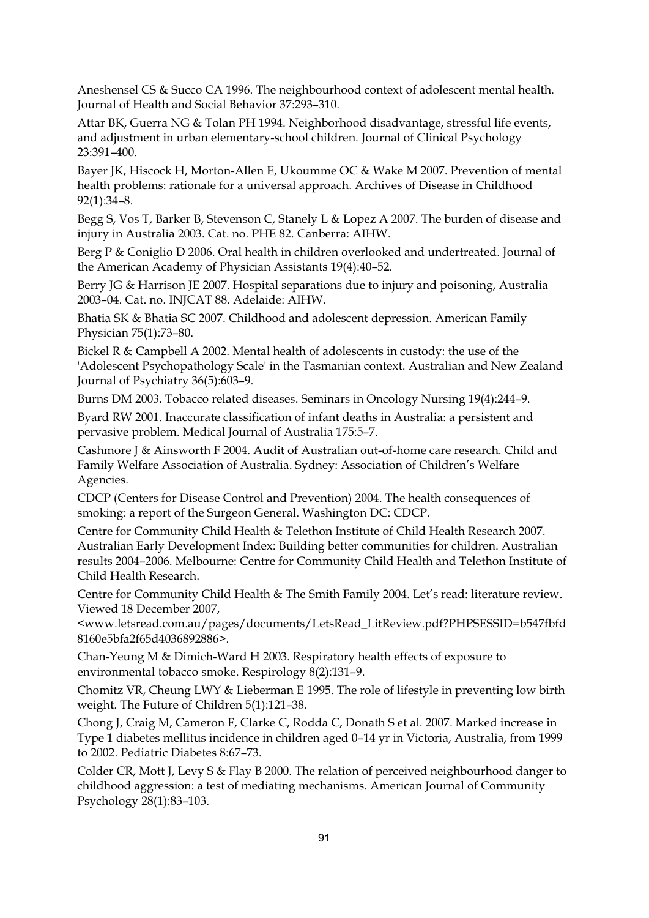Aneshensel CS & Succo CA 1996. The neighbourhood context of adolescent mental health. Journal of Health and Social Behavior 37:293–310.

Attar BK, Guerra NG & Tolan PH 1994. Neighborhood disadvantage, stressful life events, and adjustment in urban elementary-school children. Journal of Clinical Psychology 23:391–400.

Bayer JK, Hiscock H, Morton-Allen E, Ukoumme OC & Wake M 2007. Prevention of mental health problems: rationale for a universal approach. Archives of Disease in Childhood 92(1):34–8.

Begg S, Vos T, Barker B, Stevenson C, Stanely L & Lopez A 2007. The burden of disease and injury in Australia 2003. Cat. no. PHE 82. Canberra: AIHW.

Berg P & Coniglio D 2006. Oral health in children overlooked and undertreated. Journal of the American Academy of Physician Assistants 19(4):40–52.

Berry JG & Harrison JE 2007. Hospital separations due to injury and poisoning, Australia 2003–04. Cat. no. INJCAT 88. Adelaide: AIHW.

Bhatia SK & Bhatia SC 2007. Childhood and adolescent depression. American Family Physician 75(1):73–80.

Bickel R & Campbell A 2002. Mental health of adolescents in custody: the use of the 'Adolescent Psychopathology Scale' in the Tasmanian context. Australian and New Zealand Journal of Psychiatry 36(5):603–9.

Burns DM 2003. Tobacco related diseases. Seminars in Oncology Nursing 19(4):244–9.

Byard RW 2001. Inaccurate classification of infant deaths in Australia: a persistent and pervasive problem. Medical Journal of Australia 175:5–7.

Cashmore J & Ainsworth F 2004. Audit of Australian out-of-home care research. Child and Family Welfare Association of Australia. Sydney: Association of Children's Welfare Agencies.

CDCP (Centers for Disease Control and Prevention) 2004. The health consequences of smoking: a report of the Surgeon General. Washington DC: CDCP.

Centre for Community Child Health & Telethon Institute of Child Health Research 2007. Australian Early Development Index: Building better communities for children. Australian results 2004–2006. Melbourne: Centre for Community Child Health and Telethon Institute of Child Health Research.

Centre for Community Child Health & The Smith Family 2004. Let's read: literature review. Viewed 18 December 2007, <www.letsread.com.au/pages/documents/LetsRead_LitReview.pdf?PHPSESSID=b547fbfd8160e5bfa2f65d4036892886>.

Chan-Yeung M & Dimich-Ward H 2003. Respiratory health effects of exposure to environmental tobacco smoke. Respirology 8(2):131–9.

Chomitz VR, Cheung LWY & Lieberman E 1995. The role of lifestyle in preventing low birth weight. The Future of Children 5(1):121–38.

Chong J, Craig M, Cameron F, Clarke C, Rodda C, Donath S et al. 2007. Marked increase in Type 1 diabetes mellitus incidence in children aged 0–14 yr in Victoria, Australia, from 1999 to 2002. Pediatric Diabetes 8:67–73.

Colder CR, Mott J, Levy S & Flay B 2000. The relation of perceived neighbourhood danger to childhood aggression: a test of mediating mechanisms. American Journal of Community Psychology 28(1):83–103.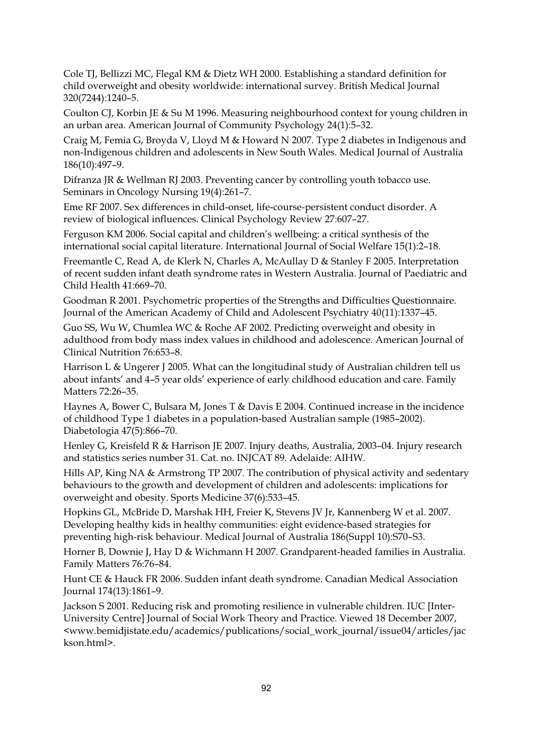Cole TJ, Bellizzi MC, Flegal KM & Dietz WH 2000. Establishing a standard definition for child overweight and obesity worldwide: international survey. British Medical Journal 320(7244):1240–5.

Coulton CJ, Korbin JE & Su M 1996. Measuring neighbourhood context for young children in an urban area. American Journal of Community Psychology 24(1):5–32.

Craig M, Femia G, Broyda V, Lloyd M & Howard N 2007. Type 2 diabetes in Indigenous and non-Indigenous children and adolescents in New South Wales. Medical Journal of Australia 186(10):497–9.

Difranza JR & Wellman RJ 2003. Preventing cancer by controlling youth tobacco use. Seminars in Oncology Nursing 19(4):261–7.

Eme RF 2007. Sex differences in child-onset, life-course-persistent conduct disorder. A review of biological influences. Clinical Psychology Review 27:607–27.

Ferguson KM 2006. Social capital and children's wellbeing: a critical synthesis of the international social capital literature. International Journal of Social Welfare 15(1):2–18.

Freemantle C, Read A, de Klerk N, Charles A, McAullay D & Stanley F 2005. Interpretation of recent sudden infant death syndrome rates in Western Australia. Journal of Paediatric and Child Health 41:669–70.

Goodman R 2001. Psychometric properties of the Strengths and Difficulties Questionnaire. Journal of the American Academy of Child and Adolescent Psychiatry 40(11):1337–45.

Guo SS, Wu W, Chumlea WC & Roche AF 2002. Predicting overweight and obesity in adulthood from body mass index values in childhood and adolescence. American Journal of Clinical Nutrition 76:653–8.

Harrison L & Ungerer J 2005. What can the longitudinal study of Australian children tell us about infants' and 4–5 year olds' experience of early childhood education and care. Family Matters 72:26–35.

Haynes A, Bower C, Bulsara M, Jones T & Davis E 2004. Continued increase in the incidence of childhood Type 1 diabetes in a population-based Australian sample (1985–2002). Diabetologia 47(5):866–70.

Henley G, Kreisfeld R & Harrison JE 2007. Injury deaths, Australia, 2003–04. Injury research and statistics series number 31. Cat. no. INJCAT 89. Adelaide: AIHW.

Hills AP, King NA & Armstrong TP 2007. The contribution of physical activity and sedentary behaviours to the growth and development of children and adolescents: implications for overweight and obesity. Sports Medicine 37(6):533–45.

Hopkins GL, McBride D, Marshak HH, Freier K, Stevens JV Jr, Kannenberg W et al. 2007. Developing healthy kids in healthy communities: eight evidence-based strategies for preventing high-risk behaviour. Medical Journal of Australia 186(Suppl 10):S70–S3.

Horner B, Downie J, Hay D & Wichmann H 2007. Grandparent-headed families in Australia. Family Matters 76:76–84.

Hunt CE & Hauck FR 2006. Sudden infant death syndrome. Canadian Medical Association Journal 174(13):1861–9.

Jackson S 2001. Reducing risk and promoting resilience in vulnerable children. IUC [Inter-University Centre] Journal of Social Work Theory and Practice. Viewed 18 December 2007, <www.bemidjistate.edu/academics/publications/social_work_journal/issue04/articles/jackson.html>.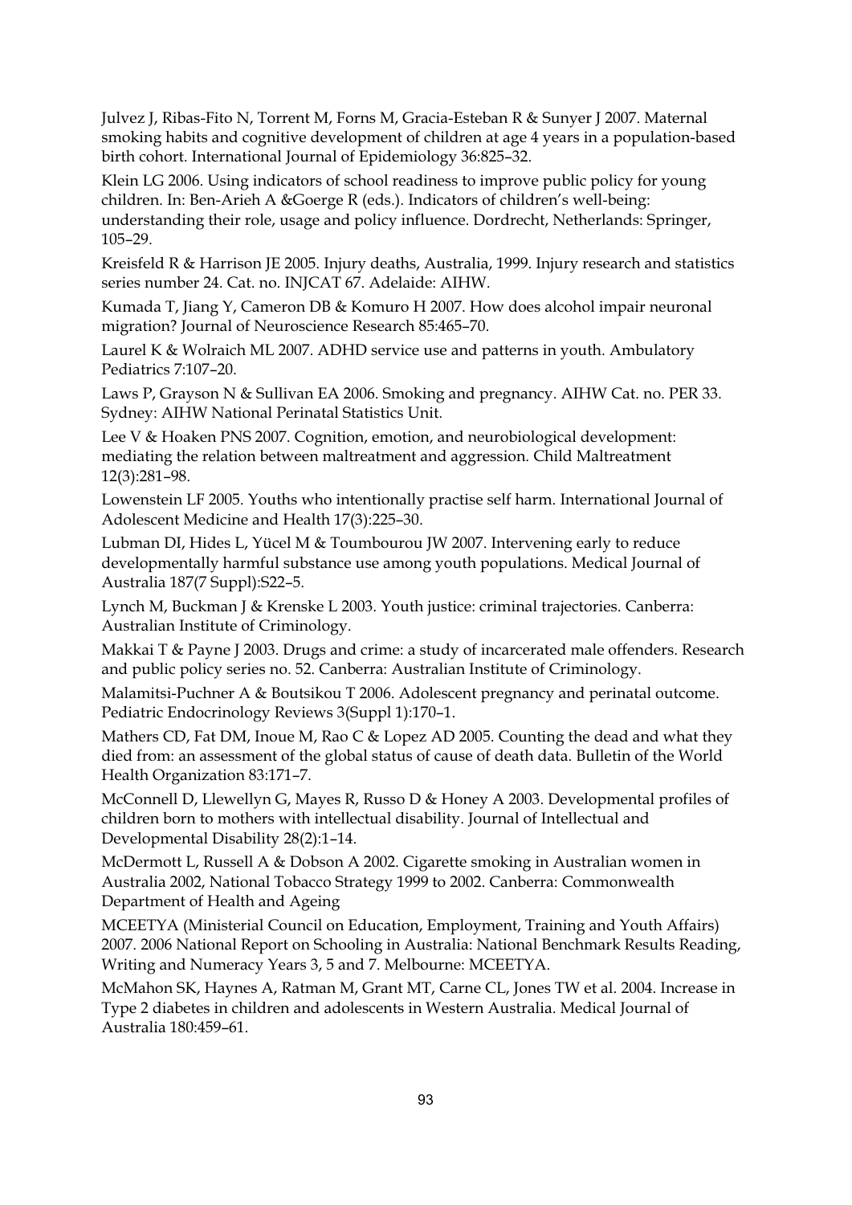Julvez J, Ribas-Fito N, Torrent M, Forns M, Gracia-Esteban R & Sunyer J 2007. Maternal smoking habits and cognitive development of children at age 4 years in a population-based birth cohort. International Journal of Epidemiology 36:825–32.

Klein LG 2006. Using indicators of school readiness to improve public policy for young children. In: Ben-Arieh A &Goerge R (eds.). Indicators of children's well-being: understanding their role, usage and policy influence. Dordrecht, Netherlands: Springer, 105–29.

Kreisfeld R & Harrison JE 2005. Injury deaths, Australia, 1999. Injury research and statistics series number 24. Cat. no. INJCAT 67. Adelaide: AIHW.

Kumada T, Jiang Y, Cameron DB & Komuro H 2007. How does alcohol impair neuronal migration? Journal of Neuroscience Research 85:465–70.

Laurel K & Wolraich ML 2007. ADHD service use and patterns in youth. Ambulatory Pediatrics 7:107–20.

Laws P, Grayson N & Sullivan EA 2006. Smoking and pregnancy. AIHW Cat. no. PER 33. Sydney: AIHW National Perinatal Statistics Unit.

Lee V & Hoaken PNS 2007. Cognition, emotion, and neurobiological development: mediating the relation between maltreatment and aggression. Child Maltreatment 12(3):281–98.

Lowenstein LF 2005. Youths who intentionally practise self harm. International Journal of Adolescent Medicine and Health 17(3):225–30.

Lubman DI, Hides L, Yücel M & Toumbourou JW 2007. Intervening early to reduce developmentally harmful substance use among youth populations. Medical Journal of Australia 187(7 Suppl):S22–5.

Lynch M, Buckman J & Krenske L 2003. Youth justice: criminal trajectories. Canberra: Australian Institute of Criminology.

Makkai T & Payne J 2003. Drugs and crime: a study of incarcerated male offenders. Research and public policy series no. 52. Canberra: Australian Institute of Criminology.

Malamitsi-Puchner A & Boutsikou T 2006. Adolescent pregnancy and perinatal outcome. Pediatric Endocrinology Reviews 3(Suppl 1):170–1.

Mathers CD, Fat DM, Inoue M, Rao C & Lopez AD 2005. Counting the dead and what they died from: an assessment of the global status of cause of death data. Bulletin of the World Health Organization 83:171–7.

McConnell D, Llewellyn G, Mayes R, Russo D & Honey A 2003. Developmental profiles of children born to mothers with intellectual disability. Journal of Intellectual and Developmental Disability 28(2):1–14.

McDermott L, Russell A & Dobson A 2002. Cigarette smoking in Australian women in Australia 2002, National Tobacco Strategy 1999 to 2002. Canberra: Commonwealth Department of Health and Ageing

MCEETYA (Ministerial Council on Education, Employment, Training and Youth Affairs) 2007. 2006 National Report on Schooling in Australia: National Benchmark Results Reading, Writing and Numeracy Years 3, 5 and 7. Melbourne: MCEETYA.

McMahon SK, Haynes A, Ratman M, Grant MT, Carne CL, Jones TW et al. 2004. Increase in Type 2 diabetes in children and adolescents in Western Australia. Medical Journal of Australia 180:459–61.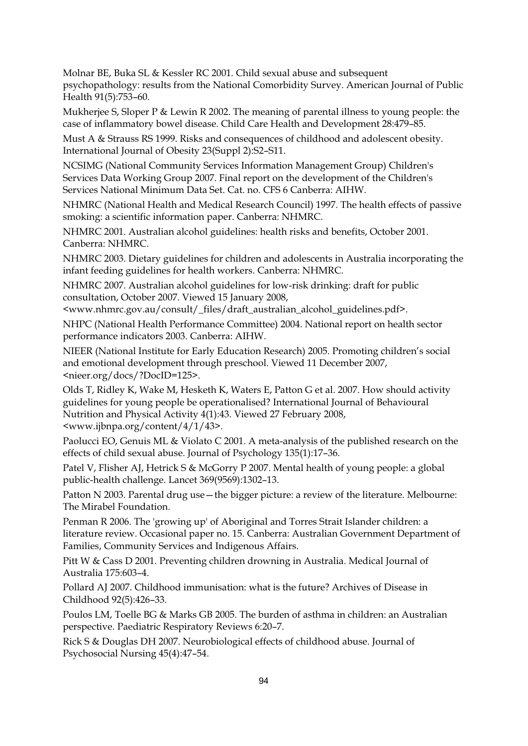Molnar BE, Buka SL & Kessler RC 2001. Child sexual abuse and subsequent psychopathology: results from the National Comorbidity Survey. American Journal of Public Health 91(5):753–60.

Mukherjee S, Sloper P & Lewin R 2002. The meaning of parental illness to young people: the case of inflammatory bowel disease. Child Care Health and Development 28:479–85.

Must A & Strauss RS 1999. Risks and consequences of childhood and adolescent obesity. International Journal of Obesity 23(Suppl 2):S2–S11.

NCSIMG (National Community Services Information Management Group) Children's Services Data Working Group 2007. Final report on the development of the Children's Services National Minimum Data Set. Cat. no. CFS 6 Canberra: AIHW.

NHMRC (National Health and Medical Research Council) 1997. The health effects of passive smoking: a scientific information paper. Canberra: NHMRC.

NHMRC 2001. Australian alcohol guidelines: health risks and benefits, October 2001. Canberra: NHMRC.

NHMRC 2003. Dietary guidelines for children and adolescents in Australia incorporating the infant feeding guidelines for health workers. Canberra: NHMRC.

NHMRC 2007. Australian alcohol guidelines for low-risk drinking: draft for public consultation, October 2007. Viewed 15 January 2008, <www.nhmrc.gov.au/consult/_files/draft_australian_alcohol_guidelines.pdf>.

NHPC (National Health Performance Committee) 2004. National report on health sector performance indicators 2003. Canberra: AIHW.

NIEER (National Institute for Early Education Research) 2005. Promoting children's social and emotional development through preschool. Viewed 11 December 2007, <nieer.org/docs/?DocID=125>.

Olds T, Ridley K, Wake M, Hesketh K, Waters E, Patton G et al. 2007. How should activity guidelines for young people be operationalised? International Journal of Behavioural Nutrition and Physical Activity 4(1):43. Viewed 27 February 2008, <www.ijbnpa.org/content/4/1/43>.

Paolucci EO, Genuis ML & Violato C 2001. A meta-analysis of the published research on the effects of child sexual abuse. Journal of Psychology 135(1):17–36.

Patel V, Flisher AJ, Hetrick S & McGorry P 2007. Mental health of young people: a global public-health challenge. Lancet 369(9569):1302–13.

Patton N 2003. Parental drug use—the bigger picture: a review of the literature. Melbourne: The Mirabel Foundation.

Penman R 2006. The 'growing up' of Aboriginal and Torres Strait Islander children: a literature review. Occasional paper no. 15. Canberra: Australian Government Department of Families, Community Services and Indigenous Affairs.

Pitt W & Cass D 2001. Preventing children drowning in Australia. Medical Journal of Australia 175:603–4.

Pollard AJ 2007. Childhood immunisation: what is the future? Archives of Disease in Childhood 92(5):426–33.

Poulos LM, Toelle BG & Marks GB 2005. The burden of asthma in children: an Australian perspective. Paediatric Respiratory Reviews 6:20–7.

Rick S & Douglas DH 2007. Neurobiological effects of childhood abuse. Journal of Psychosocial Nursing 45(4):47–54.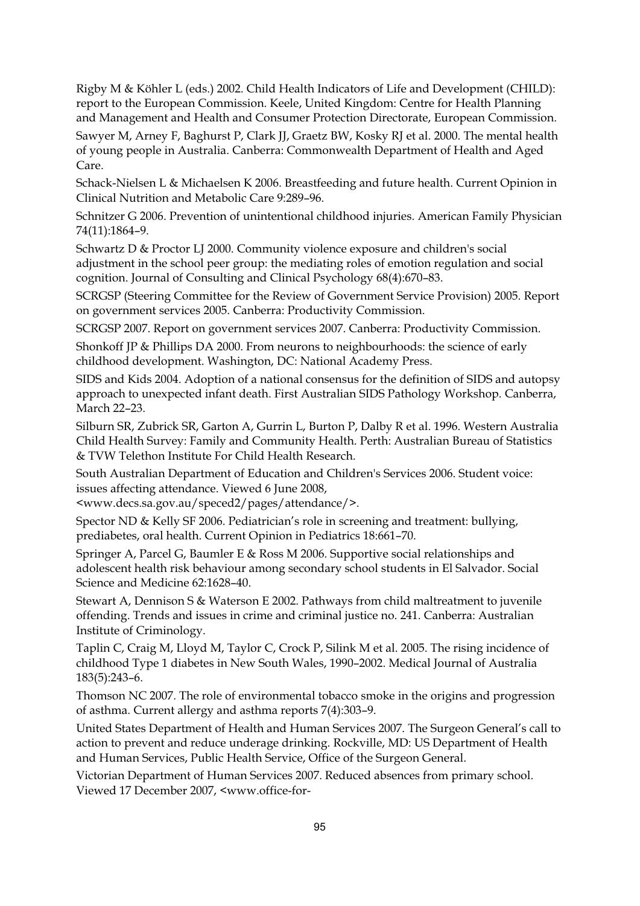Rigby M & Köhler L (eds.) 2002. Child Health Indicators of Life and Development (CHILD): report to the European Commission. Keele, United Kingdom: Centre for Health Planning and Management and Health and Consumer Protection Directorate, European Commission.

Sawyer M, Arney F, Baghurst P, Clark JJ, Graetz BW, Kosky RJ et al. 2000. The mental health of young people in Australia. Canberra: Commonwealth Department of Health and Aged Care.

Schack-Nielsen L & Michaelsen K 2006. Breastfeeding and future health. Current Opinion in Clinical Nutrition and Metabolic Care 9:289–96.

Schnitzer G 2006. Prevention of unintentional childhood injuries. American Family Physician 74(11):1864–9.

Schwartz D & Proctor LJ 2000. Community violence exposure and children's social adjustment in the school peer group: the mediating roles of emotion regulation and social cognition. Journal of Consulting and Clinical Psychology 68(4):670–83.

SCRGSP (Steering Committee for the Review of Government Service Provision) 2005. Report on government services 2005. Canberra: Productivity Commission.

SCRGSP 2007. Report on government services 2007. Canberra: Productivity Commission.

Shonkoff JP & Phillips DA 2000. From neurons to neighbourhoods: the science of early childhood development. Washington, DC: National Academy Press.

SIDS and Kids 2004. Adoption of a national consensus for the definition of SIDS and autopsy approach to unexpected infant death. First Australian SIDS Pathology Workshop. Canberra, March 22–23.

Silburn SR, Zubrick SR, Garton A, Gurrin L, Burton P, Dalby R et al. 1996. Western Australia Child Health Survey: Family and Community Health. Perth: Australian Bureau of Statistics & TVW Telethon Institute For Child Health Research.

South Australian Department of Education and Children's Services 2006. Student voice: issues affecting attendance. Viewed 6 June 2008, <www.decs.sa.gov.au/speced2/pages/attendance/>.

Spector ND & Kelly SF 2006. Pediatrician's role in screening and treatment: bullying, prediabetes, oral health. Current Opinion in Pediatrics 18:661–70.

Springer A, Parcel G, Baumler E & Ross M 2006. Supportive social relationships and adolescent health risk behaviour among secondary school students in El Salvador. Social Science and Medicine 62:1628–40.

Stewart A, Dennison S & Waterson E 2002. Pathways from child maltreatment to juvenile offending. Trends and issues in crime and criminal justice no. 241. Canberra: Australian Institute of Criminology.

Taplin C, Craig M, Lloyd M, Taylor C, Crock P, Silink M et al. 2005. The rising incidence of childhood Type 1 diabetes in New South Wales, 1990–2002. Medical Journal of Australia 183(5):243–6.

Thomson NC 2007. The role of environmental tobacco smoke in the origins and progression of asthma. Current allergy and asthma reports 7(4):303–9.

United States Department of Health and Human Services 2007. The Surgeon General's call to action to prevent and reduce underage drinking. Rockville, MD: US Department of Health and Human Services, Public Health Service, Office of the Surgeon General.

Victorian Department of Human Services 2007. Reduced absences from primary school. Viewed 17 December 2007, <www.office-for-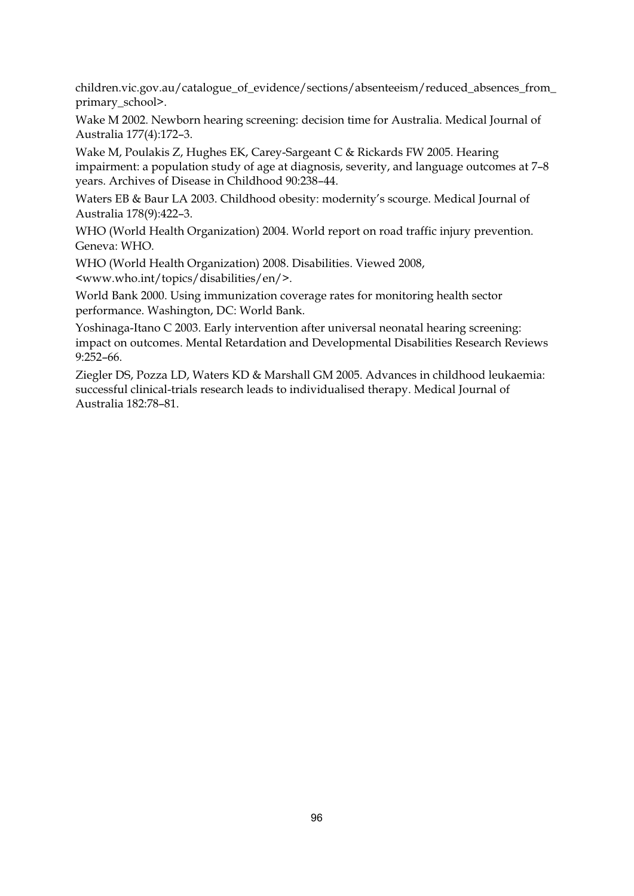children.vic.gov.au/catalogue_of_evidence/sections/absenteeism/reduced_absences_from_primary_school>.

Wake M 2002. Newborn hearing screening: decision time for Australia. Medical Journal of Australia 177(4):172–3.

Wake M, Poulakis Z, Hughes EK, Carey-Sargeant C & Rickards FW 2005. Hearing impairment: a population study of age at diagnosis, severity, and language outcomes at 7–8 years. Archives of Disease in Childhood 90:238–44.

Waters EB & Baur LA 2003. Childhood obesity: modernity's scourge. Medical Journal of Australia 178(9):422–3.

WHO (World Health Organization) 2004. World report on road traffic injury prevention. Geneva: WHO.

WHO (World Health Organization) 2008. Disabilities. Viewed 2008, <www.who.int/topics/disabilities/en/>.

World Bank 2000. Using immunization coverage rates for monitoring health sector performance. Washington, DC: World Bank.

Yoshinaga-Itano C 2003. Early intervention after universal neonatal hearing screening: impact on outcomes. Mental Retardation and Developmental Disabilities Research Reviews 9:252–66.

Ziegler DS, Pozza LD, Waters KD & Marshall GM 2005. Advances in childhood leukaemia: successful clinical-trials research leads to individualised therapy. Medical Journal of Australia 182:78–81.